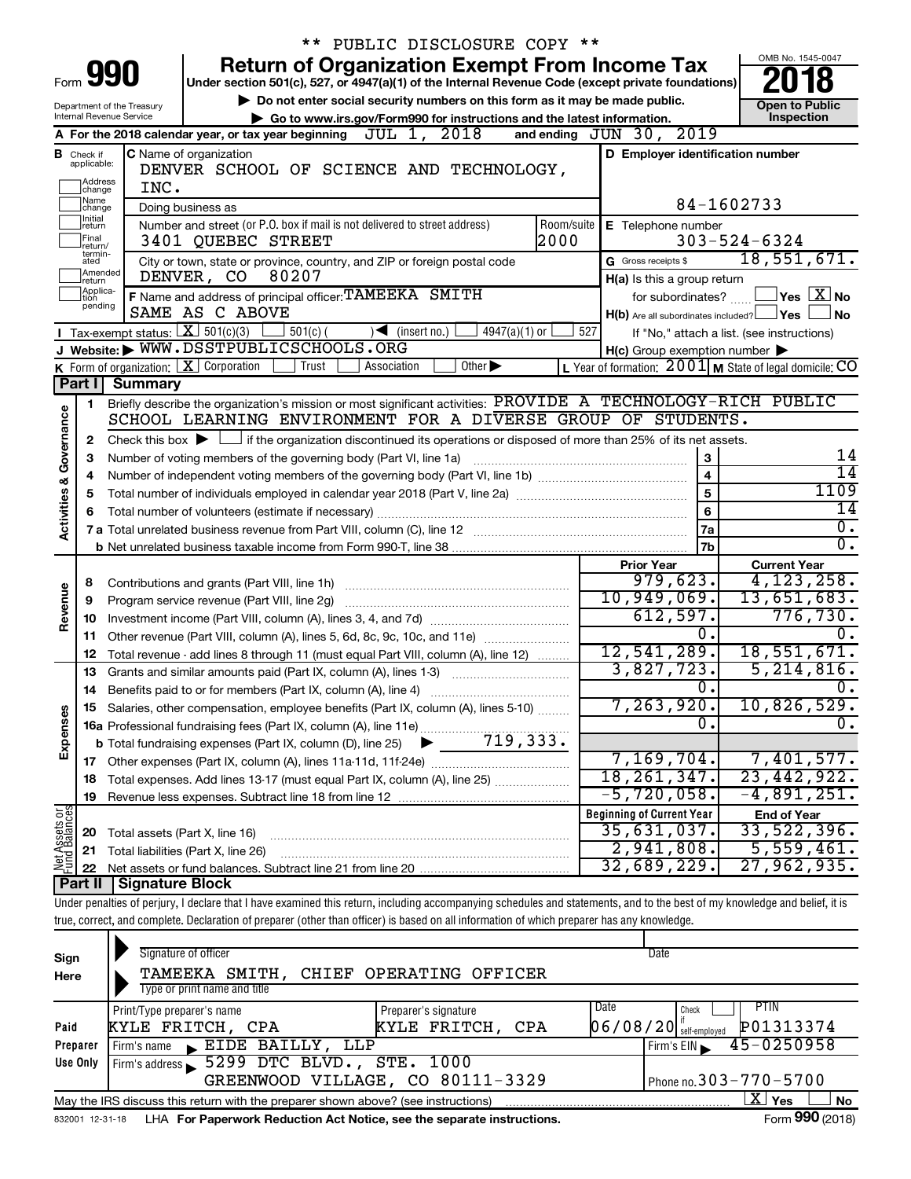\*\* PUBLIC DISCLOSURE COPY \*\*

# Form 990 — Return of Organization Exempt From Income Tax (2018)

Under section 501(c), 527, or 4947(a)(1) of the Internal Revenue Code (except private foundations)

▶ Do not enter social security numbers on this form as it may be made public.

▶ Go to www.irs.gov/Form990 for instructions and the latest information.

Department of the Treasury, Internal Revenue Service

OMB No. 1545-0047 — **Open to Public Inspection**

**A** For the 2018 calendar year, or tax year beginning JUL 1, 2018 and ending JUN 30, 2019

**B** Check if applicable: Address change / Name change / Initial return / Final return/terminated / Amended return / Application pending

**C** Name of organization: DENVER SCHOOL OF SCIENCE AND TECHNOLOGY, INC.

Doing business as

Number and street (or P.O. box if mail is not delivered to street address): 3401 QUEBEC STREET — Room/suite: 2000

City or town, state or province, country, and ZIP or foreign postal code: DENVER, CO 80207

**D** Employer identification number: 84-1602733

**E** Telephone number: 303-524-6324

**G** Gross receipts $ 18,551,671.

**F** Name and address of principal officer: TAMEEKA SMITH, SAME AS C ABOVE

**H(a)** Is this a group return for subordinates? ☐ Yes ☒ No

**H(b)** Are all subordinates included? ☐ Yes ☐ No — If "No," attach a list. (see instructions)

**H(c)** Group exemption number ▶

**I** Tax-exempt status: ☒ 501(c)(3) ☐ 501(c) ( ) ◀ (insert no.) ☐ 4947(a)(1) or ☐ 527

**J** Website: ▶ WWW.DSSTPUBLICSCHOOLS.ORG

**K** Form of organization: ☒ Corporation ☐ Trust ☐ Association ☐ Other ▶

**L** Year of formation: 2001 **M** State of legal domicile: CO

## Part I Summary

**Activities & Governance**

1. Briefly describe the organization's mission or most significant activities: PROVIDE A TECHNOLOGY-RICH PUBLIC SCHOOL LEARNING ENVIRONMENT FOR A DIVERSE GROUP OF STUDENTS.
2. Check this box ▶ ☐ if the organization discontinued its operations or disposed of more than 25% of its net assets.

| Line | Description | | Value |
|---|---|---|---|
| 3 | Number of voting members of the governing body (Part VI, line 1a) | 3 | 14 |
| 4 | Number of independent voting members of the governing body (Part VI, line 1b) | 4 | 14 |
| 5 | Total number of individuals employed in calendar year 2018 (Part V, line 2a) | 5 | 1109 |
| 6 | Total number of volunteers (estimate if necessary) | 6 | 14 |
| 7a | Total unrelated business revenue from Part VIII, column (C), line 12 | 7a | 0. |
| 7b | Net unrelated business taxable income from Form 990-T, line 38 | 7b | 0. |

| Line | Description | Prior Year | Current Year |
|---|---|---|---|
| **Revenue** | | | |
| 8 | Contributions and grants (Part VIII, line 1h) | 979,623. | 4,123,258. |
| 9 | Program service revenue (Part VIII, line 2g) | 10,949,069. | 13,651,683. |
| 10 | Investment income (Part VIII, column (A), lines 3, 4, and 7d) | 612,597. | 776,730. |
| 11 | Other revenue (Part VIII, column (A), lines 5, 6d, 8c, 9c, 10c, and 11e) | 0. | 0. |
| 12 | Total revenue - add lines 8 through 11 (must equal Part VIII, column (A), line 12) | 12,541,289. | 18,551,671. |
| **Expenses** | | | |
| 13 | Grants and similar amounts paid (Part IX, column (A), lines 1-3) | 3,827,723. | 5,214,816. |
| 14 | Benefits paid to or for members (Part IX, column (A), line 4) | 0. | 0. |
| 15 | Salaries, other compensation, employee benefits (Part IX, column (A), lines 5-10) | 7,263,920. | 10,826,529. |
| 16a | Professional fundraising fees (Part IX, column (A), line 11e) | 0. | 0. |
| b | Total fundraising expenses (Part IX, column (D), line 25) ▶ 719,333. | | |
| 17 | Other expenses (Part IX, column (A), lines 11a-11d, 11f-24e) | 7,169,704. | 7,401,577. |
| 18 | Total expenses. Add lines 13-17 (must equal Part IX, column (A), line 25) | 18,261,347. | 23,442,922. |
| 19 | Revenue less expenses. Subtract line 18 from line 12 | -5,720,058. | -4,891,251. |

| Line | Net Assets or Fund Balances | Beginning of Current Year | End of Year |
|---|---|---|---|
| 20 | Total assets (Part X, line 16) | 35,631,037. | 33,522,396. |
| 21 | Total liabilities (Part X, line 26) | 2,941,808. | 5,559,461. |
| 22 | Net assets or fund balances. Subtract line 21 from line 20 | 32,689,229. | 27,962,935. |

## Part II Signature Block

Under penalties of perjury, I declare that I have examined this return, including accompanying schedules and statements, and to the best of my knowledge and belief, it is true, correct, and complete. Declaration of preparer (other than officer) is based on all information of which preparer has any knowledge.

**Sign Here**

Signature of officer — Date

TAMEEKA SMITH, CHIEF OPERATING OFFICER

Type or print name and title

**Paid Preparer Use Only**

| Print/Type preparer's name | Preparer's signature | Date | Check if self-employed | PTIN |
|---|---|---|---|---|
| KYLE FRITCH, CPA | KYLE FRITCH, CPA | 06/08/20 | ☐ | P01313374 |

Firm's name ▶ EIDE BAILLY, LLP — Firm's EIN ▶ 45-0250958

Firm's address ▶ 5299 DTC BLVD., STE. 1000, GREENWOOD VILLAGE, CO 80111-3329 — Phone no. 303-770-5700

May the IRS discuss this return with the preparer shown above? (see instructions) ☒ Yes ☐ No

832001 12-31-18 LHA For Paperwork Reduction Act Notice, see the separate instructions. Form **990** (2018)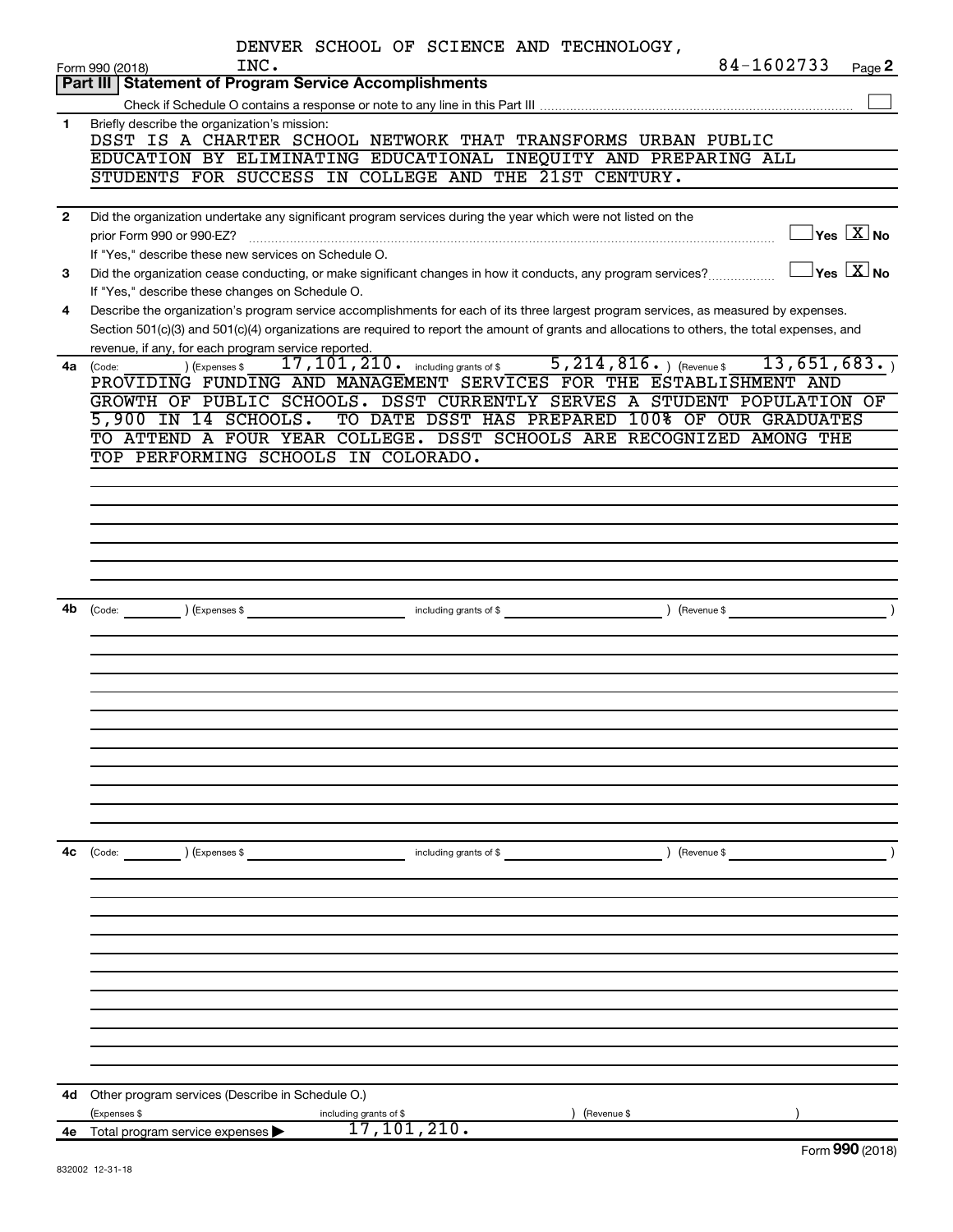DENVER SCHOOL OF SCIENCE AND TECHNOLOGY, INC. 84-1602733

Form 990 (2018) Page **2**

## Part III | Statement of Program Service Accomplishments

Check if Schedule O contains a response or note to any line in this Part III ☐

**1** Briefly describe the organization's mission:

DSST IS A CHARTER SCHOOL NETWORK THAT TRANSFORMS URBAN PUBLIC EDUCATION BY ELIMINATING EDUCATIONAL INEQUITY AND PREPARING ALL STUDENTS FOR SUCCESS IN COLLEGE AND THE 21ST CENTURY.

**2** Did the organization undertake any significant program services during the year which were not listed on the prior Form 990 or 990-EZ? ☐ Yes ☒ No

If "Yes," describe these new services on Schedule O.

**3** Did the organization cease conducting, or make significant changes in how it conducts, any program services? ☐ Yes ☒ No

If "Yes," describe these changes on Schedule O.

**4** Describe the organization's program service accomplishments for each of its three largest program services, as measured by expenses. Section 501(c)(3) and 501(c)(4) organizations are required to report the amount of grants and allocations to others, the total expenses, and revenue, if any, for each program service reported.

**4a** (Code: ) (Expenses $ 17,101,210. including grants of $ 5,214,816. ) (Revenue $ 13,651,683. )

PROVIDING FUNDING AND MANAGEMENT SERVICES FOR THE ESTABLISHMENT AND GROWTH OF PUBLIC SCHOOLS. DSST CURRENTLY SERVES A STUDENT POPULATION OF 5,900 IN 14 SCHOOLS. TO DATE DSST HAS PREPARED 100% OF OUR GRADUATES TO ATTEND A FOUR YEAR COLLEGE. DSST SCHOOLS ARE RECOGNIZED AMONG THE TOP PERFORMING SCHOOLS IN COLORADO.

**4b** (Code: ) (Expenses $ including grants of $ ) (Revenue $ )

**4c** (Code: ) (Expenses $ including grants of $ ) (Revenue $ )

**4d** Other program services (Describe in Schedule O.)

(Expenses $ including grants of $ ) (Revenue $ )

**4e** Total program service expenses ▶ 17,101,210.

Form **990** (2018)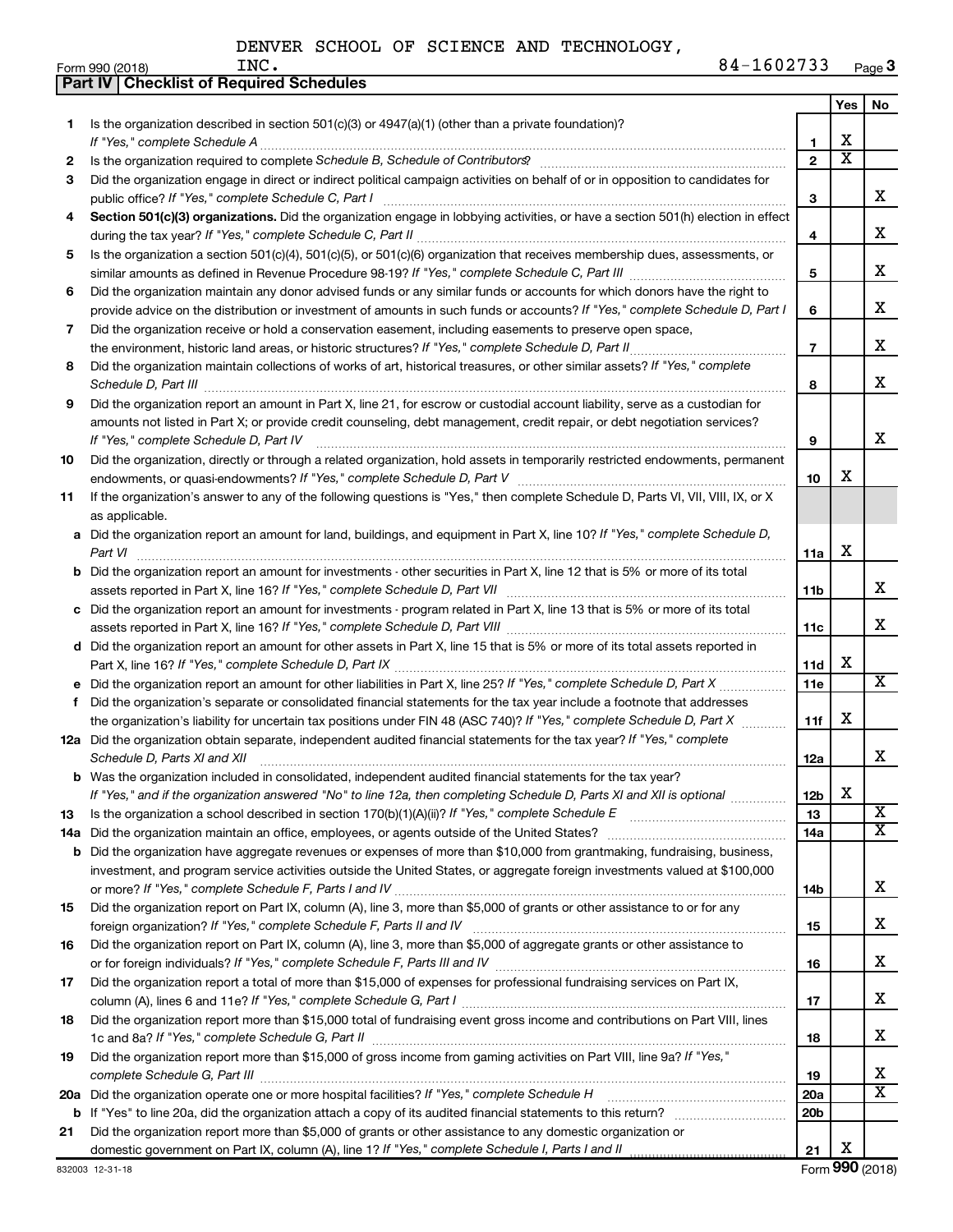DENVER SCHOOL OF SCIENCE AND TECHNOLOGY, INC. 84-1602733

Form 990 (2018)

**Part IV | Checklist of Required Schedules**

| | | | Yes | No |
|---|---|---|---|---|
| 1 | Is the organization described in section 501(c)(3) or 4947(a)(1) (other than a private foundation)? *If "Yes," complete Schedule A* | 1 | X | |
| 2 | Is the organization required to complete *Schedule B, Schedule of Contributors*? | 2 | X | |
| 3 | Did the organization engage in direct or indirect political campaign activities on behalf of or in opposition to candidates for public office? *If "Yes," complete Schedule C, Part I* | 3 | | X |
| 4 | **Section 501(c)(3) organizations.** Did the organization engage in lobbying activities, or have a section 501(h) election in effect during the tax year? *If "Yes," complete Schedule C, Part II* | 4 | | X |
| 5 | Is the organization a section 501(c)(4), 501(c)(5), or 501(c)(6) organization that receives membership dues, assessments, or similar amounts as defined in Revenue Procedure 98-19? *If "Yes," complete Schedule C, Part III* | 5 | | X |
| 6 | Did the organization maintain any donor advised funds or any similar funds or accounts for which donors have the right to provide advice on the distribution or investment of amounts in such funds or accounts? *If "Yes," complete Schedule D, Part I* | 6 | | X |
| 7 | Did the organization receive or hold a conservation easement, including easements to preserve open space, the environment, historic land areas, or historic structures? *If "Yes," complete Schedule D, Part II* | 7 | | X |
| 8 | Did the organization maintain collections of works of art, historical treasures, or other similar assets? *If "Yes," complete Schedule D, Part III* | 8 | | X |
| 9 | Did the organization report an amount in Part X, line 21, for escrow or custodial account liability, serve as a custodian for amounts not listed in Part X; or provide credit counseling, debt management, credit repair, or debt negotiation services? *If "Yes," complete Schedule D, Part IV* | 9 | | X |
| 10 | Did the organization, directly or through a related organization, hold assets in temporarily restricted endowments, permanent endowments, or quasi-endowments? *If "Yes," complete Schedule D, Part V* | 10 | X | |
| 11 | If the organization's answer to any of the following questions is "Yes," then complete Schedule D, Parts VI, VII, VIII, IX, or X as applicable. | | | |
| a | Did the organization report an amount for land, buildings, and equipment in Part X, line 10? *If "Yes," complete Schedule D, Part VI* | 11a | X | |
| b | Did the organization report an amount for investments - other securities in Part X, line 12 that is 5% or more of its total assets reported in Part X, line 16? *If "Yes," complete Schedule D, Part VII* | 11b | | X |
| c | Did the organization report an amount for investments - program related in Part X, line 13 that is 5% or more of its total assets reported in Part X, line 16? *If "Yes," complete Schedule D, Part VIII* | 11c | | X |
| d | Did the organization report an amount for other assets in Part X, line 15 that is 5% or more of its total assets reported in Part X, line 16? *If "Yes," complete Schedule D, Part IX* | 11d | X | |
| e | Did the organization report an amount for other liabilities in Part X, line 25? *If "Yes," complete Schedule D, Part X* | 11e | | X |
| f | Did the organization's separate or consolidated financial statements for the tax year include a footnote that addresses the organization's liability for uncertain tax positions under FIN 48 (ASC 740)? *If "Yes," complete Schedule D, Part X* | 11f | X | |
| 12a | Did the organization obtain separate, independent audited financial statements for the tax year? *If "Yes," complete Schedule D, Parts XI and XII* | 12a | | X |
| b | Was the organization included in consolidated, independent audited financial statements for the tax year? *If "Yes," and if the organization answered "No" to line 12a, then completing Schedule D, Parts XI and XII is optional* | 12b | X | |
| 13 | Is the organization a school described in section 170(b)(1)(A)(ii)? *If "Yes," complete Schedule E* | 13 | | X |
| 14a | Did the organization maintain an office, employees, or agents outside of the United States? | 14a | | X |
| b | Did the organization have aggregate revenues or expenses of more than $10,000 from grantmaking, fundraising, business, investment, and program service activities outside the United States, or aggregate foreign investments valued at $100,000 or more? *If "Yes," complete Schedule F, Parts I and IV* | 14b | | X |
| 15 | Did the organization report on Part IX, column (A), line 3, more than $5,000 of grants or other assistance to or for any foreign organization? *If "Yes," complete Schedule F, Parts II and IV* | 15 | | X |
| 16 | Did the organization report on Part IX, column (A), line 3, more than $5,000 of aggregate grants or other assistance to or for foreign individuals? *If "Yes," complete Schedule F, Parts III and IV* | 16 | | X |
| 17 | Did the organization report a total of more than $15,000 of expenses for professional fundraising services on Part IX, column (A), lines 6 and 11e? *If "Yes," complete Schedule G, Part I* | 17 | | X |
| 18 | Did the organization report more than $15,000 total of fundraising event gross income and contributions on Part VIII, lines 1c and 8a? *If "Yes," complete Schedule G, Part II* | 18 | | X |
| 19 | Did the organization report more than $15,000 of gross income from gaming activities on Part VIII, line 9a? *If "Yes," complete Schedule G, Part III* | 19 | | X |
| 20a | Did the organization operate one or more hospital facilities? *If "Yes," complete Schedule H* | 20a | | X |
| b | If "Yes" to line 20a, did the organization attach a copy of its audited financial statements to this return? | 20b | | |
| 21 | Did the organization report more than $5,000 of grants or other assistance to any domestic organization or domestic government on Part IX, column (A), line 1? *If "Yes," complete Schedule I, Parts I and II* | 21 | X | |

832003 12-31-18 Form **990** (2018)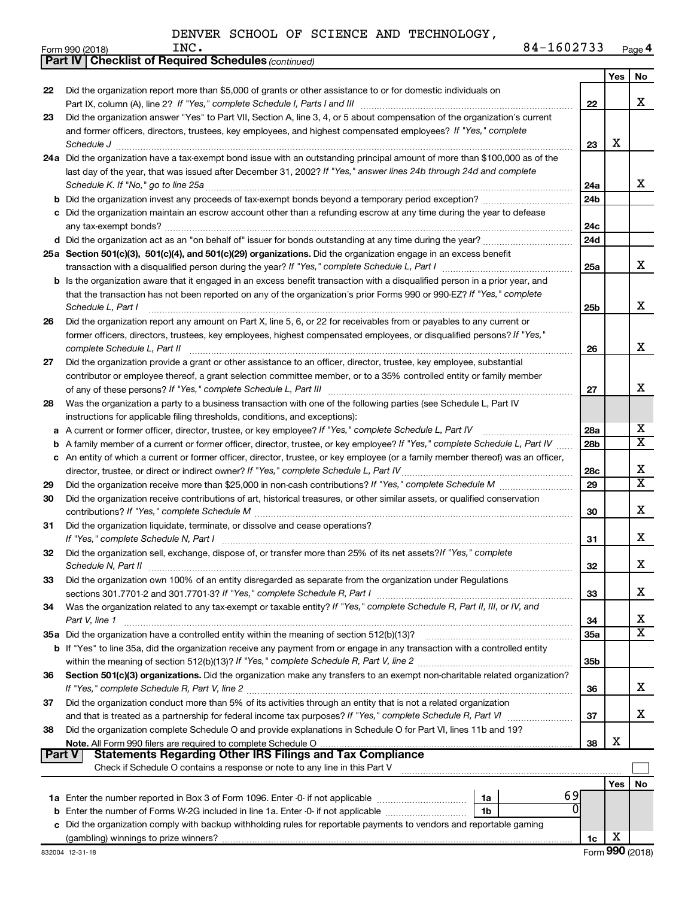DENVER SCHOOL OF SCIENCE AND TECHNOLOGY, INC. 84-1602733

Form 990 (2018) Page 4

**Part IV | Checklist of Required Schedules** *(continued)*

| | | | Yes | No |
|---|---|---|---|---|
| 22 | Did the organization report more than $5,000 of grants or other assistance to or for domestic individuals on Part IX, column (A), line 2? *If "Yes," complete Schedule I, Parts I and III* | 22 | | X |
| 23 | Did the organization answer "Yes" to Part VII, Section A, line 3, 4, or 5 about compensation of the organization's current and former officers, directors, trustees, key employees, and highest compensated employees? *If "Yes," complete Schedule J* | 23 | X | |
| 24a | Did the organization have a tax-exempt bond issue with an outstanding principal amount of more than $100,000 as of the last day of the year, that was issued after December 31, 2002? *If "Yes," answer lines 24b through 24d and complete Schedule K. If "No," go to line 25a* | 24a | | X |
| b | Did the organization invest any proceeds of tax-exempt bonds beyond a temporary period exception? | 24b | | |
| c | Did the organization maintain an escrow account other than a refunding escrow at any time during the year to defease any tax-exempt bonds? | 24c | | |
| d | Did the organization act as an "on behalf of" issuer for bonds outstanding at any time during the year? | 24d | | |
| 25a | **Section 501(c)(3), 501(c)(4), and 501(c)(29) organizations.** Did the organization engage in an excess benefit transaction with a disqualified person during the year? *If "Yes," complete Schedule L, Part I* | 25a | | X |
| b | Is the organization aware that it engaged in an excess benefit transaction with a disqualified person in a prior year, and that the transaction has not been reported on any of the organization's prior Forms 990 or 990-EZ? *If "Yes," complete Schedule L, Part I* | 25b | | X |
| 26 | Did the organization report any amount on Part X, line 5, 6, or 22 for receivables from or payables to any current or former officers, directors, trustees, key employees, highest compensated employees, or disqualified persons? *If "Yes," complete Schedule L, Part II* | 26 | | X |
| 27 | Did the organization provide a grant or other assistance to an officer, director, trustee, key employee, substantial contributor or employee thereof, a grant selection committee member, or to a 35% controlled entity or family member of any of these persons? *If "Yes," complete Schedule L, Part III* | 27 | | X |
| 28 | Was the organization a party to a business transaction with one of the following parties (see Schedule L, Part IV instructions for applicable filing thresholds, conditions, and exceptions): | | | |
| a | A current or former officer, director, trustee, or key employee? *If "Yes," complete Schedule L, Part IV* | 28a | | X |
| b | A family member of a current or former officer, director, trustee, or key employee? *If "Yes," complete Schedule L, Part IV* | 28b | | X |
| c | An entity of which a current or former officer, director, trustee, or key employee (or a family member thereof) was an officer, director, trustee, or direct or indirect owner? *If "Yes," complete Schedule L, Part IV* | 28c | | X |
| 29 | Did the organization receive more than $25,000 in non-cash contributions? *If "Yes," complete Schedule M* | 29 | | X |
| 30 | Did the organization receive contributions of art, historical treasures, or other similar assets, or qualified conservation contributions? *If "Yes," complete Schedule M* | 30 | | X |
| 31 | Did the organization liquidate, terminate, or dissolve and cease operations? *If "Yes," complete Schedule N, Part I* | 31 | | X |
| 32 | Did the organization sell, exchange, dispose of, or transfer more than 25% of its net assets? *If "Yes," complete Schedule N, Part II* | 32 | | X |
| 33 | Did the organization own 100% of an entity disregarded as separate from the organization under Regulations sections 301.7701-2 and 301.7701-3? *If "Yes," complete Schedule R, Part I* | 33 | | X |
| 34 | Was the organization related to any tax-exempt or taxable entity? *If "Yes," complete Schedule R, Part II, III, or IV, and Part V, line 1* | 34 | | X |
| 35a | Did the organization have a controlled entity within the meaning of section 512(b)(13)? | 35a | | X |
| b | If "Yes" to line 35a, did the organization receive any payment from or engage in any transaction with a controlled entity within the meaning of section 512(b)(13)? *If "Yes," complete Schedule R, Part V, line 2* | 35b | | |
| 36 | **Section 501(c)(3) organizations.** Did the organization make any transfers to an exempt non-charitable related organization? *If "Yes," complete Schedule R, Part V, line 2* | 36 | | X |
| 37 | Did the organization conduct more than 5% of its activities through an entity that is not a related organization and that is treated as a partnership for federal income tax purposes? *If "Yes," complete Schedule R, Part VI* | 37 | | X |
| 38 | Did the organization complete Schedule O and provide explanations in Schedule O for Part VI, lines 11b and 19? **Note.** All Form 990 filers are required to complete Schedule O | 38 | X | |

**Part V | Statements Regarding Other IRS Filings and Tax Compliance**

Check if Schedule O contains a response or note to any line in this Part V ☐

| | | | | | Yes | No |
|---|---|---|---|---|---|---|
| 1a | Enter the number reported in Box 3 of Form 1096. Enter -0- if not applicable | 1a | 69 | | | |
| b | Enter the number of Forms W-2G included in line 1a. Enter -0- if not applicable | 1b | 0 | | | |
| c | Did the organization comply with backup withholding rules for reportable payments to vendors and reportable gaming (gambling) winnings to prize winners? | | | 1c | X | |

832004 12-31-18 Form **990** (2018)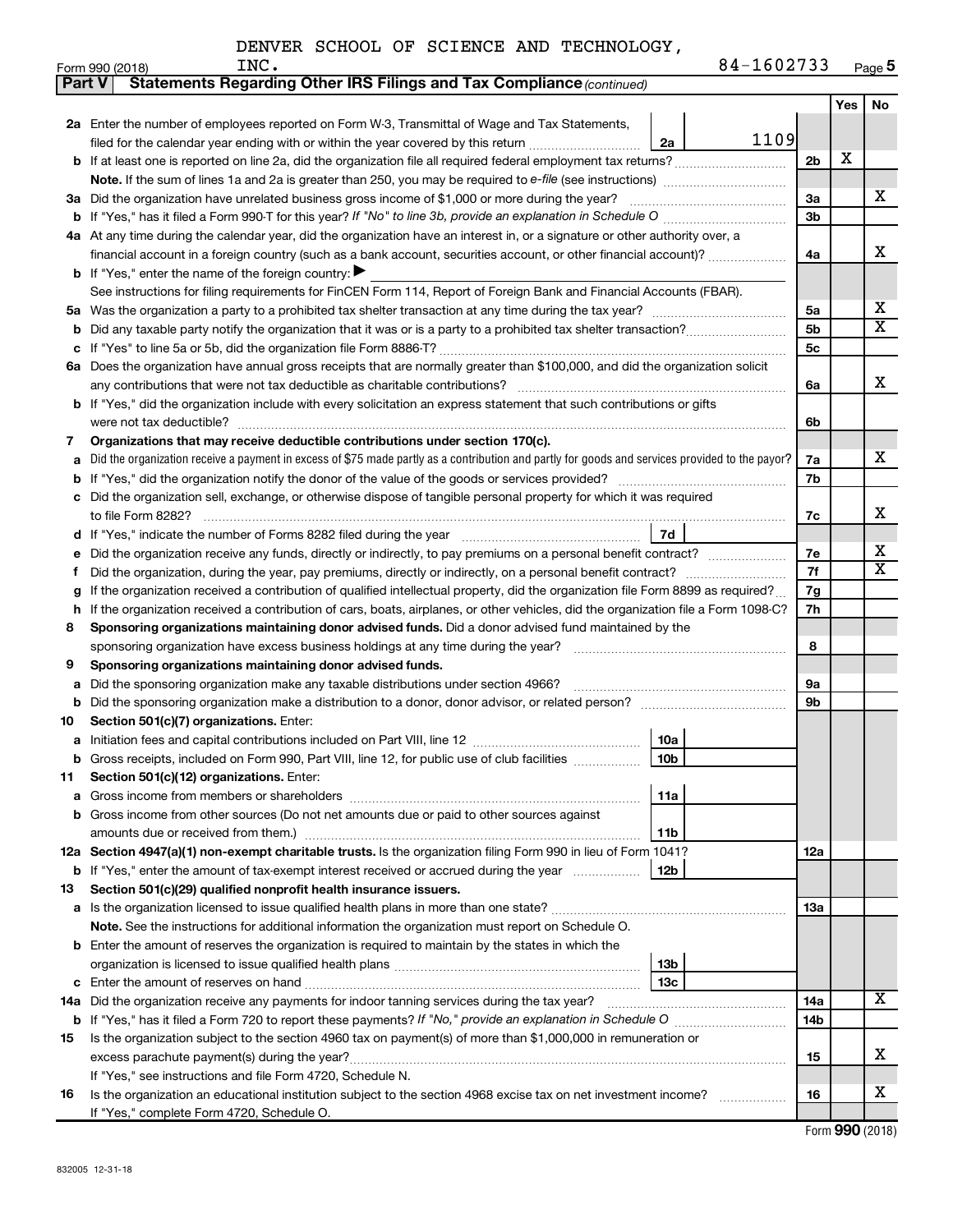DENVER SCHOOL OF SCIENCE AND TECHNOLOGY, INC. 84-1602733

Form 990 (2018)

**Part V | Statements Regarding Other IRS Filings and Tax Compliance** *(continued)*

| | | | | | Yes | No |
|---|---|---|---|---|---|---|
| **2a** | Enter the number of employees reported on Form W-3, Transmittal of Wage and Tax Statements, filed for the calendar year ending with or within the year covered by this return | 2a | 1109 | | | |
| **b** | If at least one is reported on line 2a, did the organization file all required federal employment tax returns? | | | 2b | X | |
| | **Note.** If the sum of lines 1a and 2a is greater than 250, you may be required to *e-file* (see instructions) | | | | | |
| **3a** | Did the organization have unrelated business gross income of $1,000 or more during the year? | | | 3a | | X |
| **b** | If "Yes," has it filed a Form 990-T for this year? *If "No" to line 3b, provide an explanation in Schedule O* | | | 3b | | |
| **4a** | At any time during the calendar year, did the organization have an interest in, or a signature or other authority over, a financial account in a foreign country (such as a bank account, securities account, or other financial account)? | | | 4a | | X |
| **b** | If "Yes," enter the name of the foreign country: ▶ | | | | | |
| | See instructions for filing requirements for FinCEN Form 114, Report of Foreign Bank and Financial Accounts (FBAR). | | | | | |
| **5a** | Was the organization a party to a prohibited tax shelter transaction at any time during the tax year? | | | 5a | | X |
| **b** | Did any taxable party notify the organization that it was or is a party to a prohibited tax shelter transaction? | | | 5b | | X |
| **c** | If "Yes" to line 5a or 5b, did the organization file Form 8886-T? | | | 5c | | |
| **6a** | Does the organization have annual gross receipts that are normally greater than $100,000, and did the organization solicit any contributions that were not tax deductible as charitable contributions? | | | 6a | | X |
| **b** | If "Yes," did the organization include with every solicitation an express statement that such contributions or gifts were not tax deductible? | | | 6b | | |
| **7** | **Organizations that may receive deductible contributions under section 170(c).** | | | | | |
| **a** | Did the organization receive a payment in excess of $75 made partly as a contribution and partly for goods and services provided to the payor? | | | 7a | | X |
| **b** | If "Yes," did the organization notify the donor of the value of the goods or services provided? | | | 7b | | |
| **c** | Did the organization sell, exchange, or otherwise dispose of tangible personal property for which it was required to file Form 8282? | | | 7c | | X |
| **d** | If "Yes," indicate the number of Forms 8282 filed during the year | 7d | | | | |
| **e** | Did the organization receive any funds, directly or indirectly, to pay premiums on a personal benefit contract? | | | 7e | | X |
| **f** | Did the organization, during the year, pay premiums, directly or indirectly, on a personal benefit contract? | | | 7f | | X |
| **g** | If the organization received a contribution of qualified intellectual property, did the organization file Form 8899 as required? | | | 7g | | |
| **h** | If the organization received a contribution of cars, boats, airplanes, or other vehicles, did the organization file a Form 1098-C? | | | 7h | | |
| **8** | **Sponsoring organizations maintaining donor advised funds.** Did a donor advised fund maintained by the sponsoring organization have excess business holdings at any time during the year? | | | 8 | | |
| **9** | **Sponsoring organizations maintaining donor advised funds.** | | | | | |
| **a** | Did the sponsoring organization make any taxable distributions under section 4966? | | | 9a | | |
| **b** | Did the sponsoring organization make a distribution to a donor, donor advisor, or related person? | | | 9b | | |
| **10** | **Section 501(c)(7) organizations.** Enter: | | | | | |
| **a** | Initiation fees and capital contributions included on Part VIII, line 12 | 10a | | | | |
| **b** | Gross receipts, included on Form 990, Part VIII, line 12, for public use of club facilities | 10b | | | | |
| **11** | **Section 501(c)(12) organizations.** Enter: | | | | | |
| **a** | Gross income from members or shareholders | 11a | | | | |
| **b** | Gross income from other sources (Do not net amounts due or paid to other sources against amounts due or received from them.) | 11b | | | | |
| **12a** | **Section 4947(a)(1) non-exempt charitable trusts.** Is the organization filing Form 990 in lieu of Form 1041? | | | 12a | | |
| **b** | If "Yes," enter the amount of tax-exempt interest received or accrued during the year | 12b | | | | |
| **13** | **Section 501(c)(29) qualified nonprofit health insurance issuers.** | | | | | |
| **a** | Is the organization licensed to issue qualified health plans in more than one state? | | | 13a | | |
| | **Note.** See the instructions for additional information the organization must report on Schedule O. | | | | | |
| **b** | Enter the amount of reserves the organization is required to maintain by the states in which the organization is licensed to issue qualified health plans | 13b | | | | |
| **c** | Enter the amount of reserves on hand | 13c | | | | |
| **14a** | Did the organization receive any payments for indoor tanning services during the tax year? | | | 14a | | X |
| **b** | If "Yes," has it filed a Form 720 to report these payments? *If "No," provide an explanation in Schedule O* | | | 14b | | |
| **15** | Is the organization subject to the section 4960 tax on payment(s) of more than $1,000,000 in remuneration or excess parachute payment(s) during the year? | | | 15 | | X |
| | If "Yes," see instructions and file Form 4720, Schedule N. | | | | | |
| **16** | Is the organization an educational institution subject to the section 4968 excise tax on net investment income? | | | 16 | | X |
| | If "Yes," complete Form 4720, Schedule O. | | | | | |

Form **990** (2018)

832005 12-31-18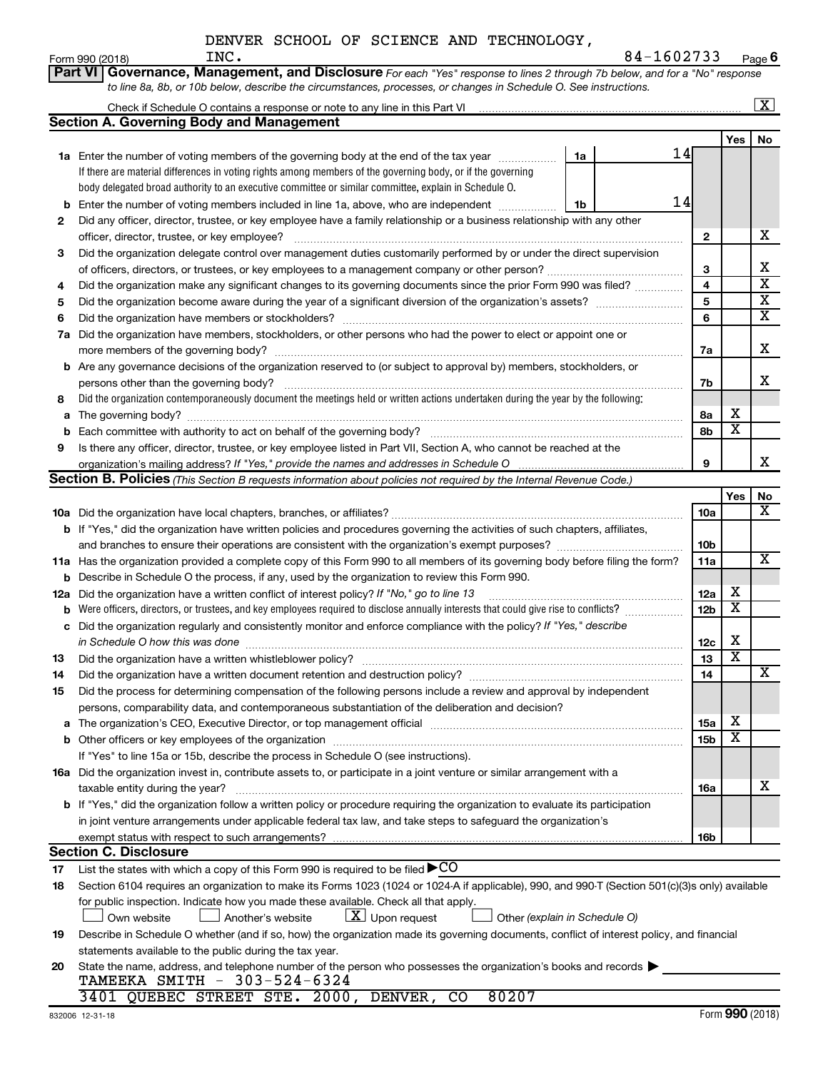DENVER SCHOOL OF SCIENCE AND TECHNOLOGY, INC. 84-1602733

Form 990 (2018) Page 6

**Part VI Governance, Management, and Disclosure** *For each "Yes" response to lines 2 through 7b below, and for a "No" response to line 8a, 8b, or 10b below, describe the circumstances, processes, or changes in Schedule O. See instructions.*

Check if Schedule O contains a response or note to any line in this Part VI [X]

## Section A. Governing Body and Management

| | | | | Yes | No |
|---|---|---|---|---|---|
| **1a** | Enter the number of voting members of the governing body at the end of the tax year. If there are material differences in voting rights among members of the governing body, or if the governing body delegated broad authority to an executive committee or similar committee, explain in Schedule O. | 1a: 14 | | | |
| **b** | Enter the number of voting members included in line 1a, above, who are independent | 1b: 14 | | | |
| **2** | Did any officer, director, trustee, or key employee have a family relationship or a business relationship with any other officer, director, trustee, or key employee? | | 2 | | X |
| **3** | Did the organization delegate control over management duties customarily performed by or under the direct supervision of officers, directors, or trustees, or key employees to a management company or other person? | | 3 | | X |
| **4** | Did the organization make any significant changes to its governing documents since the prior Form 990 was filed? | | 4 | | X |
| **5** | Did the organization become aware during the year of a significant diversion of the organization's assets? | | 5 | | X |
| **6** | Did the organization have members or stockholders? | | 6 | | X |
| **7a** | Did the organization have members, stockholders, or other persons who had the power to elect or appoint one or more members of the governing body? | | 7a | | X |
| **b** | Are any governance decisions of the organization reserved to (or subject to approval by) members, stockholders, or persons other than the governing body? | | 7b | | X |
| **8** | Did the organization contemporaneously document the meetings held or written actions undertaken during the year by the following: | | | | |
| **a** | The governing body? | | 8a | X | |
| **b** | Each committee with authority to act on behalf of the governing body? | | 8b | X | |
| **9** | Is there any officer, director, trustee, or key employee listed in Part VII, Section A, who cannot be reached at the organization's mailing address? *If "Yes," provide the names and addresses in Schedule O* | | 9 | | X |

## Section B. Policies *(This Section B requests information about policies not required by the Internal Revenue Code.)*

| | | | Yes | No |
|---|---|---|---|---|
| **10a** | Did the organization have local chapters, branches, or affiliates? | 10a | | X |
| **b** | If "Yes," did the organization have written policies and procedures governing the activities of such chapters, affiliates, and branches to ensure their operations are consistent with the organization's exempt purposes? | 10b | | |
| **11a** | Has the organization provided a complete copy of this Form 990 to all members of its governing body before filing the form? | 11a | | X |
| **b** | Describe in Schedule O the process, if any, used by the organization to review this Form 990. | | | |
| **12a** | Did the organization have a written conflict of interest policy? *If "No," go to line 13* | 12a | X | |
| **b** | Were officers, directors, or trustees, and key employees required to disclose annually interests that could give rise to conflicts? | 12b | X | |
| **c** | Did the organization regularly and consistently monitor and enforce compliance with the policy? *If "Yes," describe in Schedule O how this was done* | 12c | X | |
| **13** | Did the organization have a written whistleblower policy? | 13 | X | |
| **14** | Did the organization have a written document retention and destruction policy? | 14 | | X |
| **15** | Did the process for determining compensation of the following persons include a review and approval by independent persons, comparability data, and contemporaneous substantiation of the deliberation and decision? | | | |
| **a** | The organization's CEO, Executive Director, or top management official | 15a | X | |
| **b** | Other officers or key employees of the organization | 15b | X | |
| | If "Yes" to line 15a or 15b, describe the process in Schedule O (see instructions). | | | |
| **16a** | Did the organization invest in, contribute assets to, or participate in a joint venture or similar arrangement with a taxable entity during the year? | 16a | | X |
| **b** | If "Yes," did the organization follow a written policy or procedure requiring the organization to evaluate its participation in joint venture arrangements under applicable federal tax law, and take steps to safeguard the organization's exempt status with respect to such arrangements? | 16b | | |

## Section C. Disclosure

**17** List the states with which a copy of this Form 990 is required to be filed ▶ CO

**18** Section 6104 requires an organization to make its Forms 1023 (1024 or 1024-A if applicable), 990, and 990-T (Section 501(c)(3)s only) available for public inspection. Indicate how you made these available. Check all that apply.

[ ] Own website [ ] Another's website [X] Upon request [ ] Other *(explain in Schedule O)*

**19** Describe in Schedule O whether (and if so, how) the organization made its governing documents, conflict of interest policy, and financial statements available to the public during the tax year.

**20** State the name, address, and telephone number of the person who possesses the organization's books and records ▶

TAMEEKA SMITH - 303-524-6324
3401 QUEBEC STREET STE. 2000, DENVER, CO 80207

832006 12-31-18 Form **990** (2018)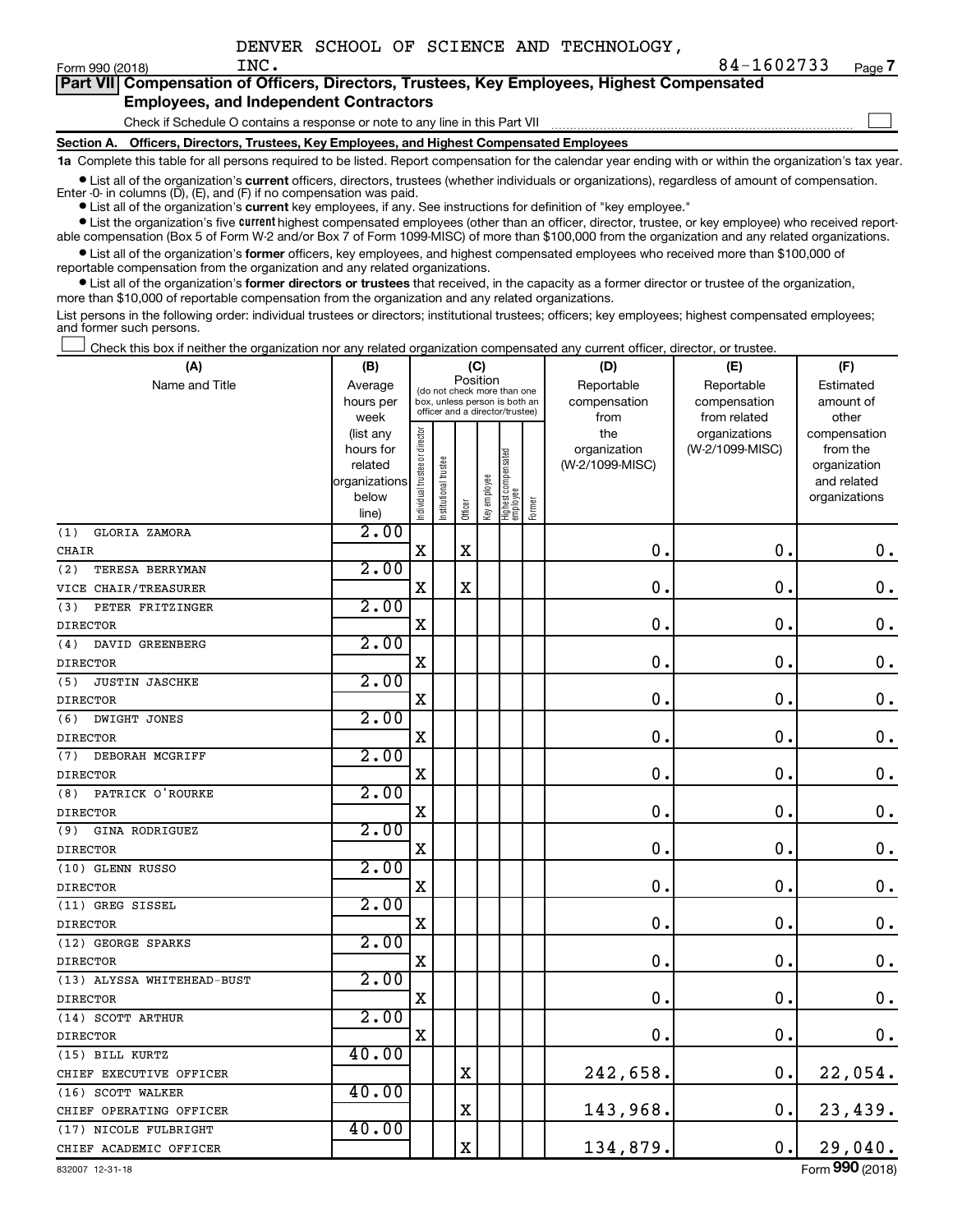DENVER SCHOOL OF SCIENCE AND TECHNOLOGY, INC. 84-1602733

Form 990 (2018) Page 7

**Part VII Compensation of Officers, Directors, Trustees, Key Employees, Highest Compensated Employees, and Independent Contractors**

Check if Schedule O contains a response or note to any line in this Part VII ☐

**Section A. Officers, Directors, Trustees, Key Employees, and Highest Compensated Employees**

**1a** Complete this table for all persons required to be listed. Report compensation for the calendar year ending with or within the organization's tax year.

- List all of the organization's **current** officers, directors, trustees (whether individuals or organizations), regardless of amount of compensation. Enter -0- in columns (D), (E), and (F) if no compensation was paid.
- List all of the organization's **current** key employees, if any. See instructions for definition of "key employee."
- List the organization's five **current** highest compensated employees (other than an officer, director, trustee, or key employee) who received reportable compensation (Box 5 of Form W-2 and/or Box 7 of Form 1099-MISC) of more than $100,000 from the organization and any related organizations.
- List all of the organization's **former** officers, key employees, and highest compensated employees who received more than $100,000 of reportable compensation from the organization and any related organizations.
- List all of the organization's **former directors or trustees** that received, in the capacity as a former director or trustee of the organization, more than $10,000 of reportable compensation from the organization and any related organizations.

List persons in the following order: individual trustees or directors; institutional trustees; officers; key employees; highest compensated employees; and former such persons.

☐ Check this box if neither the organization nor any related organization compensated any current officer, director, or trustee.

| (A) Name and Title | (B) Average hours per week (list any hours for related organizations below line) | (C) Position (do not check more than one box, unless person is both an officer and a director/trustee) | | | | | | (D) Reportable compensation from the organization (W-2/1099-MISC) | (E) Reportable compensation from related organizations (W-2/1099-MISC) | (F) Estimated amount of other compensation from the organization and related organizations |
|---|---|---|---|---|---|---|---|---|---|---|
| | | Individual trustee or director | Institutional trustee | Officer | Key employee | Highest compensated employee | Former | | | |
| (1) GLORIA ZAMORA<br>CHAIR | 2.00 | X | | X | | | | 0. | 0. | 0. |
| (2) TERESA BERRYMAN<br>VICE CHAIR/TREASURER | 2.00 | X | | X | | | | 0. | 0. | 0. |
| (3) PETER FRITZINGER<br>DIRECTOR | 2.00 | X | | | | | | 0. | 0. | 0. |
| (4) DAVID GREENBERG<br>DIRECTOR | 2.00 | X | | | | | | 0. | 0. | 0. |
| (5) JUSTIN JASCHKE<br>DIRECTOR | 2.00 | X | | | | | | 0. | 0. | 0. |
| (6) DWIGHT JONES<br>DIRECTOR | 2.00 | X | | | | | | 0. | 0. | 0. |
| (7) DEBORAH MCGRIFF<br>DIRECTOR | 2.00 | X | | | | | | 0. | 0. | 0. |
| (8) PATRICK O'ROURKE<br>DIRECTOR | 2.00 | X | | | | | | 0. | 0. | 0. |
| (9) GINA RODRIGUEZ<br>DIRECTOR | 2.00 | X | | | | | | 0. | 0. | 0. |
| (10) GLENN RUSSO<br>DIRECTOR | 2.00 | X | | | | | | 0. | 0. | 0. |
| (11) GREG SISSEL<br>DIRECTOR | 2.00 | X | | | | | | 0. | 0. | 0. |
| (12) GEORGE SPARKS<br>DIRECTOR | 2.00 | X | | | | | | 0. | 0. | 0. |
| (13) ALYSSA WHITEHEAD-BUST<br>DIRECTOR | 2.00 | X | | | | | | 0. | 0. | 0. |
| (14) SCOTT ARTHUR<br>DIRECTOR | 2.00 | X | | | | | | 0. | 0. | 0. |
| (15) BILL KURTZ<br>CHIEF EXECUTIVE OFFICER | 40.00 | | | X | | | | 242,658. | 0. | 22,054. |
| (16) SCOTT WALKER<br>CHIEF OPERATING OFFICER | 40.00 | | | X | | | | 143,968. | 0. | 23,439. |
| (17) NICOLE FULBRIGHT<br>CHIEF ACADEMIC OFFICER | 40.00 | | | X | | | | 134,879. | 0. | 29,040. |

832007 12-31-18 Form **990** (2018)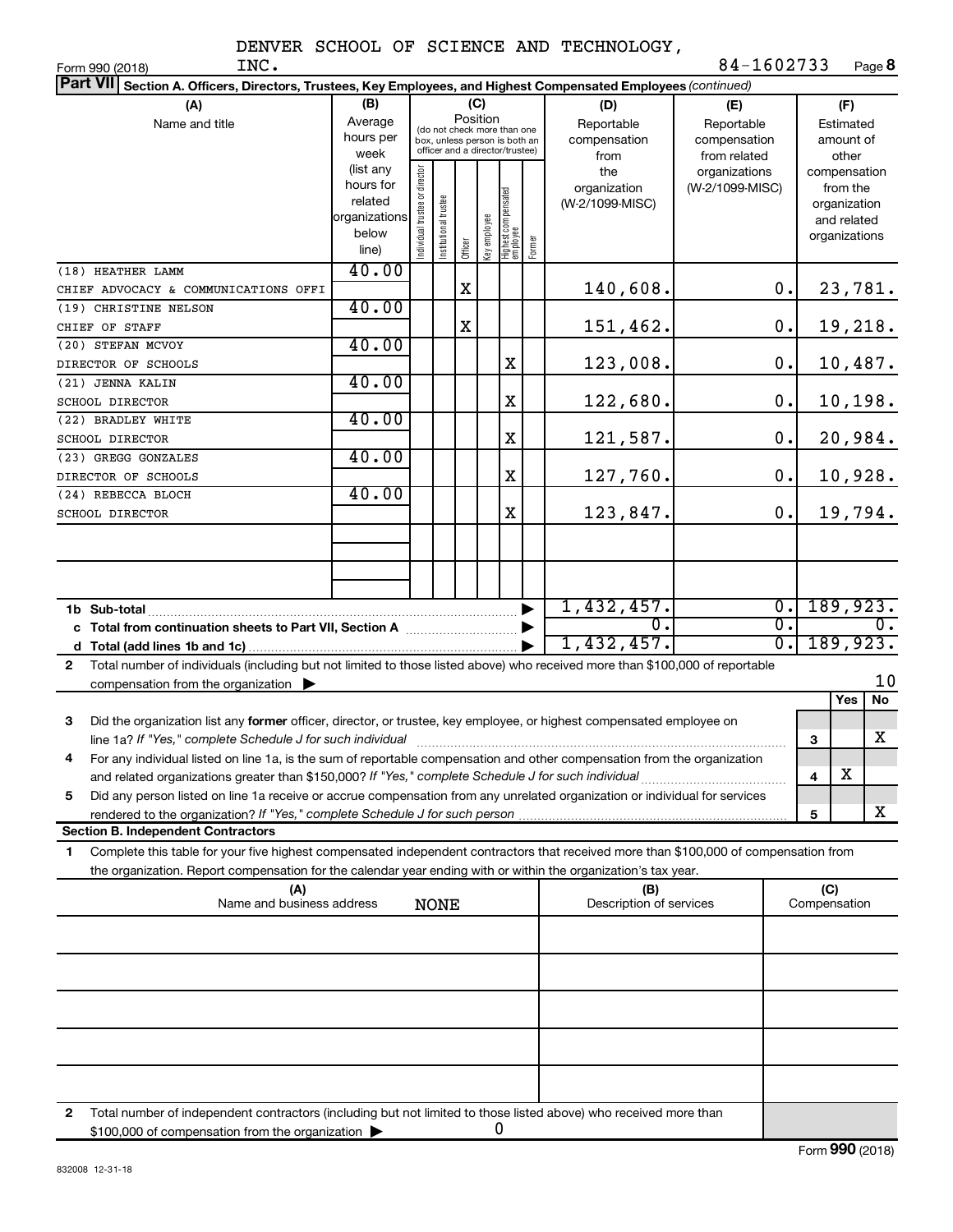DENVER SCHOOL OF SCIENCE AND TECHNOLOGY, INC.　　84-1602733

Form 990 (2018)　　Page 8

**Part VII Section A. Officers, Directors, Trustees, Key Employees, and Highest Compensated Employees** *(continued)*

| (A) Name and title | (B) Average hours per week (list any hours for related organizations below line) | (C) Position: Individual trustee or director | Institutional trustee | Officer | Key employee | Highest compensated employee | Former | (D) Reportable compensation from the organization (W-2/1099-MISC) | (E) Reportable compensation from related organizations (W-2/1099-MISC) | (F) Estimated amount of other compensation from the organization and related organizations |
|---|---|---|---|---|---|---|---|---|---|---|
| (18) HEATHER LAMM<br>CHIEF ADVOCACY & COMMUNICATIONS OFFI | 40.00 | | | X | | | | 140,608. | 0. | 23,781. |
| (19) CHRISTINE NELSON<br>CHIEF OF STAFF | 40.00 | | | X | | | | 151,462. | 0. | 19,218. |
| (20) STEFAN MCVOY<br>DIRECTOR OF SCHOOLS | 40.00 | | | | | X | | 123,008. | 0. | 10,487. |
| (21) JENNA KALIN<br>SCHOOL DIRECTOR | 40.00 | | | | | X | | 122,680. | 0. | 10,198. |
| (22) BRADLEY WHITE<br>SCHOOL DIRECTOR | 40.00 | | | | | X | | 121,587. | 0. | 20,984. |
| (23) GREGG GONZALES<br>DIRECTOR OF SCHOOLS | 40.00 | | | | | X | | 127,760. | 0. | 10,928. |
| (24) REBECCA BLOCH<br>SCHOOL DIRECTOR | 40.00 | | | | | X | | 123,847. | 0. | 19,794. |
| 1b Sub-total | | | | | | | | 1,432,457. | 0. | 189,923. |
| c Total from continuation sheets to Part VII, Section A | | | | | | | | 0. | 0. | 0. |
| d Total (add lines 1b and 1c) | | | | | | | | 1,432,457. | 0. | 189,923. |

2 Total number of individuals (including but not limited to those listed above) who received more than $100,000 of reportable compensation from the organization ▶ 10

| | | Yes | No |
|---|---|---|---|
| 3 Did the organization list any **former** officer, director, or trustee, key employee, or highest compensated employee on line 1a? *If "Yes," complete Schedule J for such individual* | 3 | | X |
| 4 For any individual listed on line 1a, is the sum of reportable compensation and other compensation from the organization and related organizations greater than $150,000? *If "Yes," complete Schedule J for such individual* | 4 | X | |
| 5 Did any person listed on line 1a receive or accrue compensation from any unrelated organization or individual for services rendered to the organization? *If "Yes," complete Schedule J for such person* | 5 | | X |

**Section B. Independent Contractors**

1 Complete this table for your five highest compensated independent contractors that received more than $100,000 of compensation from the organization. Report compensation for the calendar year ending with or within the organization's tax year.

| (A) Name and business address | (B) Description of services | (C) Compensation |
|---|---|---|
| NONE | | |
| | | |
| | | |
| | | |
| | | |

2 Total number of independent contractors (including but not limited to those listed above) who received more than $100,000 of compensation from the organization ▶ 0

Form 990 (2018)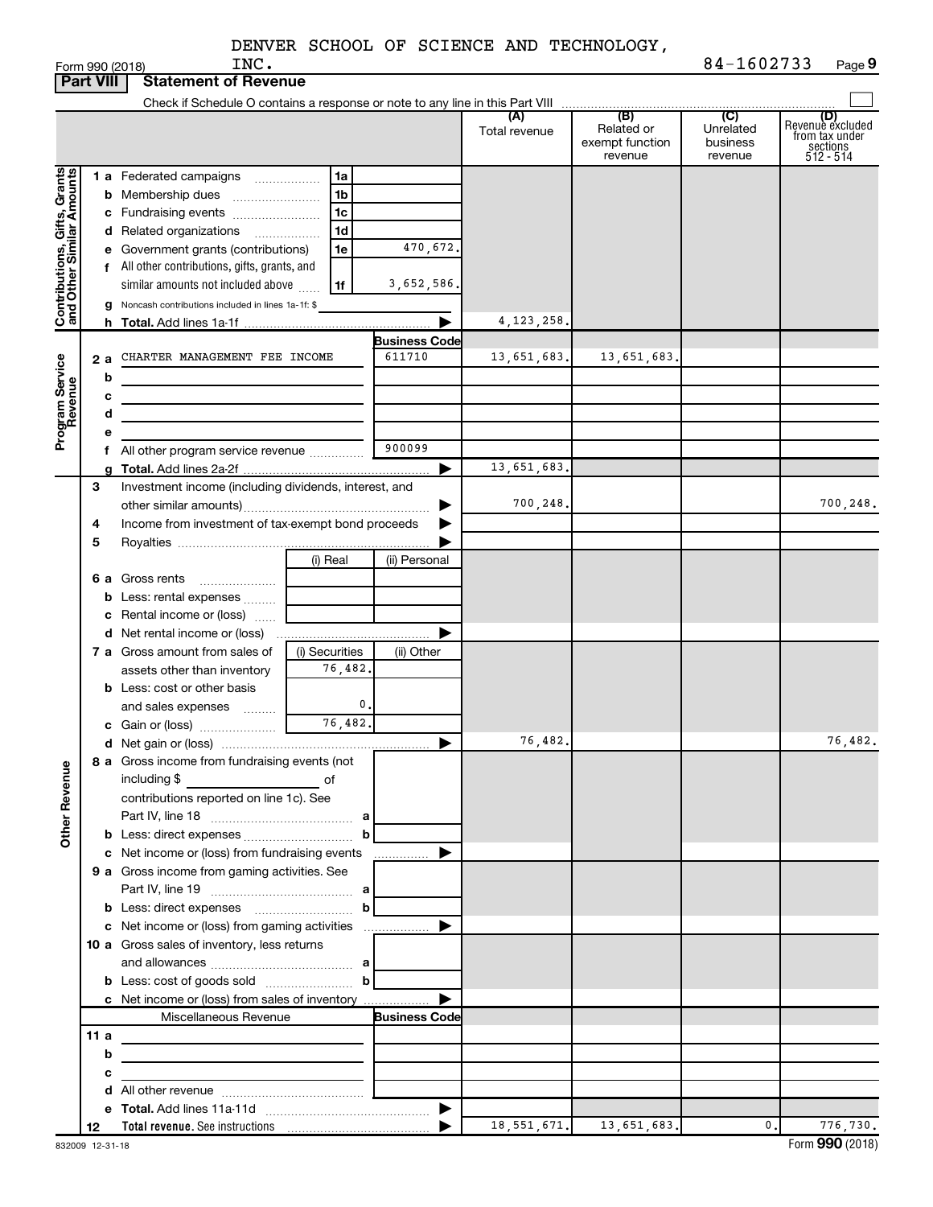DENVER SCHOOL OF SCIENCE AND TECHNOLOGY, INC. 84-1602733

Form 990 (2018)

**Part VIII Statement of Revenue**

Check if Schedule O contains a response or note to any line in this Part VIII

| | | | | (A) Total revenue | (B) Related or exempt function revenue | (C) Unrelated business revenue | (D) Revenue excluded from tax under sections 512 - 514 |
|---|---|---|---|---|---|---|---|
| **Contributions, Gifts, Grants and Other Similar Amounts** | 1 a Federated campaigns | 1a | | | | | |
| | b Membership dues | 1b | | | | | |
| | c Fundraising events | 1c | | | | | |
| | d Related organizations | 1d | | | | | |
| | e Government grants (contributions) | 1e | 470,672. | | | | |
| | f All other contributions, gifts, grants, and similar amounts not included above | 1f | 3,652,586. | | | | |
| | g Noncash contributions included in lines 1a-1f: $ | | | | | | |
| | h **Total.** Add lines 1a-1f | | | 4,123,258. | | | |
| **Program Service Revenue** | | | **Business Code** | | | | |
| | 2 a CHARTER MANAGEMENT FEE INCOME | | 611710 | 13,651,683. | 13,651,683. | | |
| | b | | | | | | |
| | c | | | | | | |
| | d | | | | | | |
| | e | | | | | | |
| | f All other program service revenue | | 900099 | | | | |
| | g **Total.** Add lines 2a-2f | | | 13,651,683. | | | |
| **Other Revenue** | 3 Investment income (including dividends, interest, and other similar amounts) | | | 700,248. | | | 700,248. |
| | 4 Income from investment of tax-exempt bond proceeds | | | | | | |
| | 5 Royalties | | | | | | |
| | | (i) Real | (ii) Personal | | | | |
| | 6 a Gross rents | | | | | | |
| | b Less: rental expenses | | | | | | |
| | c Rental income or (loss) | | | | | | |
| | d Net rental income or (loss) | | | | | | |
| | 7 a Gross amount from sales of assets other than inventory | (i) Securities 76,482. | (ii) Other | | | | |
| | b Less: cost or other basis and sales expenses | 0. | | | | | |
| | c Gain or (loss) | 76,482. | | | | | |
| | d Net gain or (loss) | | | 76,482. | | | 76,482. |
| | 8 a Gross income from fundraising events (not including $ of contributions reported on line 1c). See Part IV, line 18 | a | | | | | |
| | b Less: direct expenses | b | | | | | |
| | c Net income or (loss) from fundraising events | | | | | | |
| | 9 a Gross income from gaming activities. See Part IV, line 19 | a | | | | | |
| | b Less: direct expenses | b | | | | | |
| | c Net income or (loss) from gaming activities | | | | | | |
| | 10 a Gross sales of inventory, less returns and allowances | a | | | | | |
| | b Less: cost of goods sold | b | | | | | |
| | c Net income or (loss) from sales of inventory | | | | | | |
| | Miscellaneous Revenue | | **Business Code** | | | | |
| | 11 a | | | | | | |
| | b | | | | | | |
| | c | | | | | | |
| | d All other revenue | | | | | | |
| | e **Total.** Add lines 11a-11d | | | | | | |
| | 12 **Total revenue.** See instructions | | | 18,551,671. | 13,651,683. | 0. | 776,730. |

832009 12-31-18

Form **990** (2018)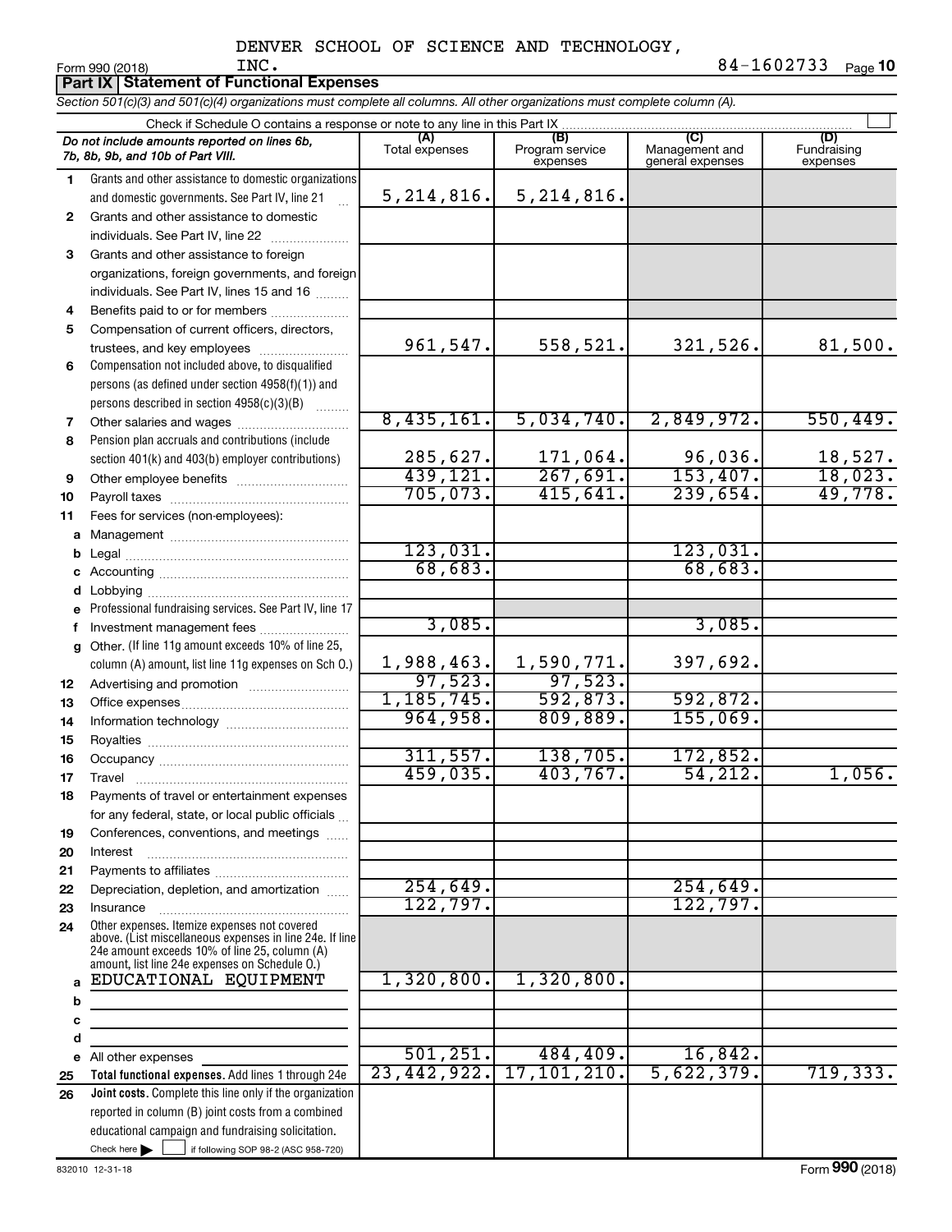DENVER SCHOOL OF SCIENCE AND TECHNOLOGY, INC.

Form 990 (2018) 84-1602733 Page **10**

## Part IX Statement of Functional Expenses

*Section 501(c)(3) and 501(c)(4) organizations must complete all columns. All other organizations must complete column (A).*

Check if Schedule O contains a response or note to any line in this Part IX

| | *Do not include amounts reported on lines 6b, 7b, 8b, 9b, and 10b of Part VIII.* | (A) Total expenses | (B) Program service expenses | (C) Management and general expenses | (D) Fundraising expenses |
|---|---|---|---|---|---|
| 1 | Grants and other assistance to domestic organizations and domestic governments. See Part IV, line 21 | 5,214,816. | 5,214,816. | | |
| 2 | Grants and other assistance to domestic individuals. See Part IV, line 22 | | | | |
| 3 | Grants and other assistance to foreign organizations, foreign governments, and foreign individuals. See Part IV, lines 15 and 16 | | | | |
| 4 | Benefits paid to or for members | | | | |
| 5 | Compensation of current officers, directors, trustees, and key employees | 961,547. | 558,521. | 321,526. | 81,500. |
| 6 | Compensation not included above, to disqualified persons (as defined under section 4958(f)(1)) and persons described in section 4958(c)(3)(B) | | | | |
| 7 | Other salaries and wages | 8,435,161. | 5,034,740. | 2,849,972. | 550,449. |
| 8 | Pension plan accruals and contributions (include section 401(k) and 403(b) employer contributions) | 285,627. | 171,064. | 96,036. | 18,527. |
| 9 | Other employee benefits | 439,121. | 267,691. | 153,407. | 18,023. |
| 10 | Payroll taxes | 705,073. | 415,641. | 239,654. | 49,778. |
| 11 | Fees for services (non-employees): | | | | |
| a | Management | | | | |
| b | Legal | 123,031. | | 123,031. | |
| c | Accounting | 68,683. | | 68,683. | |
| d | Lobbying | | | | |
| e | Professional fundraising services. See Part IV, line 17 | | | | |
| f | Investment management fees | 3,085. | | 3,085. | |
| g | Other. (If line 11g amount exceeds 10% of line 25, column (A) amount, list line 11g expenses on Sch O.) | 1,988,463. | 1,590,771. | 397,692. | |
| 12 | Advertising and promotion | 97,523. | 97,523. | | |
| 13 | Office expenses | 1,185,745. | 592,873. | 592,872. | |
| 14 | Information technology | 964,958. | 809,889. | 155,069. | |
| 15 | Royalties | | | | |
| 16 | Occupancy | 311,557. | 138,705. | 172,852. | |
| 17 | Travel | 459,035. | 403,767. | 54,212. | 1,056. |
| 18 | Payments of travel or entertainment expenses for any federal, state, or local public officials | | | | |
| 19 | Conferences, conventions, and meetings | | | | |
| 20 | Interest | | | | |
| 21 | Payments to affiliates | | | | |
| 22 | Depreciation, depletion, and amortization | 254,649. | | 254,649. | |
| 23 | Insurance | 122,797. | | 122,797. | |
| 24 | Other expenses. Itemize expenses not covered above. (List miscellaneous expenses in line 24e. If line 24e amount exceeds 10% of line 25, column (A) amount, list line 24e expenses on Schedule O.) | | | | |
| a | EDUCATIONAL EQUIPMENT | 1,320,800. | 1,320,800. | | |
| b | | | | | |
| c | | | | | |
| d | | | | | |
| e | All other expenses | 501,251. | 484,409. | 16,842. | |
| 25 | **Total functional expenses.** Add lines 1 through 24e | 23,442,922. | 17,101,210. | 5,622,379. | 719,333. |
| 26 | **Joint costs.** Complete this line only if the organization reported in column (B) joint costs from a combined educational campaign and fundraising solicitation. Check here ☐ if following SOP 98-2 (ASC 958-720) | | | | |

832010 12-31-18

Form **990** (2018)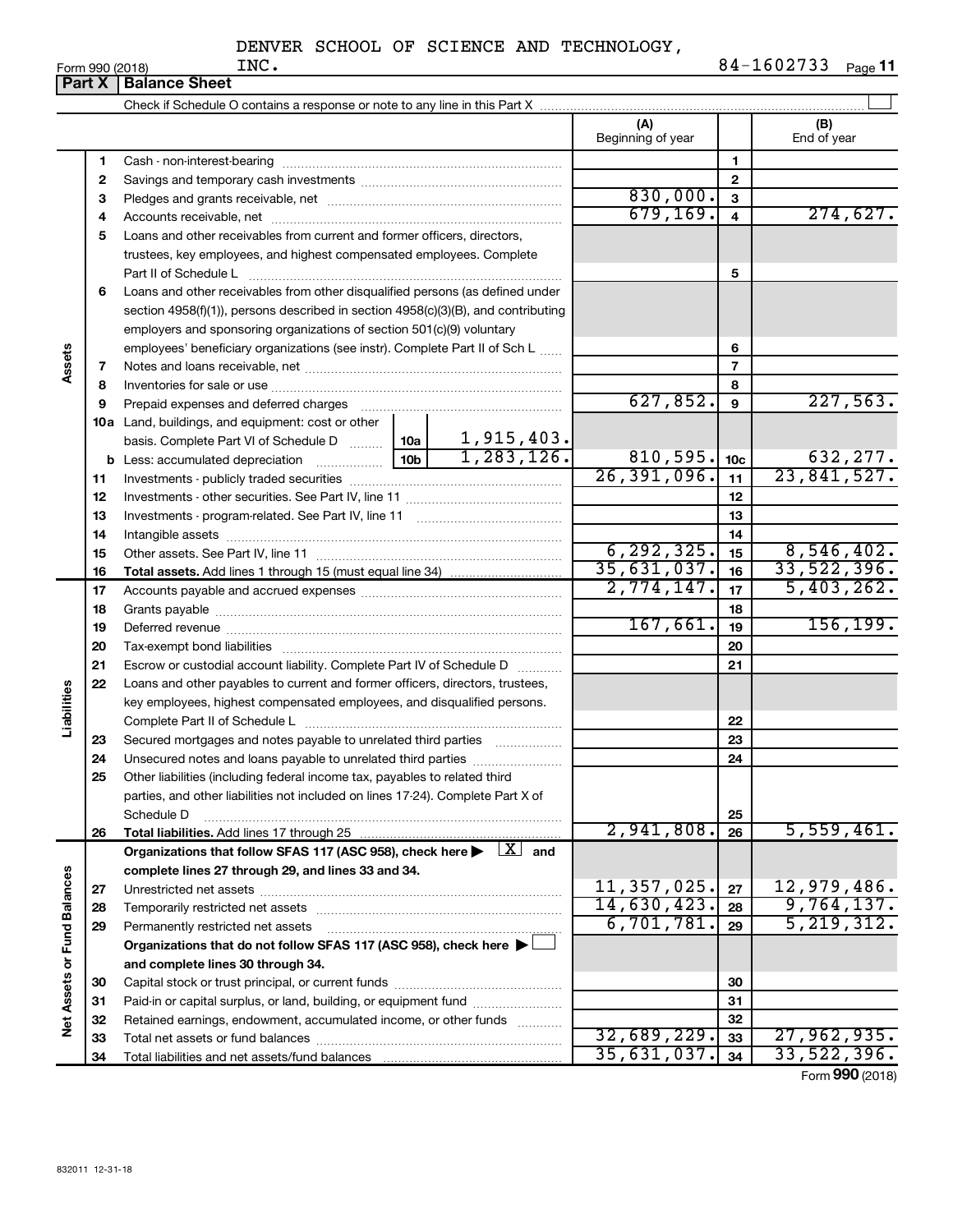DENVER SCHOOL OF SCIENCE AND TECHNOLOGY, INC. 84-1602733

Form 990 (2018) Page **11**

## Part X | Balance Sheet

Check if Schedule O contains a response or note to any line in this Part X ☐

| | | | | (A) Beginning of year | | (B) End of year |
|---|---|---|---|---|---|---|
| **Assets** | 1 | Cash - non-interest-bearing | | | 1 | |
| | 2 | Savings and temporary cash investments | | | 2 | |
| | 3 | Pledges and grants receivable, net | | 830,000. | 3 | |
| | 4 | Accounts receivable, net | | 679,169. | 4 | 274,627. |
| | 5 | Loans and other receivables from current and former officers, directors, trustees, key employees, and highest compensated employees. Complete Part II of Schedule L | | | 5 | |
| | 6 | Loans and other receivables from other disqualified persons (as defined under section 4958(f)(1)), persons described in section 4958(c)(3)(B), and contributing employers and sponsoring organizations of section 501(c)(9) voluntary employees' beneficiary organizations (see instr). Complete Part II of Sch L | | | 6 | |
| | 7 | Notes and loans receivable, net | | | 7 | |
| | 8 | Inventories for sale or use | | | 8 | |
| | 9 | Prepaid expenses and deferred charges | | 627,852. | 9 | 227,563. |
| | 10a | Land, buildings, and equipment: cost or other basis. Complete Part VI of Schedule D | 10a 1,915,403. | | | |
| | b | Less: accumulated depreciation | 10b 1,283,126. | 810,595. | 10c | 632,277. |
| | 11 | Investments - publicly traded securities | | 26,391,096. | 11 | 23,841,527. |
| | 12 | Investments - other securities. See Part IV, line 11 | | | 12 | |
| | 13 | Investments - program-related. See Part IV, line 11 | | | 13 | |
| | 14 | Intangible assets | | | 14 | |
| | 15 | Other assets. See Part IV, line 11 | | 6,292,325. | 15 | 8,546,402. |
| | 16 | **Total assets.** Add lines 1 through 15 (must equal line 34) | | 35,631,037. | 16 | 33,522,396. |
| **Liabilities** | 17 | Accounts payable and accrued expenses | | 2,774,147. | 17 | 5,403,262. |
| | 18 | Grants payable | | | 18 | |
| | 19 | Deferred revenue | | 167,661. | 19 | 156,199. |
| | 20 | Tax-exempt bond liabilities | | | 20 | |
| | 21 | Escrow or custodial account liability. Complete Part IV of Schedule D | | | 21 | |
| | 22 | Loans and other payables to current and former officers, directors, trustees, key employees, highest compensated employees, and disqualified persons. Complete Part II of Schedule L | | | 22 | |
| | 23 | Secured mortgages and notes payable to unrelated third parties | | | 23 | |
| | 24 | Unsecured notes and loans payable to unrelated third parties | | | 24 | |
| | 25 | Other liabilities (including federal income tax, payables to related third parties, and other liabilities not included on lines 17-24). Complete Part X of Schedule D | | | 25 | |
| | 26 | **Total liabilities.** Add lines 17 through 25 | | 2,941,808. | 26 | 5,559,461. |
| **Net Assets or Fund Balances** | | **Organizations that follow SFAS 117 (ASC 958), check here ▶ ☒ and complete lines 27 through 29, and lines 33 and 34.** | | | | |
| | 27 | Unrestricted net assets | | 11,357,025. | 27 | 12,979,486. |
| | 28 | Temporarily restricted net assets | | 14,630,423. | 28 | 9,764,137. |
| | 29 | Permanently restricted net assets | | 6,701,781. | 29 | 5,219,312. |
| | | **Organizations that do not follow SFAS 117 (ASC 958), check here ▶ ☐ and complete lines 30 through 34.** | | | | |
| | 30 | Capital stock or trust principal, or current funds | | | 30 | |
| | 31 | Paid-in or capital surplus, or land, building, or equipment fund | | | 31 | |
| | 32 | Retained earnings, endowment, accumulated income, or other funds | | | 32 | |
| | 33 | Total net assets or fund balances | | 32,689,229. | 33 | 27,962,935. |
| | 34 | Total liabilities and net assets/fund balances | | 35,631,037. | 34 | 33,522,396. |

Form **990** (2018)

832011 12-31-18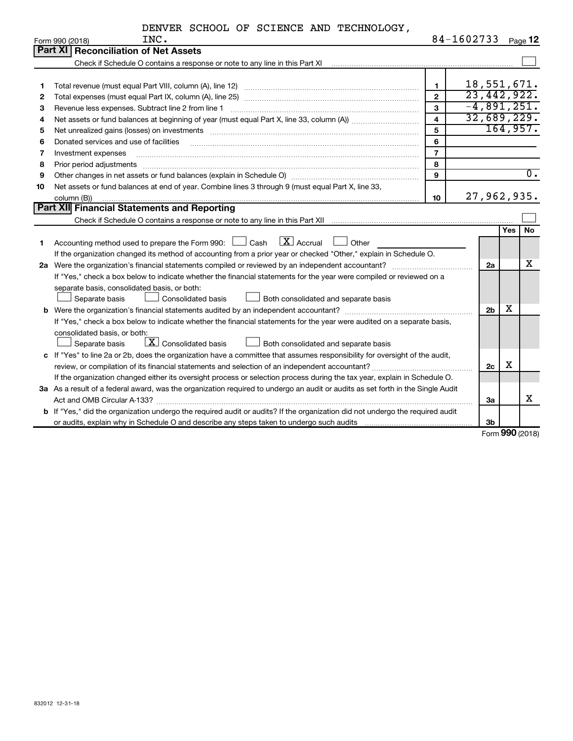DENVER SCHOOL OF SCIENCE AND TECHNOLOGY, INC. 84-1602733

Form 990 (2018)

## Part XI Reconciliation of Net Assets

Check if Schedule O contains a response or note to any line in this Part XI ☐

| | | | |
|---|---|---|---|
| 1 | Total revenue (must equal Part VIII, column (A), line 12) | 1 | 18,551,671. |
| 2 | Total expenses (must equal Part IX, column (A), line 25) | 2 | 23,442,922. |
| 3 | Revenue less expenses. Subtract line 2 from line 1 | 3 | -4,891,251. |
| 4 | Net assets or fund balances at beginning of year (must equal Part X, line 33, column (A)) | 4 | 32,689,229. |
| 5 | Net unrealized gains (losses) on investments | 5 | 164,957. |
| 6 | Donated services and use of facilities | 6 | |
| 7 | Investment expenses | 7 | |
| 8 | Prior period adjustments | 8 | |
| 9 | Other changes in net assets or fund balances (explain in Schedule O) | 9 | 0. |
| 10 | Net assets or fund balances at end of year. Combine lines 3 through 9 (must equal Part X, line 33, column (B)) | 10 | 27,962,935. |

## Part XII Financial Statements and Reporting

Check if Schedule O contains a response or note to any line in this Part XII ☐

| | | | Yes | No |
|---|---|---|---|---|
| 1 | Accounting method used to prepare the Form 990: ☐ Cash ☒ Accrual ☐ Other<br>If the organization changed its method of accounting from a prior year or checked "Other," explain in Schedule O. | | | |
| 2a | Were the organization's financial statements compiled or reviewed by an independent accountant?<br>If "Yes," check a box below to indicate whether the financial statements for the year were compiled or reviewed on a separate basis, consolidated basis, or both:<br>☐ Separate basis ☐ Consolidated basis ☐ Both consolidated and separate basis | 2a | | X |
| b | Were the organization's financial statements audited by an independent accountant?<br>If "Yes," check a box below to indicate whether the financial statements for the year were audited on a separate basis, consolidated basis, or both:<br>☐ Separate basis ☒ Consolidated basis ☐ Both consolidated and separate basis | 2b | X | |
| c | If "Yes" to line 2a or 2b, does the organization have a committee that assumes responsibility for oversight of the audit, review, or compilation of its financial statements and selection of an independent accountant?<br>If the organization changed either its oversight process or selection process during the tax year, explain in Schedule O. | 2c | X | |
| 3a | As a result of a federal award, was the organization required to undergo an audit or audits as set forth in the Single Audit Act and OMB Circular A-133? | 3a | | X |
| b | If "Yes," did the organization undergo the required audit or audits? If the organization did not undergo the required audit or audits, explain why in Schedule O and describe any steps taken to undergo such audits | 3b | | |

Form **990** (2018)

832012 12-31-18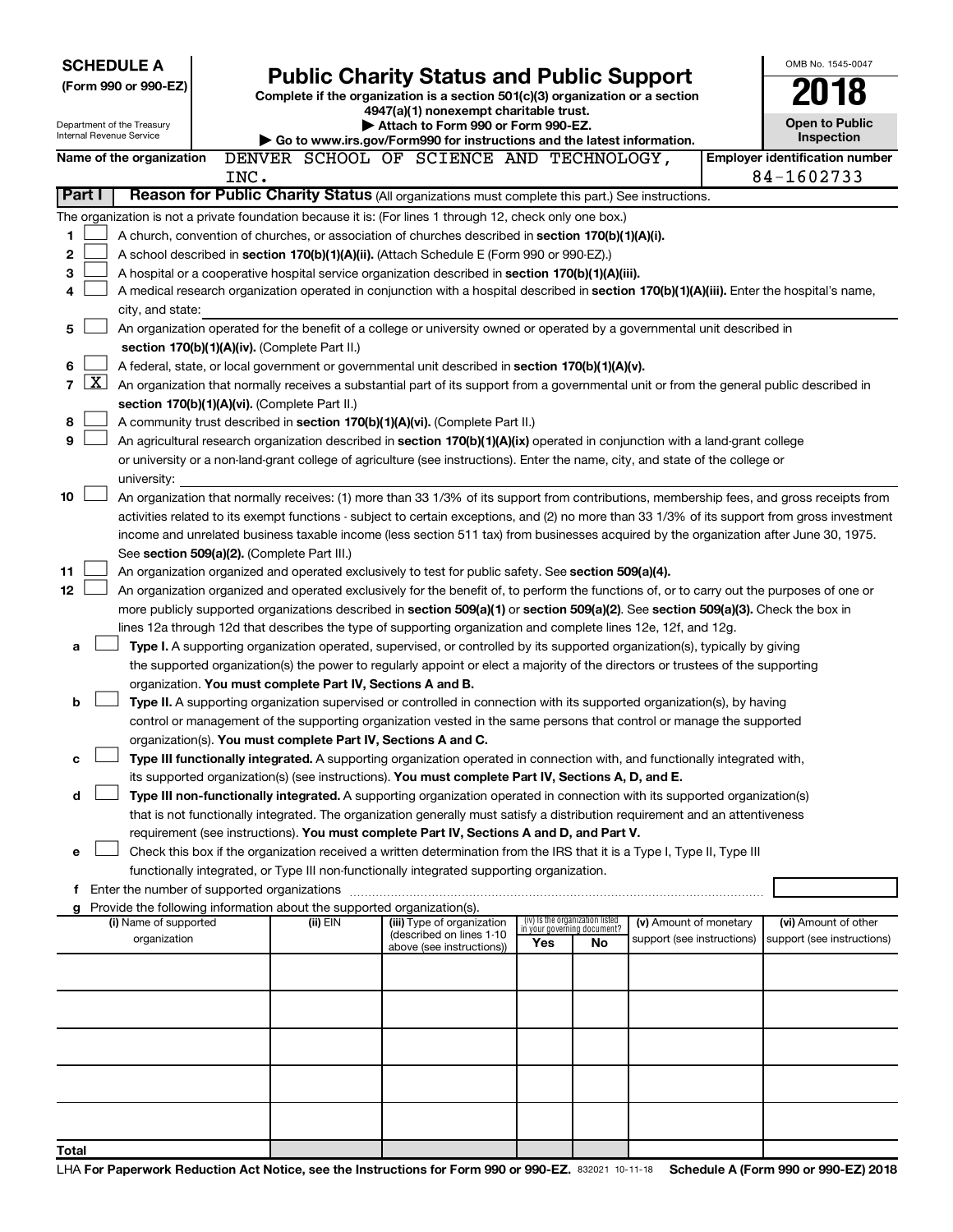**SCHEDULE A**
**(Form 990 or 990-EZ)**

Department of the Treasury
Internal Revenue Service

# Public Charity Status and Public Support

**Complete if the organization is a section 501(c)(3) organization or a section 4947(a)(1) nonexempt charitable trust.**
**▶ Attach to Form 990 or Form 990-EZ.**
**▶ Go to www.irs.gov/Form990 for instructions and the latest information.**

OMB No. 1545-0047

**2018**

**Open to Public Inspection**

**Name of the organization** DENVER SCHOOL OF SCIENCE AND TECHNOLOGY, INC.

**Employer identification number** 84-1602733

**Part I** **Reason for Public Charity Status** (All organizations must complete this part.) See instructions.

The organization is not a private foundation because it is: (For lines 1 through 12, check only one box.)

1 ☐ A church, convention of churches, or association of churches described in **section 170(b)(1)(A)(i).**

2 ☐ A school described in **section 170(b)(1)(A)(ii).** (Attach Schedule E (Form 990 or 990-EZ).)

3 ☐ A hospital or a cooperative hospital service organization described in **section 170(b)(1)(A)(iii).**

4 ☐ A medical research organization operated in conjunction with a hospital described in **section 170(b)(1)(A)(iii).** Enter the hospital's name, city, and state:

5 ☐ An organization operated for the benefit of a college or university owned or operated by a governmental unit described in **section 170(b)(1)(A)(iv).** (Complete Part II.)

6 ☐ A federal, state, or local government or governmental unit described in **section 170(b)(1)(A)(v).**

7 ☒ An organization that normally receives a substantial part of its support from a governmental unit or from the general public described in **section 170(b)(1)(A)(vi).** (Complete Part II.)

8 ☐ A community trust described in **section 170(b)(1)(A)(vi).** (Complete Part II.)

9 ☐ An agricultural research organization described in **section 170(b)(1)(A)(ix)** operated in conjunction with a land-grant college or university or a non-land-grant college of agriculture (see instructions). Enter the name, city, and state of the college or university:

10 ☐ An organization that normally receives: (1) more than 33 1/3% of its support from contributions, membership fees, and gross receipts from activities related to its exempt functions - subject to certain exceptions, and (2) no more than 33 1/3% of its support from gross investment income and unrelated business taxable income (less section 511 tax) from businesses acquired by the organization after June 30, 1975. See **section 509(a)(2).** (Complete Part III.)

11 ☐ An organization organized and operated exclusively to test for public safety. See **section 509(a)(4).**

12 ☐ An organization organized and operated exclusively for the benefit of, to perform the functions of, or to carry out the purposes of one or more publicly supported organizations described in **section 509(a)(1)** or **section 509(a)(2).** See **section 509(a)(3).** Check the box in lines 12a through 12d that describes the type of supporting organization and complete lines 12e, 12f, and 12g.

a ☐ **Type I.** A supporting organization operated, supervised, or controlled by its supported organization(s), typically by giving the supported organization(s) the power to regularly appoint or elect a majority of the directors or trustees of the supporting organization. **You must complete Part IV, Sections A and B.**

b ☐ **Type II.** A supporting organization supervised or controlled in connection with its supported organization(s), by having control or management of the supporting organization vested in the same persons that control or manage the supported organization(s). **You must complete Part IV, Sections A and C.**

c ☐ **Type III functionally integrated.** A supporting organization operated in connection with, and functionally integrated with, its supported organization(s) (see instructions). **You must complete Part IV, Sections A, D, and E.**

d ☐ **Type III non-functionally integrated.** A supporting organization operated in connection with its supported organization(s) that is not functionally integrated. The organization generally must satisfy a distribution requirement and an attentiveness requirement (see instructions). **You must complete Part IV, Sections A and D, and Part V.**

e ☐ Check this box if the organization received a written determination from the IRS that it is a Type I, Type II, Type III functionally integrated, or Type III non-functionally integrated supporting organization.

f Enter the number of supported organizations

g Provide the following information about the supported organization(s).

| (i) Name of supported organization | (ii) EIN | (iii) Type of organization (described on lines 1-10 above (see instructions)) | (iv) Is the organization listed in your governing document? Yes | No | (v) Amount of monetary support (see instructions) | (vi) Amount of other support (see instructions) |
|---|---|---|---|---|---|---|
| | | | | | | |
| | | | | | | |
| | | | | | | |
| | | | | | | |
| | | | | | | |
| **Total** | | | | | | |

LHA **For Paperwork Reduction Act Notice, see the Instructions for Form 990 or 990-EZ.** 832021 10-11-18 **Schedule A (Form 990 or 990-EZ) 2018**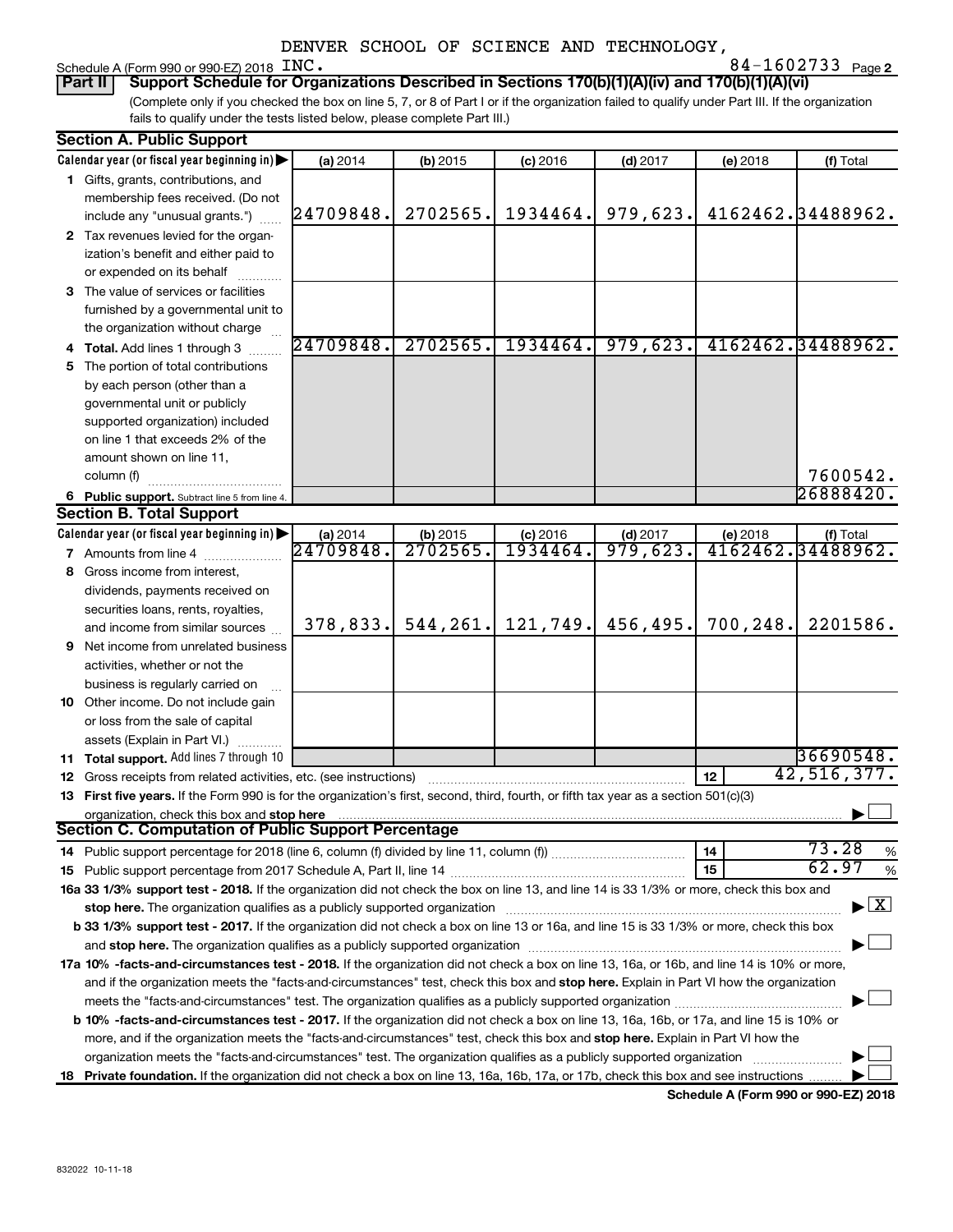DENVER SCHOOL OF SCIENCE AND TECHNOLOGY,

Schedule A (Form 990 or 990-EZ) 2018 INC. 84-1602733 Page 2

**Part II** **Support Schedule for Organizations Described in Sections 170(b)(1)(A)(iv) and 170(b)(1)(A)(vi)**

(Complete only if you checked the box on line 5, 7, or 8 of Part I or if the organization failed to qualify under Part III. If the organization fails to qualify under the tests listed below, please complete Part III.)

## Section A. Public Support

| Calendar year (or fiscal year beginning in) ▶ | (a) 2014 | (b) 2015 | (c) 2016 | (d) 2017 | (e) 2018 | (f) Total |
|---|---|---|---|---|---|---|
| **1** Gifts, grants, contributions, and membership fees received. (Do not include any "unusual grants.") | 24709848. | 2702565. | 1934464. | 979,623. | 4162462. | 34488962. |
| **2** Tax revenues levied for the organization's benefit and either paid to or expended on its behalf | | | | | | |
| **3** The value of services or facilities furnished by a governmental unit to the organization without charge | | | | | | |
| **4** **Total.** Add lines 1 through 3 | 24709848. | 2702565. | 1934464. | 979,623. | 4162462. | 34488962. |
| **5** The portion of total contributions by each person (other than a governmental unit or publicly supported organization) included on line 1 that exceeds 2% of the amount shown on line 11, column (f) | | | | | | 7600542. |
| **6** **Public support.** Subtract line 5 from line 4. | | | | | | 26888420. |

## Section B. Total Support

| Calendar year (or fiscal year beginning in) ▶ | (a) 2014 | (b) 2015 | (c) 2016 | (d) 2017 | (e) 2018 | (f) Total |
|---|---|---|---|---|---|---|
| **7** Amounts from line 4 | 24709848. | 2702565. | 1934464. | 979,623. | 4162462. | 34488962. |
| **8** Gross income from interest, dividends, payments received on securities loans, rents, royalties, and income from similar sources | 378,833. | 544,261. | 121,749. | 456,495. | 700,248. | 2201586. |
| **9** Net income from unrelated business activities, whether or not the business is regularly carried on | | | | | | |
| **10** Other income. Do not include gain or loss from the sale of capital assets (Explain in Part VI.) | | | | | | |
| **11** **Total support.** Add lines 7 through 10 | | | | | | 36690548. |

**12** Gross receipts from related activities, etc. (see instructions) | **12** | 42,516,377.

**13** **First five years.** If the Form 990 is for the organization's first, second, third, fourth, or fifth tax year as a section 501(c)(3) organization, check this box and **stop here** ▶ ☐

## Section C. Computation of Public Support Percentage

**14** Public support percentage for 2018 (line 6, column (f) divided by line 11, column (f)) | **14** | 73.28 %

**15** Public support percentage from 2017 Schedule A, Part II, line 14 | **15** | 62.97 %

**16a 33 1/3% support test - 2018.** If the organization did not check the box on line 13, and line 14 is 33 1/3% or more, check this box and **stop here.** The organization qualifies as a publicly supported organization ▶ ☒

**b 33 1/3% support test - 2017.** If the organization did not check a box on line 13 or 16a, and line 15 is 33 1/3% or more, check this box and **stop here.** The organization qualifies as a publicly supported organization ▶ ☐

**17a 10% -facts-and-circumstances test - 2018.** If the organization did not check a box on line 13, 16a, or 16b, and line 14 is 10% or more, and if the organization meets the "facts-and-circumstances" test, check this box and **stop here.** Explain in Part VI how the organization meets the "facts-and-circumstances" test. The organization qualifies as a publicly supported organization ▶ ☐

**b 10% -facts-and-circumstances test - 2017.** If the organization did not check a box on line 13, 16a, 16b, or 17a, and line 15 is 10% or more, and if the organization meets the "facts-and-circumstances" test, check this box and **stop here.** Explain in Part VI how the organization meets the "facts-and-circumstances" test. The organization qualifies as a publicly supported organization ▶ ☐

**18** **Private foundation.** If the organization did not check a box on line 13, 16a, 16b, 17a, or 17b, check this box and see instructions ▶ ☐

**Schedule A (Form 990 or 990-EZ) 2018**

832022 10-11-18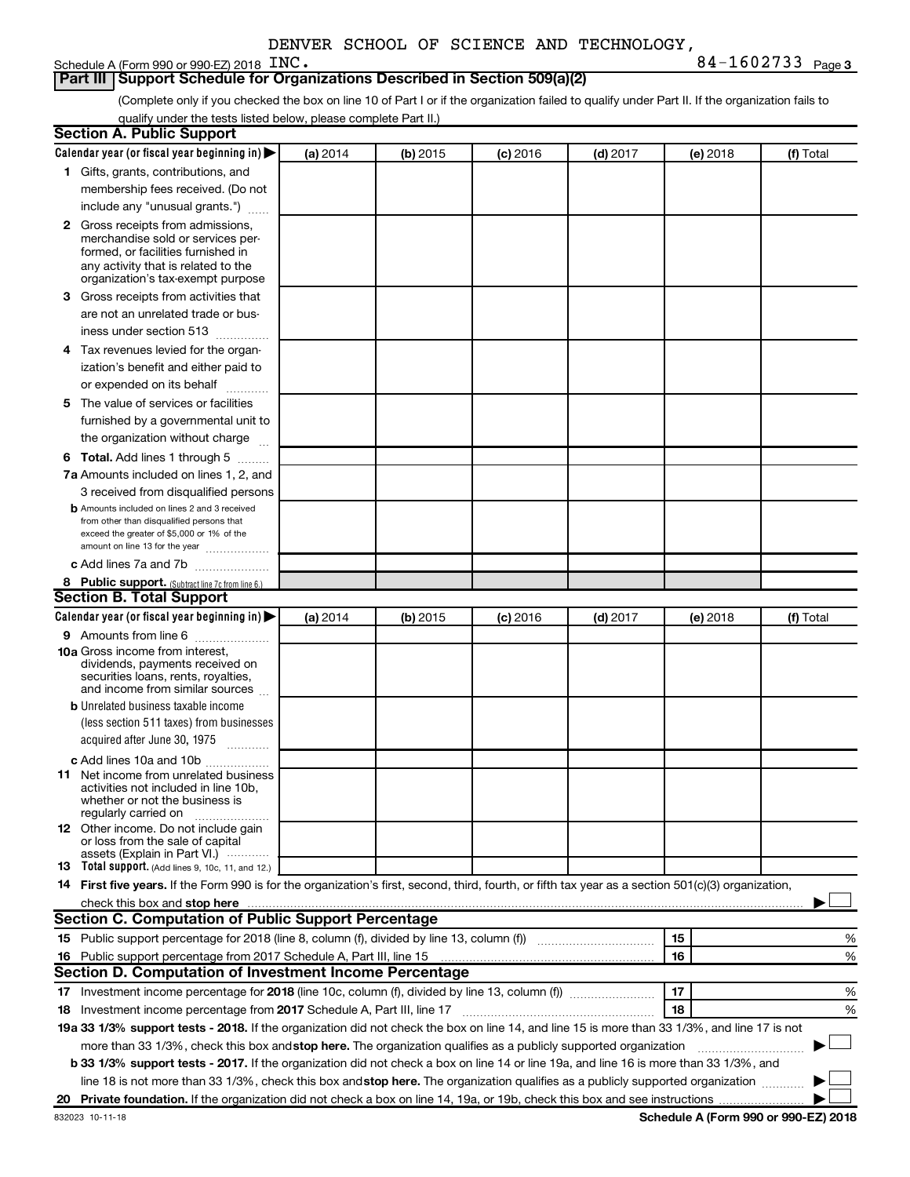DENVER SCHOOL OF SCIENCE AND TECHNOLOGY, INC. 84-1602733

## Part III Support Schedule for Organizations Described in Section 509(a)(2)

(Complete only if you checked the box on line 10 of Part I or if the organization failed to qualify under Part II. If the organization fails to qualify under the tests listed below, please complete Part II.)

### Section A. Public Support

| Calendar year (or fiscal year beginning in) ▶ | (a) 2014 | (b) 2015 | (c) 2016 | (d) 2017 | (e) 2018 | (f) Total |
|---|---|---|---|---|---|---|
| **1** Gifts, grants, contributions, and membership fees received. (Do not include any "unusual grants.") | | | | | | |
| **2** Gross receipts from admissions, merchandise sold or services performed, or facilities furnished in any activity that is related to the organization's tax-exempt purpose | | | | | | |
| **3** Gross receipts from activities that are not an unrelated trade or business under section 513 | | | | | | |
| **4** Tax revenues levied for the organization's benefit and either paid to or expended on its behalf | | | | | | |
| **5** The value of services or facilities furnished by a governmental unit to the organization without charge | | | | | | |
| **6 Total.** Add lines 1 through 5 | | | | | | |
| **7a** Amounts included on lines 1, 2, and 3 received from disqualified persons | | | | | | |
| **b** Amounts included on lines 2 and 3 received from other than disqualified persons that exceed the greater of $5,000 or 1% of the amount on line 13 for the year | | | | | | |
| **c** Add lines 7a and 7b | | | | | | |
| **8 Public support.** (Subtract line 7c from line 6.) | | | | | | |

### Section B. Total Support

| Calendar year (or fiscal year beginning in) ▶ | (a) 2014 | (b) 2015 | (c) 2016 | (d) 2017 | (e) 2018 | (f) Total |
|---|---|---|---|---|---|---|
| **9** Amounts from line 6 | | | | | | |
| **10a** Gross income from interest, dividends, payments received on securities loans, rents, royalties, and income from similar sources | | | | | | |
| **b** Unrelated business taxable income (less section 511 taxes) from businesses acquired after June 30, 1975 | | | | | | |
| **c** Add lines 10a and 10b | | | | | | |
| **11** Net income from unrelated business activities not included in line 10b, whether or not the business is regularly carried on | | | | | | |
| **12** Other income. Do not include gain or loss from the sale of capital assets (Explain in Part VI.) | | | | | | |
| **13 Total support.** (Add lines 9, 10c, 11, and 12.) | | | | | | |

**14 First five years.** If the Form 990 is for the organization's first, second, third, fourth, or fifth tax year as a section 501(c)(3) organization, check this box and **stop here** ▶ ☐

### Section C. Computation of Public Support Percentage

| | | | |
|---|---|---|---|
| **15** | Public support percentage for 2018 (line 8, column (f), divided by line 13, column (f)) | 15 | % |
| **16** | Public support percentage from 2017 Schedule A, Part III, line 15 | 16 | % |

### Section D. Computation of Investment Income Percentage

| | | | |
|---|---|---|---|
| **17** | Investment income percentage for **2018** (line 10c, column (f), divided by line 13, column (f)) | 17 | % |
| **18** | Investment income percentage from **2017** Schedule A, Part III, line 17 | 18 | % |

**19a 33 1/3% support tests - 2018.** If the organization did not check the box on line 14, and line 15 is more than 33 1/3%, and line 17 is not more than 33 1/3%, check this box and **stop here.** The organization qualifies as a publicly supported organization ▶ ☐

**b 33 1/3% support tests - 2017.** If the organization did not check a box on line 14 or line 19a, and line 16 is more than 33 1/3%, and line 18 is not more than 33 1/3%, check this box and **stop here.** The organization qualifies as a publicly supported organization ▶ ☐

**20 Private foundation.** If the organization did not check a box on line 14, 19a, or 19b, check this box and see instructions ▶ ☐

832023 10-11-18

**Schedule A (Form 990 or 990-EZ) 2018**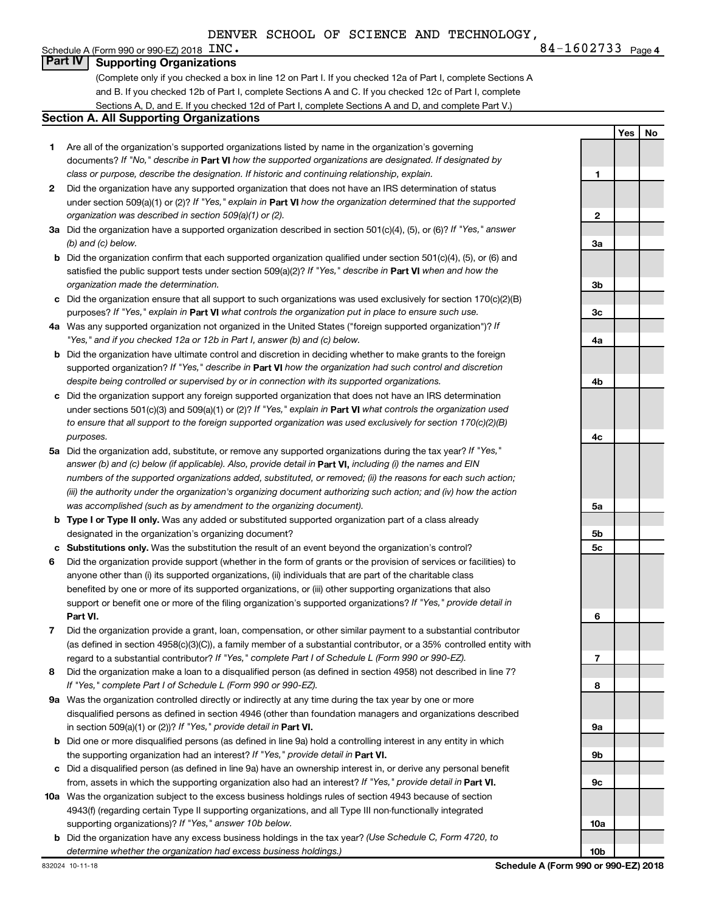DENVER SCHOOL OF SCIENCE AND TECHNOLOGY, INC. 84-1602733

Schedule A (Form 990 or 990-EZ) 2018

## Part IV Supporting Organizations

(Complete only if you checked a box in line 12 on Part I. If you checked 12a of Part I, complete Sections A and B. If you checked 12b of Part I, complete Sections A and C. If you checked 12c of Part I, complete Sections A, D, and E. If you checked 12d of Part I, complete Sections A and D, and complete Part V.)

### Section A. All Supporting Organizations

| | | | Yes | No |
|---|---|---|---|---|
| **1** | Are all of the organization's supported organizations listed by name in the organization's governing documents? *If "No," describe in* **Part VI** *how the supported organizations are designated. If designated by class or purpose, describe the designation. If historic and continuing relationship, explain.* | 1 | | |
| **2** | Did the organization have any supported organization that does not have an IRS determination of status under section 509(a)(1) or (2)? *If "Yes," explain in* **Part VI** *how the organization determined that the supported organization was described in section 509(a)(1) or (2).* | 2 | | |
| **3a** | Did the organization have a supported organization described in section 501(c)(4), (5), or (6)? *If "Yes," answer (b) and (c) below.* | 3a | | |
| **b** | Did the organization confirm that each supported organization qualified under section 501(c)(4), (5), or (6) and satisfied the public support tests under section 509(a)(2)? *If "Yes," describe in* **Part VI** *when and how the organization made the determination.* | 3b | | |
| **c** | Did the organization ensure that all support to such organizations was used exclusively for section 170(c)(2)(B) purposes? *If "Yes," explain in* **Part VI** *what controls the organization put in place to ensure such use.* | 3c | | |
| **4a** | Was any supported organization not organized in the United States ("foreign supported organization")? *If "Yes," and if you checked 12a or 12b in Part I, answer (b) and (c) below.* | 4a | | |
| **b** | Did the organization have ultimate control and discretion in deciding whether to make grants to the foreign supported organization? *If "Yes," describe in* **Part VI** *how the organization had such control and discretion despite being controlled or supervised by or in connection with its supported organizations.* | 4b | | |
| **c** | Did the organization support any foreign supported organization that does not have an IRS determination under sections 501(c)(3) and 509(a)(1) or (2)? *If "Yes," explain in* **Part VI** *what controls the organization used to ensure that all support to the foreign supported organization was used exclusively for section 170(c)(2)(B) purposes.* | 4c | | |
| **5a** | Did the organization add, substitute, or remove any supported organizations during the tax year? *If "Yes," answer (b) and (c) below (if applicable). Also, provide detail in* **Part VI,** *including (i) the names and EIN numbers of the supported organizations added, substituted, or removed; (ii) the reasons for each such action; (iii) the authority under the organization's organizing document authorizing such action; and (iv) how the action was accomplished (such as by amendment to the organizing document).* | 5a | | |
| **b** | **Type I or Type II only.** Was any added or substituted supported organization part of a class already designated in the organization's organizing document? | 5b | | |
| **c** | **Substitutions only.** Was the substitution the result of an event beyond the organization's control? | 5c | | |
| **6** | Did the organization provide support (whether in the form of grants or the provision of services or facilities) to anyone other than (i) its supported organizations, (ii) individuals that are part of the charitable class benefited by one or more of its supported organizations, or (iii) other supporting organizations that also support or benefit one or more of the filing organization's supported organizations? *If "Yes," provide detail in* **Part VI.** | 6 | | |
| **7** | Did the organization provide a grant, loan, compensation, or other similar payment to a substantial contributor (as defined in section 4958(c)(3)(C)), a family member of a substantial contributor, or a 35% controlled entity with regard to a substantial contributor? *If "Yes," complete Part I of Schedule L (Form 990 or 990-EZ).* | 7 | | |
| **8** | Did the organization make a loan to a disqualified person (as defined in section 4958) not described in line 7? *If "Yes," complete Part I of Schedule L (Form 990 or 990-EZ).* | 8 | | |
| **9a** | Was the organization controlled directly or indirectly at any time during the tax year by one or more disqualified persons as defined in section 4946 (other than foundation managers and organizations described in section 509(a)(1) or (2))? *If "Yes," provide detail in* **Part VI.** | 9a | | |
| **b** | Did one or more disqualified persons (as defined in line 9a) hold a controlling interest in any entity in which the supporting organization had an interest? *If "Yes," provide detail in* **Part VI.** | 9b | | |
| **c** | Did a disqualified person (as defined in line 9a) have an ownership interest in, or derive any personal benefit from, assets in which the supporting organization also had an interest? *If "Yes," provide detail in* **Part VI.** | 9c | | |
| **10a** | Was the organization subject to the excess business holdings rules of section 4943 because of section 4943(f) (regarding certain Type II supporting organizations, and all Type III non-functionally integrated supporting organizations)? *If "Yes," answer 10b below.* | 10a | | |
| **b** | Did the organization have any excess business holdings in the tax year? *(Use Schedule C, Form 4720, to determine whether the organization had excess business holdings.)* | 10b | | |

832024 10-11-18

**Schedule A (Form 990 or 990-EZ) 2018**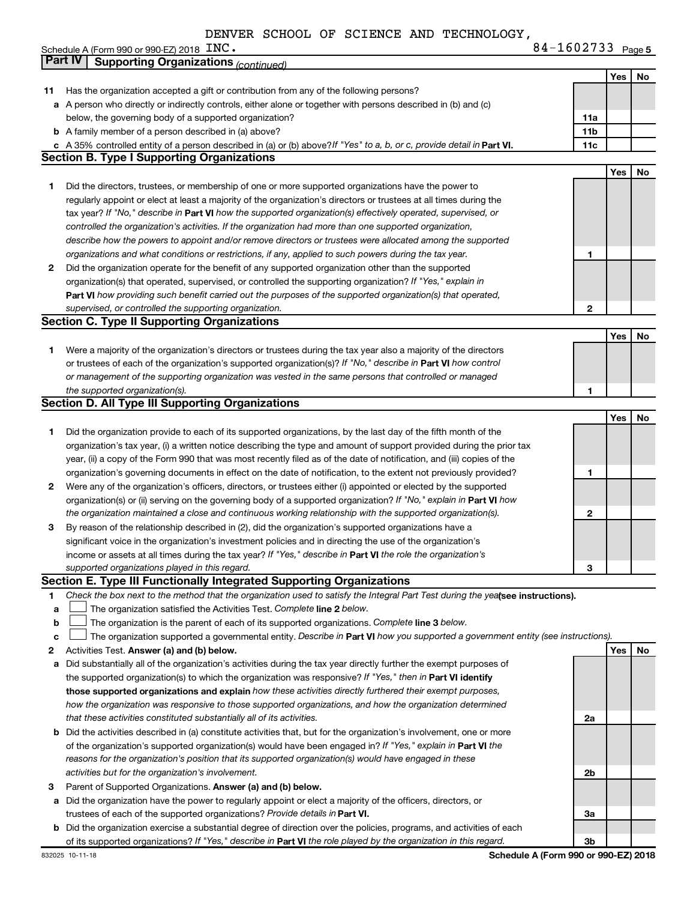DENVER SCHOOL OF SCIENCE AND TECHNOLOGY, INC. 84-1602733

Schedule A (Form 990 or 990-EZ) 2018

## Part IV Supporting Organizations *(continued)*

| | | | Yes | No |
|---|---|---|---|---|
| 11 | Has the organization accepted a gift or contribution from any of the following persons? | | | |
| a | A person who directly or indirectly controls, either alone or together with persons described in (b) and (c) below, the governing body of a supported organization? | 11a | | |
| b | A family member of a person described in (a) above? | 11b | | |
| c | A 35% controlled entity of a person described in (a) or (b) above? *If "Yes" to a, b, or c, provide detail in* **Part VI.** | 11c | | |

### Section B. Type I Supporting Organizations

| | | | Yes | No |
|---|---|---|---|---|
| 1 | Did the directors, trustees, or membership of one or more supported organizations have the power to regularly appoint or elect at least a majority of the organization's directors or trustees at all times during the tax year? *If "No," describe in* **Part VI** *how the supported organization(s) effectively operated, supervised, or controlled the organization's activities. If the organization had more than one supported organization, describe how the powers to appoint and/or remove directors or trustees were allocated among the supported organizations and what conditions or restrictions, if any, applied to such powers during the tax year.* | 1 | | |
| 2 | Did the organization operate for the benefit of any supported organization other than the supported organization(s) that operated, supervised, or controlled the supporting organization? *If "Yes," explain in* **Part VI** *how providing such benefit carried out the purposes of the supported organization(s) that operated, supervised, or controlled the supporting organization.* | 2 | | |

### Section C. Type II Supporting Organizations

| | | | Yes | No |
|---|---|---|---|---|
| 1 | Were a majority of the organization's directors or trustees during the tax year also a majority of the directors or trustees of each of the organization's supported organization(s)? *If "No," describe in* **Part VI** *how control or management of the supporting organization was vested in the same persons that controlled or managed the supported organization(s).* | 1 | | |

### Section D. All Type III Supporting Organizations

| | | | Yes | No |
|---|---|---|---|---|
| 1 | Did the organization provide to each of its supported organizations, by the last day of the fifth month of the organization's tax year, (i) a written notice describing the type and amount of support provided during the prior tax year, (ii) a copy of the Form 990 that was most recently filed as of the date of notification, and (iii) copies of the organization's governing documents in effect on the date of notification, to the extent not previously provided? | 1 | | |
| 2 | Were any of the organization's officers, directors, or trustees either (i) appointed or elected by the supported organization(s) or (ii) serving on the governing body of a supported organization? *If "No," explain in* **Part VI** *how the organization maintained a close and continuous working relationship with the supported organization(s).* | 2 | | |
| 3 | By reason of the relationship described in (2), did the organization's supported organizations have a significant voice in the organization's investment policies and in directing the use of the organization's income or assets at all times during the tax year? *If "Yes," describe in* **Part VI** *the role the organization's supported organizations played in this regard.* | 3 | | |

### Section E. Type III Functionally Integrated Supporting Organizations

1 *Check the box next to the method that the organization used to satisfy the Integral Part Test during the year* **(see instructions).**

a ☐ The organization satisfied the Activities Test. *Complete* **line 2** *below.*

b ☐ The organization is the parent of each of its supported organizations. *Complete* **line 3** *below.*

c ☐ The organization supported a governmental entity. *Describe in* **Part VI** *how you supported a government entity (see instructions).*

| | | | Yes | No |
|---|---|---|---|---|
| 2 | Activities Test. **Answer (a) and (b) below.** | | | |
| a | Did substantially all of the organization's activities during the tax year directly further the exempt purposes of the supported organization(s) to which the organization was responsive? *If "Yes," then in* **Part VI identify those supported organizations and explain** *how these activities directly furthered their exempt purposes, how the organization was responsive to those supported organizations, and how the organization determined that these activities constituted substantially all of its activities.* | 2a | | |
| b | Did the activities described in (a) constitute activities that, but for the organization's involvement, one or more of the organization's supported organization(s) would have been engaged in? *If "Yes," explain in* **Part VI** *the reasons for the organization's position that its supported organization(s) would have engaged in these activities but for the organization's involvement.* | 2b | | |
| 3 | Parent of Supported Organizations. **Answer (a) and (b) below.** | | | |
| a | Did the organization have the power to regularly appoint or elect a majority of the officers, directors, or trustees of each of the supported organizations? *Provide details in* **Part VI.** | 3a | | |
| b | Did the organization exercise a substantial degree of direction over the policies, programs, and activities of each of its supported organizations? *If "Yes," describe in* **Part VI** *the role played by the organization in this regard.* | 3b | | |

832025 10-11-18 **Schedule A (Form 990 or 990-EZ) 2018**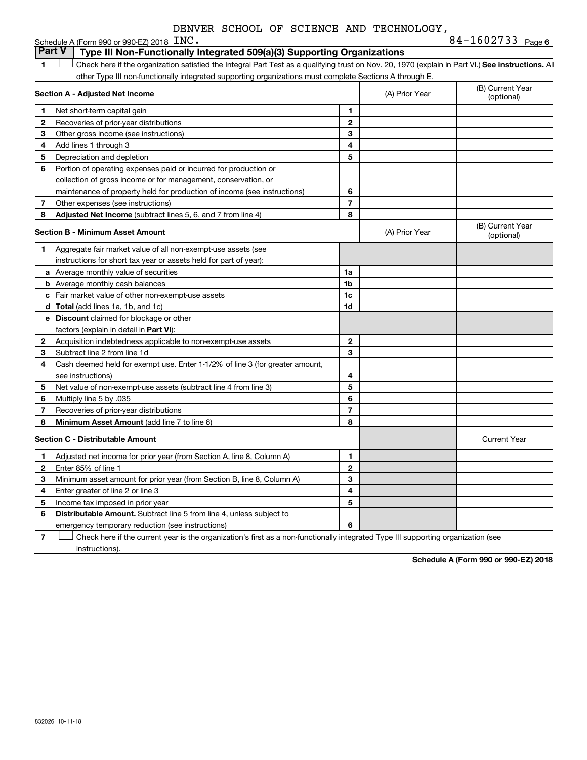DENVER SCHOOL OF SCIENCE AND TECHNOLOGY,

Schedule A (Form 990 or 990-EZ) 2018 INC. 84-1602733 Page 6

## Part V Type III Non-Functionally Integrated 509(a)(3) Supporting Organizations

1 ☐ Check here if the organization satisfied the Integral Part Test as a qualifying trust on Nov. 20, 1970 (explain in Part VI.) **See instructions.** All other Type III non-functionally integrated supporting organizations must complete Sections A through E.

| **Section A - Adjusted Net Income** | | | (A) Prior Year | (B) Current Year (optional) |
|---|---|---|---|---|
| 1 | Net short-term capital gain | 1 | | |
| 2 | Recoveries of prior-year distributions | 2 | | |
| 3 | Other gross income (see instructions) | 3 | | |
| 4 | Add lines 1 through 3 | 4 | | |
| 5 | Depreciation and depletion | 5 | | |
| 6 | Portion of operating expenses paid or incurred for production or collection of gross income or for management, conservation, or maintenance of property held for production of income (see instructions) | 6 | | |
| 7 | Other expenses (see instructions) | 7 | | |
| 8 | **Adjusted Net Income** (subtract lines 5, 6, and 7 from line 4) | 8 | | |

| **Section B - Minimum Asset Amount** | | | (A) Prior Year | (B) Current Year (optional) |
|---|---|---|---|---|
| 1 | Aggregate fair market value of all non-exempt-use assets (see instructions for short tax year or assets held for part of year): | | | |
| a | Average monthly value of securities | 1a | | |
| b | Average monthly cash balances | 1b | | |
| c | Fair market value of other non-exempt-use assets | 1c | | |
| d | **Total** (add lines 1a, 1b, and 1c) | 1d | | |
| e | **Discount** claimed for blockage or other factors (explain in detail in **Part VI**): | | | |
| 2 | Acquisition indebtedness applicable to non-exempt-use assets | 2 | | |
| 3 | Subtract line 2 from line 1d | 3 | | |
| 4 | Cash deemed held for exempt use. Enter 1-1/2% of line 3 (for greater amount, see instructions) | 4 | | |
| 5 | Net value of non-exempt-use assets (subtract line 4 from line 3) | 5 | | |
| 6 | Multiply line 5 by .035 | 6 | | |
| 7 | Recoveries of prior-year distributions | 7 | | |
| 8 | **Minimum Asset Amount** (add line 7 to line 6) | 8 | | |

| **Section C - Distributable Amount** | | | | Current Year |
|---|---|---|---|---|
| 1 | Adjusted net income for prior year (from Section A, line 8, Column A) | 1 | | |
| 2 | Enter 85% of line 1 | 2 | | |
| 3 | Minimum asset amount for prior year (from Section B, line 8, Column A) | 3 | | |
| 4 | Enter greater of line 2 or line 3 | 4 | | |
| 5 | Income tax imposed in prior year | 5 | | |
| 6 | **Distributable Amount.** Subtract line 5 from line 4, unless subject to emergency temporary reduction (see instructions) | 6 | | |

7 ☐ Check here if the current year is the organization's first as a non-functionally integrated Type III supporting organization (see instructions).

**Schedule A (Form 990 or 990-EZ) 2018**

832026 10-11-18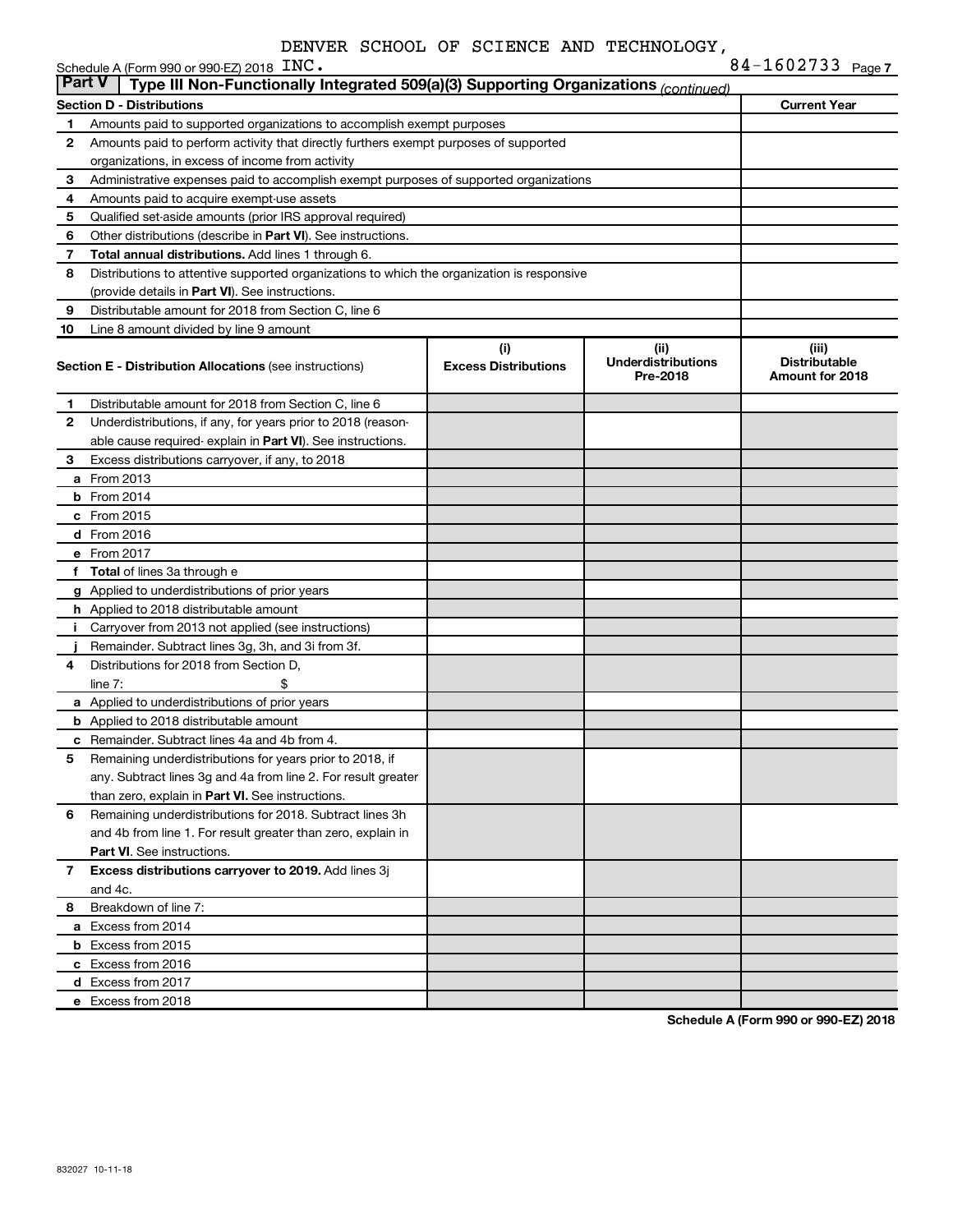DENVER SCHOOL OF SCIENCE AND TECHNOLOGY,

Schedule A (Form 990 or 990-EZ) 2018 INC. 84-1602733 Page 7

**Part V | Type III Non-Functionally Integrated 509(a)(3) Supporting Organizations** *(continued)*

| Section D - Distributions | | Current Year |
|---|---|---|
| 1 | Amounts paid to supported organizations to accomplish exempt purposes | |
| 2 | Amounts paid to perform activity that directly furthers exempt purposes of supported organizations, in excess of income from activity | |
| 3 | Administrative expenses paid to accomplish exempt purposes of supported organizations | |
| 4 | Amounts paid to acquire exempt-use assets | |
| 5 | Qualified set-aside amounts (prior IRS approval required) | |
| 6 | Other distributions (describe in **Part VI**). See instructions. | |
| 7 | **Total annual distributions.** Add lines 1 through 6. | |
| 8 | Distributions to attentive supported organizations to which the organization is responsive (provide details in **Part VI**). See instructions. | |
| 9 | Distributable amount for 2018 from Section C, line 6 | |
| 10 | Line 8 amount divided by line 9 amount | |

| | **Section E - Distribution Allocations** (see instructions) | (i) Excess Distributions | (ii) Underdistributions Pre-2018 | (iii) Distributable Amount for 2018 |
|---|---|---|---|---|
| 1 | Distributable amount for 2018 from Section C, line 6 | | | |
| 2 | Underdistributions, if any, for years prior to 2018 (reasonable cause required- explain in **Part VI**). See instructions. | | | |
| 3 | Excess distributions carryover, if any, to 2018 | | | |
| a | From 2013 | | | |
| b | From 2014 | | | |
| c | From 2015 | | | |
| d | From 2016 | | | |
| e | From 2017 | | | |
| f | **Total** of lines 3a through e | | | |
| g | Applied to underdistributions of prior years | | | |
| h | Applied to 2018 distributable amount | | | |
| i | Carryover from 2013 not applied (see instructions) | | | |
| j | Remainder. Subtract lines 3g, 3h, and 3i from 3f. | | | |
| 4 | Distributions for 2018 from Section D, line 7: $ | | | |
| a | Applied to underdistributions of prior years | | | |
| b | Applied to 2018 distributable amount | | | |
| c | Remainder. Subtract lines 4a and 4b from 4. | | | |
| 5 | Remaining underdistributions for years prior to 2018, if any. Subtract lines 3g and 4a from line 2. For result greater than zero, explain in **Part VI**. See instructions. | | | |
| 6 | Remaining underdistributions for 2018. Subtract lines 3h and 4b from line 1. For result greater than zero, explain in **Part VI**. See instructions. | | | |
| 7 | **Excess distributions carryover to 2019.** Add lines 3j and 4c. | | | |
| 8 | Breakdown of line 7: | | | |
| a | Excess from 2014 | | | |
| b | Excess from 2015 | | | |
| c | Excess from 2016 | | | |
| d | Excess from 2017 | | | |
| e | Excess from 2018 | | | |

**Schedule A (Form 990 or 990-EZ) 2018**

832027 10-11-18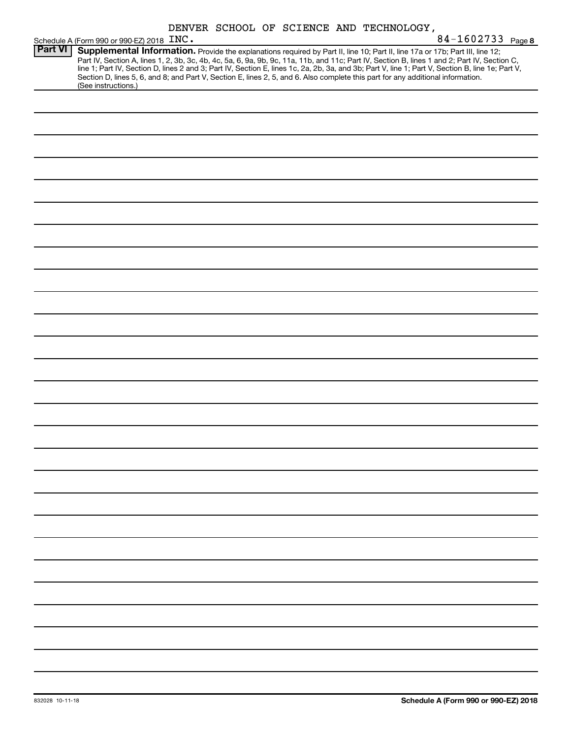DENVER SCHOOL OF SCIENCE AND TECHNOLOGY, INC. 84-1602733

Schedule A (Form 990 or 990-EZ) 2018 Page **8**

**Part VI** **Supplemental Information.** Provide the explanations required by Part II, line 10; Part II, line 17a or 17b; Part III, line 12; Part IV, Section A, lines 1, 2, 3b, 3c, 4b, 4c, 5a, 6, 9a, 9b, 9c, 11a, 11b, and 11c; Part IV, Section B, lines 1 and 2; Part IV, Section C, line 1; Part IV, Section D, lines 2 and 3; Part IV, Section E, lines 1c, 2a, 2b, 3a, and 3b; Part V, line 1; Part V, Section B, line 1e; Part V, Section D, lines 5, 6, and 8; and Part V, Section E, lines 2, 5, and 6. Also complete this part for any additional information. (See instructions.)

832028 10-11-18

**Schedule A (Form 990 or 990-EZ) 2018**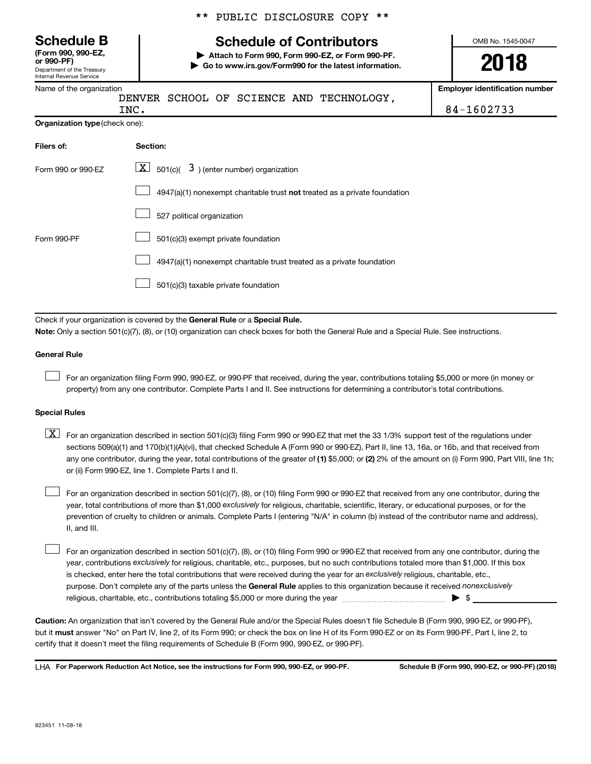** PUBLIC DISCLOSURE COPY **

# Schedule B

**(Form 990, 990-EZ, or 990-PF)**
Department of the Treasury
Internal Revenue Service

## Schedule of Contributors

▶ **Attach to Form 990, Form 990-EZ, or Form 990-PF.**
▶ **Go to www.irs.gov/Form990 for the latest information.**

OMB No. 1545-0047

**2018**

| Name of the organization | Employer identification number |
|---|---|
| DENVER SCHOOL OF SCIENCE AND TECHNOLOGY, INC. | 84-1602733 |

**Organization type** (check one):

| Filers of: | Section: |
|---|---|
| Form 990 or 990-EZ | [X] 501(c)( 3 ) (enter number) organization |
| | [ ] 4947(a)(1) nonexempt charitable trust **not** treated as a private foundation |
| | [ ] 527 political organization |
| Form 990-PF | [ ] 501(c)(3) exempt private foundation |
| | [ ] 4947(a)(1) nonexempt charitable trust treated as a private foundation |
| | [ ] 501(c)(3) taxable private foundation |

Check if your organization is covered by the **General Rule** or a **Special Rule.**

**Note:** Only a section 501(c)(7), (8), or (10) organization can check boxes for both the General Rule and a Special Rule. See instructions.

**General Rule**

[ ] For an organization filing Form 990, 990-EZ, or 990-PF that received, during the year, contributions totaling $5,000 or more (in money or property) from any one contributor. Complete Parts I and II. See instructions for determining a contributor's total contributions.

**Special Rules**

[X] For an organization described in section 501(c)(3) filing Form 990 or 990-EZ that met the 33 1/3% support test of the regulations under sections 509(a)(1) and 170(b)(1)(A)(vi), that checked Schedule A (Form 990 or 990-EZ), Part II, line 13, 16a, or 16b, and that received from any one contributor, during the year, total contributions of the greater of **(1)** $5,000; or **(2)** 2% of the amount on (i) Form 990, Part VIII, line 1h; or (ii) Form 990-EZ, line 1. Complete Parts I and II.

[ ] For an organization described in section 501(c)(7), (8), or (10) filing Form 990 or 990-EZ that received from any one contributor, during the year, total contributions of more than $1,000 *exclusively* for religious, charitable, scientific, literary, or educational purposes, or for the prevention of cruelty to children or animals. Complete Parts I (entering "N/A" in column (b) instead of the contributor name and address), II, and III.

[ ] For an organization described in section 501(c)(7), (8), or (10) filing Form 990 or 990-EZ that received from any one contributor, during the year, contributions *exclusively* for religious, charitable, etc., purposes, but no such contributions totaled more than $1,000. If this box is checked, enter here the total contributions that were received during the year for an *exclusively* religious, charitable, etc., purpose. Don't complete any of the parts unless the **General Rule** applies to this organization because it received *nonexclusively* religious, charitable, etc., contributions totaling $5,000 or more during the year ▶ $ ________

**Caution:** An organization that isn't covered by the General Rule and/or the Special Rules doesn't file Schedule B (Form 990, 990-EZ, or 990-PF), but it **must** answer "No" on Part IV, line 2, of its Form 990; or check the box on line H of its Form 990-EZ or on its Form 990-PF, Part I, line 2, to certify that it doesn't meet the filing requirements of Schedule B (Form 990, 990-EZ, or 990-PF).

LHA **For Paperwork Reduction Act Notice, see the instructions for Form 990, 990-EZ, or 990-PF.** **Schedule B (Form 990, 990-EZ, or 990-PF) (2018)**

823451 11-08-18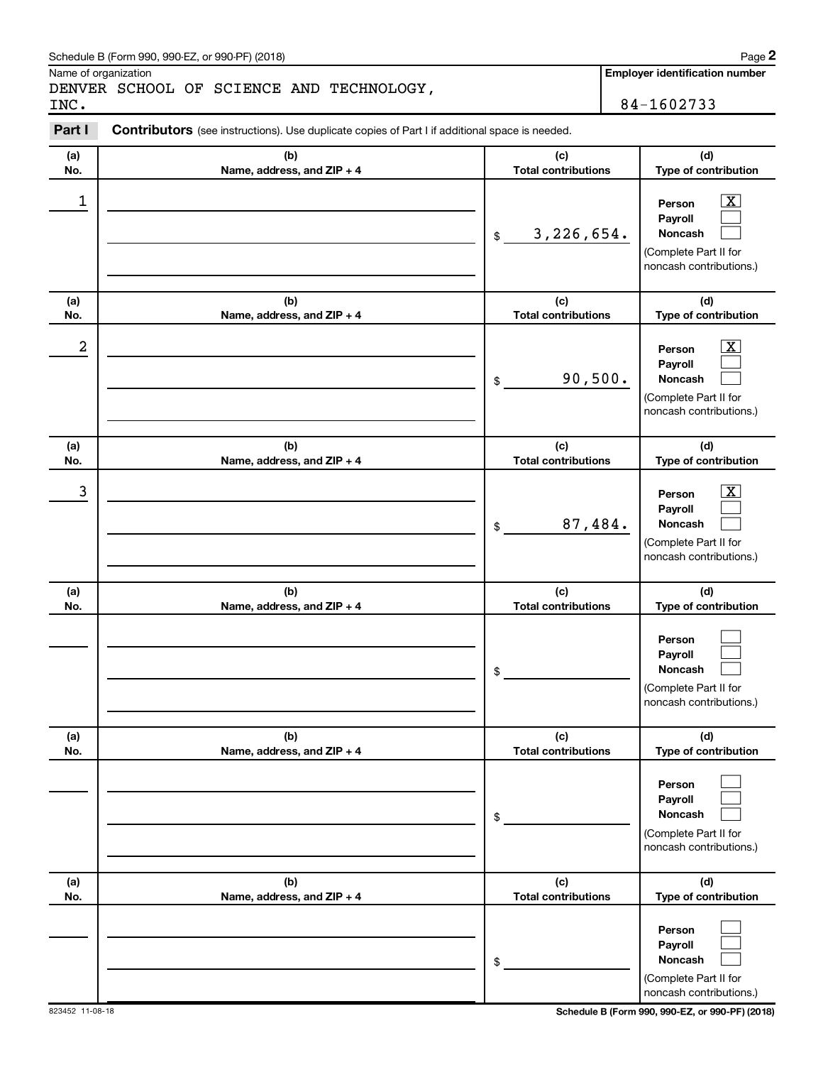Schedule B (Form 990, 990-EZ, or 990-PF) (2018)

Name of organization: DENVER SCHOOL OF SCIENCE AND TECHNOLOGY, INC.

**Employer identification number:** 84-1602733

## Part I — Contributors (see instructions). Use duplicate copies of Part I if additional space is needed.

| (a) No. | (b) Name, address, and ZIP + 4 | (c) Total contributions | (d) Type of contribution |
|---|---|---|---|
| 1 | | $ 3,226,654. | Person [X] Payroll [ ] Noncash [ ] (Complete Part II for noncash contributions.) |
| 2 | | $ 90,500. | Person [X] Payroll [ ] Noncash [ ] (Complete Part II for noncash contributions.) |
| 3 | | $ 87,484. | Person [X] Payroll [ ] Noncash [ ] (Complete Part II for noncash contributions.) |
| | | $ | Person [ ] Payroll [ ] Noncash [ ] (Complete Part II for noncash contributions.) |
| | | $ | Person [ ] Payroll [ ] Noncash [ ] (Complete Part II for noncash contributions.) |
| | | $ | Person [ ] Payroll [ ] Noncash [ ] (Complete Part II for noncash contributions.) |

823452 11-08-18

Schedule B (Form 990, 990-EZ, or 990-PF) (2018)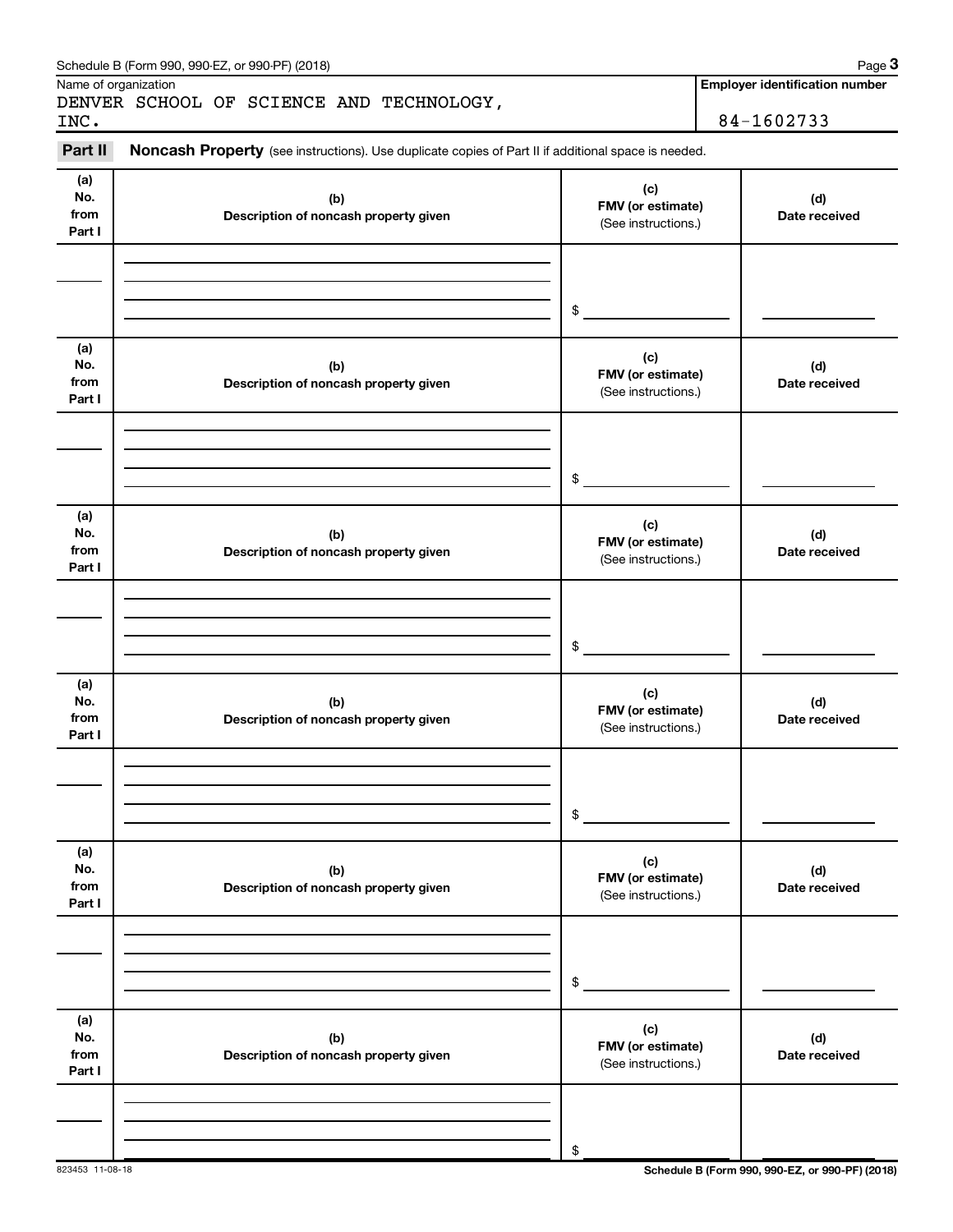Schedule B (Form 990, 990-EZ, or 990-PF) (2018)

Name of organization: DENVER SCHOOL OF SCIENCE AND TECHNOLOGY, INC.

**Employer identification number:** 84-1602733

**Part II** **Noncash Property** (see instructions). Use duplicate copies of Part II if additional space is needed.

| (a) No. from Part I | (b) Description of noncash property given | (c) FMV (or estimate) (See instructions.) | (d) Date received |
|---|---|---|---|
| | | $ | |

| (a) No. from Part I | (b) Description of noncash property given | (c) FMV (or estimate) (See instructions.) | (d) Date received |
|---|---|---|---|
| | | $ | |

| (a) No. from Part I | (b) Description of noncash property given | (c) FMV (or estimate) (See instructions.) | (d) Date received |
|---|---|---|---|
| | | $ | |

| (a) No. from Part I | (b) Description of noncash property given | (c) FMV (or estimate) (See instructions.) | (d) Date received |
|---|---|---|---|
| | | $ | |

| (a) No. from Part I | (b) Description of noncash property given | (c) FMV (or estimate) (See instructions.) | (d) Date received |
|---|---|---|---|
| | | $ | |

| (a) No. from Part I | (b) Description of noncash property given | (c) FMV (or estimate) (See instructions.) | (d) Date received |
|---|---|---|---|
| | | $ | |

823453 11-08-18

Schedule B (Form 990, 990-EZ, or 990-PF) (2018)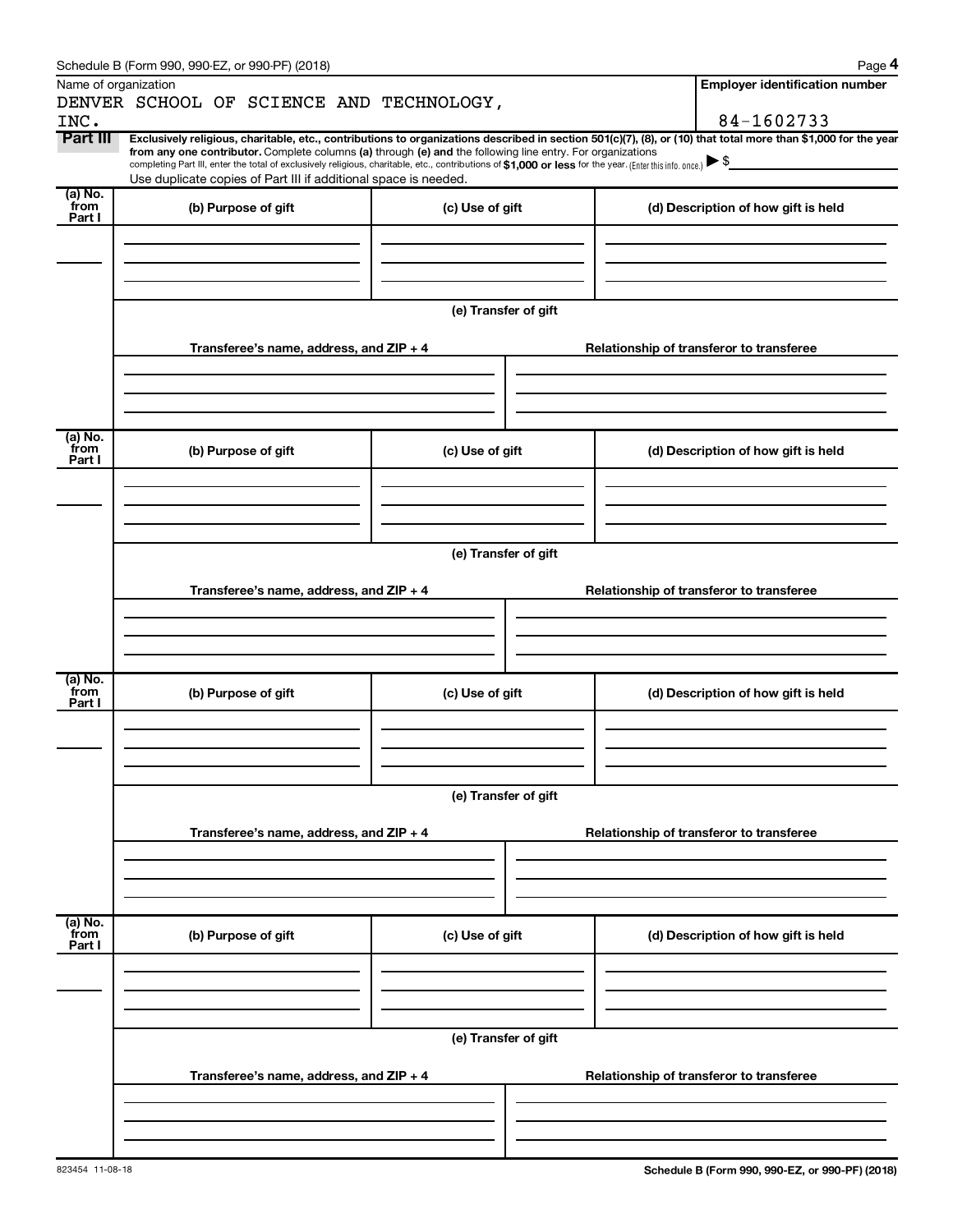Name of organization

DENVER SCHOOL OF SCIENCE AND TECHNOLOGY, INC.

**Employer identification number**

84-1602733

**Part III** **Exclusively religious, charitable, etc., contributions to organizations described in section 501(c)(7), (8), or (10) that total more than $1,000 for the year from any one contributor.** Complete columns **(a)** through **(e)** and the following line entry. For organizations completing Part III, enter the total of exclusively religious, charitable, etc., contributions of **$1,000 or less** for the year. (Enter this info. once.) ▶ $

Use duplicate copies of Part III if additional space is needed.

| (a) No. from Part I | (b) Purpose of gift | (c) Use of gift | (d) Description of how gift is held |
|---|---|---|---|
| | | | |

**(e) Transfer of gift**

| Transferee's name, address, and ZIP + 4 | Relationship of transferor to transferee |
|---|---|
| | |

| (a) No. from Part I | (b) Purpose of gift | (c) Use of gift | (d) Description of how gift is held |
|---|---|---|---|
| | | | |

**(e) Transfer of gift**

| Transferee's name, address, and ZIP + 4 | Relationship of transferor to transferee |
|---|---|
| | |

| (a) No. from Part I | (b) Purpose of gift | (c) Use of gift | (d) Description of how gift is held |
|---|---|---|---|
| | | | |

**(e) Transfer of gift**

| Transferee's name, address, and ZIP + 4 | Relationship of transferor to transferee |
|---|---|
| | |

| (a) No. from Part I | (b) Purpose of gift | (c) Use of gift | (d) Description of how gift is held |
|---|---|---|---|
| | | | |

**(e) Transfer of gift**

| Transferee's name, address, and ZIP + 4 | Relationship of transferor to transferee |
|---|---|
| | |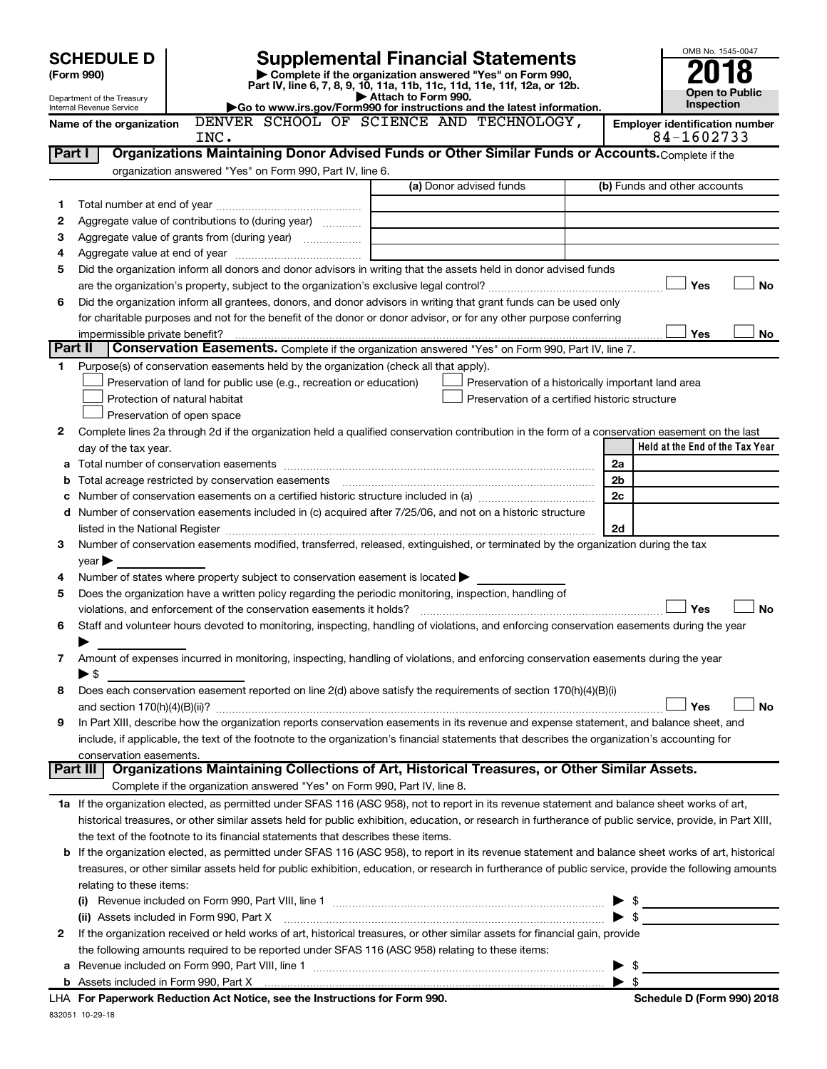**SCHEDULE D (Form 990)**

Department of the Treasury
Internal Revenue Service

# Supplemental Financial Statements

▶ Complete if the organization answered "Yes" on Form 990, Part IV, line 6, 7, 8, 9, 10, 11a, 11b, 11c, 11d, 11e, 11f, 12a, or 12b.
▶ Attach to Form 990.
▶Go to www.irs.gov/Form990 for instructions and the latest information.

OMB No. 1545-0047

**2018**

**Open to Public Inspection**

Name of the organization: DENVER SCHOOL OF SCIENCE AND TECHNOLOGY, INC.

Employer identification number: 84-1602733

## Part I Organizations Maintaining Donor Advised Funds or Other Similar Funds or Accounts.

Complete if the organization answered "Yes" on Form 990, Part IV, line 6.

| | | (a) Donor advised funds | (b) Funds and other accounts |
|---|---|---|---|
| 1 | Total number at end of year | | |
| 2 | Aggregate value of contributions to (during year) | | |
| 3 | Aggregate value of grants from (during year) | | |
| 4 | Aggregate value at end of year | | |

5 Did the organization inform all donors and donor advisors in writing that the assets held in donor advised funds are the organization's property, subject to the organization's exclusive legal control? ☐ Yes ☐ No

6 Did the organization inform all grantees, donors, and donor advisors in writing that grant funds can be used only for charitable purposes and not for the benefit of the donor or donor advisor, or for any other purpose conferring impermissible private benefit? ☐ Yes ☐ No

## Part II Conservation Easements.

Complete if the organization answered "Yes" on Form 990, Part IV, line 7.

1 Purpose(s) of conservation easements held by the organization (check all that apply).

- ☐ Preservation of land for public use (e.g., recreation or education)
- ☐ Protection of natural habitat
- ☐ Preservation of open space
- ☐ Preservation of a historically important land area
- ☐ Preservation of a certified historic structure

2 Complete lines 2a through 2d if the organization held a qualified conservation contribution in the form of a conservation easement on the last day of the tax year.

| | | | Held at the End of the Tax Year |
|---|---|---|---|
| a | Total number of conservation easements | 2a | |
| b | Total acreage restricted by conservation easements | 2b | |
| c | Number of conservation easements on a certified historic structure included in (a) | 2c | |
| d | Number of conservation easements included in (c) acquired after 7/25/06, and not on a historic structure listed in the National Register | 2d | |

3 Number of conservation easements modified, transferred, released, extinguished, or terminated by the organization during the tax year ▶

4 Number of states where property subject to conservation easement is located ▶

5 Does the organization have a written policy regarding the periodic monitoring, inspection, handling of violations, and enforcement of the conservation easements it holds? ☐ Yes ☐ No

6 Staff and volunteer hours devoted to monitoring, inspecting, handling of violations, and enforcing conservation easements during the year ▶

7 Amount of expenses incurred in monitoring, inspecting, handling of violations, and enforcing conservation easements during the year ▶ $

8 Does each conservation easement reported on line 2(d) above satisfy the requirements of section 170(h)(4)(B)(i) and section 170(h)(4)(B)(ii)? ☐ Yes ☐ No

9 In Part XIII, describe how the organization reports conservation easements in its revenue and expense statement, and balance sheet, and include, if applicable, the text of the footnote to the organization's financial statements that describes the organization's accounting for conservation easements.

## Part III Organizations Maintaining Collections of Art, Historical Treasures, or Other Similar Assets.

Complete if the organization answered "Yes" on Form 990, Part IV, line 8.

1a If the organization elected, as permitted under SFAS 116 (ASC 958), not to report in its revenue statement and balance sheet works of art, historical treasures, or other similar assets held for public exhibition, education, or research in furtherance of public service, provide, in Part XIII, the text of the footnote to its financial statements that describes these items.

b If the organization elected, as permitted under SFAS 116 (ASC 958), to report in its revenue statement and balance sheet works of art, historical treasures, or other similar assets held for public exhibition, education, or research in furtherance of public service, provide the following amounts relating to these items:

(i) Revenue included on Form 990, Part VIII, line 1 ▶ $

(ii) Assets included in Form 990, Part X ▶ $

2 If the organization received or held works of art, historical treasures, or other similar assets for financial gain, provide the following amounts required to be reported under SFAS 116 (ASC 958) relating to these items:

a Revenue included on Form 990, Part VIII, line 1 ▶ $

b Assets included in Form 990, Part X ▶ $

LHA For Paperwork Reduction Act Notice, see the Instructions for Form 990. Schedule D (Form 990) 2018

832051 10-29-18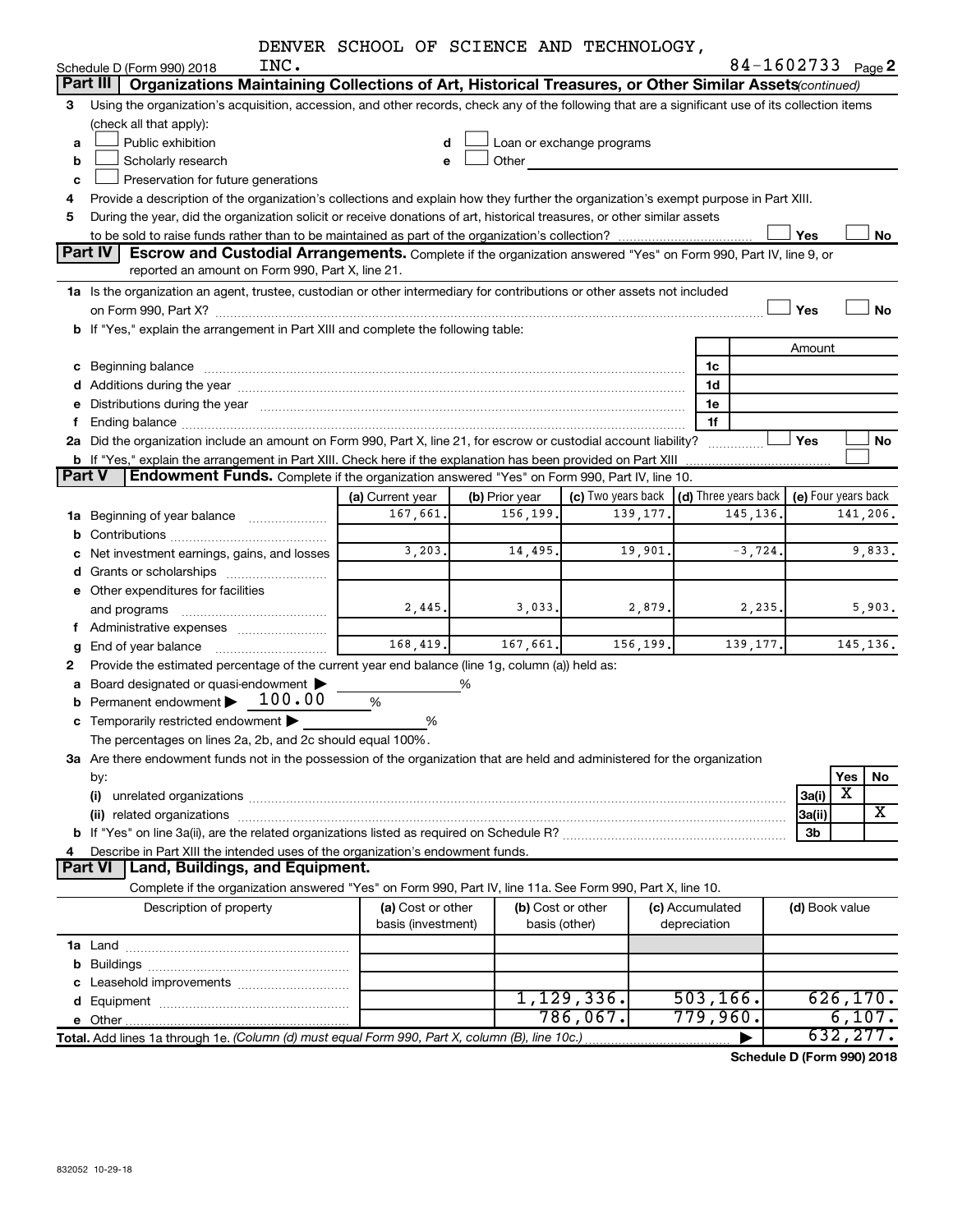DENVER SCHOOL OF SCIENCE AND TECHNOLOGY, INC.

Schedule D (Form 990) 2018 — 84-1602733 Page 2

## Part III Organizations Maintaining Collections of Art, Historical Treasures, or Other Similar Assets *(continued)*

**3** Using the organization's acquisition, accession, and other records, check any of the following that are a significant use of its collection items (check all that apply):

- **a** ☐ Public exhibition
- **b** ☐ Scholarly research
- **c** ☐ Preservation for future generations
- **d** ☐ Loan or exchange programs
- **e** ☐ Other

**4** Provide a description of the organization's collections and explain how they further the organization's exempt purpose in Part XIII.

**5** During the year, did the organization solicit or receive donations of art, historical treasures, or other similar assets to be sold to raise funds rather than to be maintained as part of the organization's collection? ☐ Yes ☐ No

## Part IV Escrow and Custodial Arrangements.

Complete if the organization answered "Yes" on Form 990, Part IV, line 9, or reported an amount on Form 990, Part X, line 21.

**1a** Is the organization an agent, trustee, custodian or other intermediary for contributions or other assets not included on Form 990, Part X? ☐ Yes ☐ No

**b** If "Yes," explain the arrangement in Part XIII and complete the following table:

| | | Amount |
|---|---|---|
| **c** Beginning balance | 1c | |
| **d** Additions during the year | 1d | |
| **e** Distributions during the year | 1e | |
| **f** Ending balance | 1f | |

**2a** Did the organization include an amount on Form 990, Part X, line 21, for escrow or custodial account liability? ☐ Yes ☐ No

**b** If "Yes," explain the arrangement in Part XIII. Check here if the explanation has been provided on Part XIII ☐

## Part V Endowment Funds.

Complete if the organization answered "Yes" on Form 990, Part IV, line 10.

| | (a) Current year | (b) Prior year | (c) Two years back | (d) Three years back | (e) Four years back |
|---|---|---|---|---|---|
| **1a** Beginning of year balance | 167,661. | 156,199. | 139,177. | 145,136. | 141,206. |
| **b** Contributions | | | | | |
| **c** Net investment earnings, gains, and losses | 3,203. | 14,495. | 19,901. | -3,724. | 9,833. |
| **d** Grants or scholarships | | | | | |
| **e** Other expenditures for facilities and programs | 2,445. | 3,033. | 2,879. | 2,235. | 5,903. |
| **f** Administrative expenses | | | | | |
| **g** End of year balance | 168,419. | 167,661. | 156,199. | 139,177. | 145,136. |

**2** Provide the estimated percentage of the current year end balance (line 1g, column (a)) held as:

- **a** Board designated or quasi-endowment ▶ ______ %
- **b** Permanent endowment ▶ 100.00 %
- **c** Temporarily restricted endowment ▶ ______ %

The percentages on lines 2a, 2b, and 2c should equal 100%.

**3a** Are there endowment funds not in the possession of the organization that are held and administered for the organization by:

| | | Yes | No |
|---|---|---|---|
| **(i)** unrelated organizations | 3a(i) | X | |
| **(ii)** related organizations | 3a(ii) | | X |
| **b** If "Yes" on line 3a(ii), are the related organizations listed as required on Schedule R? | 3b | | |

**4** Describe in Part XIII the intended uses of the organization's endowment funds.

## Part VI Land, Buildings, and Equipment.

Complete if the organization answered "Yes" on Form 990, Part IV, line 11a. See Form 990, Part X, line 10.

| Description of property | (a) Cost or other basis (investment) | (b) Cost or other basis (other) | (c) Accumulated depreciation | (d) Book value |
|---|---|---|---|---|
| **1a** Land | | | | |
| **b** Buildings | | | | |
| **c** Leasehold improvements | | | | |
| **d** Equipment | | 1,129,336. | 503,166. | 626,170. |
| **e** Other | | 786,067. | 779,960. | 6,107. |
| **Total.** Add lines 1a through 1e. *(Column (d) must equal Form 990, Part X, column (B), line 10c.)* | | | ▶ | 632,277. |

Schedule D (Form 990) 2018

832052 10-29-18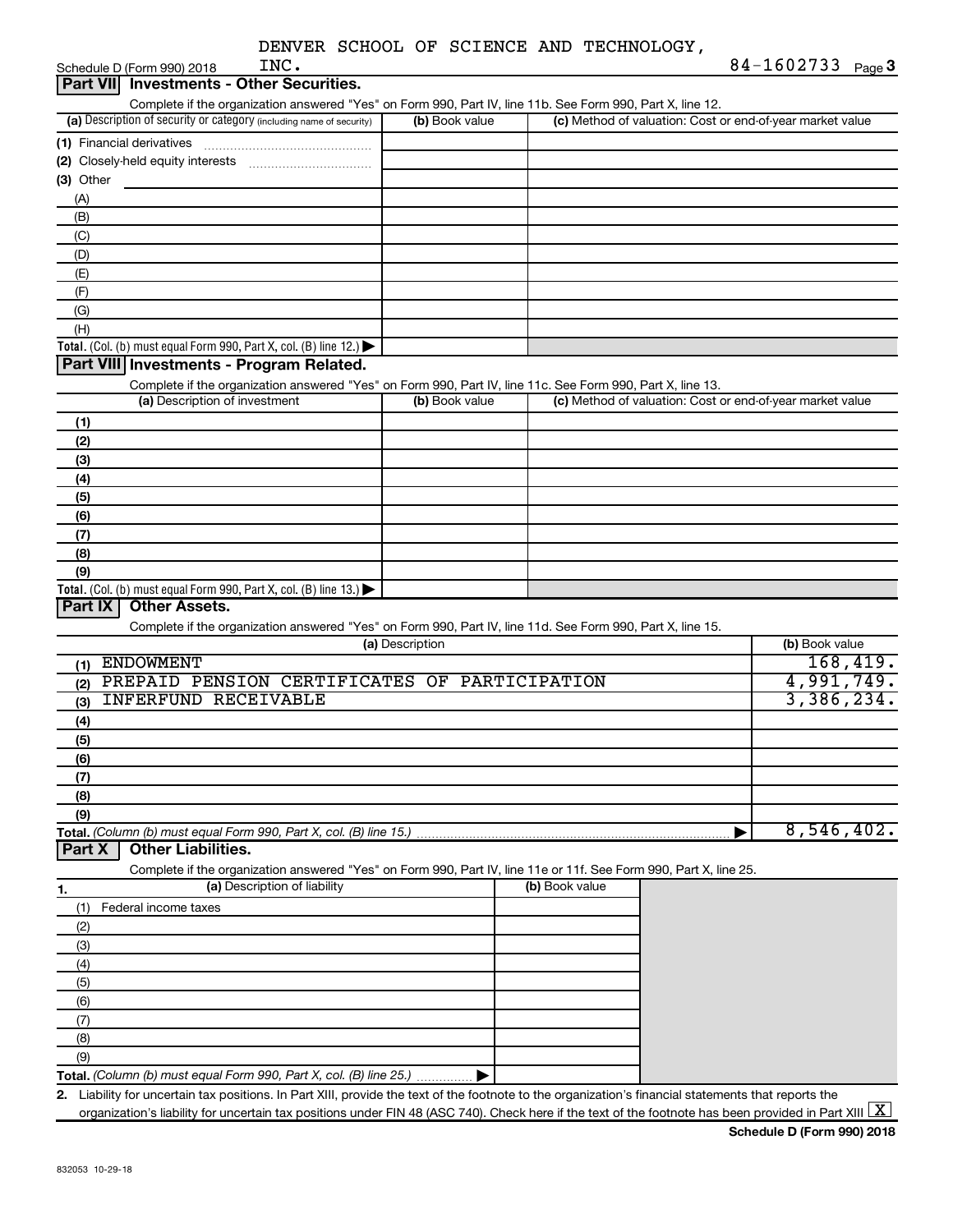DENVER SCHOOL OF SCIENCE AND TECHNOLOGY, INC. 84-1602733

Schedule D (Form 990) 2018

## Part VII Investments - Other Securities.

Complete if the organization answered "Yes" on Form 990, Part IV, line 11b. See Form 990, Part X, line 12.

| (a) Description of security or category (including name of security) | (b) Book value | (c) Method of valuation: Cost or end-of-year market value |
|---|---|---|
| (1) Financial derivatives | | |
| (2) Closely-held equity interests | | |
| (3) Other | | |
| (A) | | |
| (B) | | |
| (C) | | |
| (D) | | |
| (E) | | |
| (F) | | |
| (G) | | |
| (H) | | |
| **Total.** (Col. (b) must equal Form 990, Part X, col. (B) line 12.) | | |

## Part VIII Investments - Program Related.

Complete if the organization answered "Yes" on Form 990, Part IV, line 11c. See Form 990, Part X, line 13.

| (a) Description of investment | (b) Book value | (c) Method of valuation: Cost or end-of-year market value |
|---|---|---|
| (1) | | |
| (2) | | |
| (3) | | |
| (4) | | |
| (5) | | |
| (6) | | |
| (7) | | |
| (8) | | |
| (9) | | |
| **Total.** (Col. (b) must equal Form 990, Part X, col. (B) line 13.) | | |

## Part IX Other Assets.

Complete if the organization answered "Yes" on Form 990, Part IV, line 11d. See Form 990, Part X, line 15.

| (a) Description | (b) Book value |
|---|---|
| (1) ENDOWMENT | 168,419. |
| (2) PREPAID PENSION CERTIFICATES OF PARTICIPATION | 4,991,749. |
| (3) INFERFUND RECEIVABLE | 3,386,234. |
| (4) | |
| (5) | |
| (6) | |
| (7) | |
| (8) | |
| (9) | |
| **Total.** *(Column (b) must equal Form 990, Part X, col. (B) line 15.)* | 8,546,402. |

## Part X Other Liabilities.

Complete if the organization answered "Yes" on Form 990, Part IV, line 11e or 11f. See Form 990, Part X, line 25.

| 1. (a) Description of liability | (b) Book value |
|---|---|
| (1) Federal income taxes | |
| (2) | |
| (3) | |
| (4) | |
| (5) | |
| (6) | |
| (7) | |
| (8) | |
| (9) | |
| **Total.** *(Column (b) must equal Form 990, Part X, col. (B) line 25.)* | |

2. Liability for uncertain tax positions. In Part XIII, provide the text of the footnote to the organization's financial statements that reports the organization's liability for uncertain tax positions under FIN 48 (ASC 740). Check here if the text of the footnote has been provided in Part XIII [X]

Schedule D (Form 990) 2018

832053 10-29-18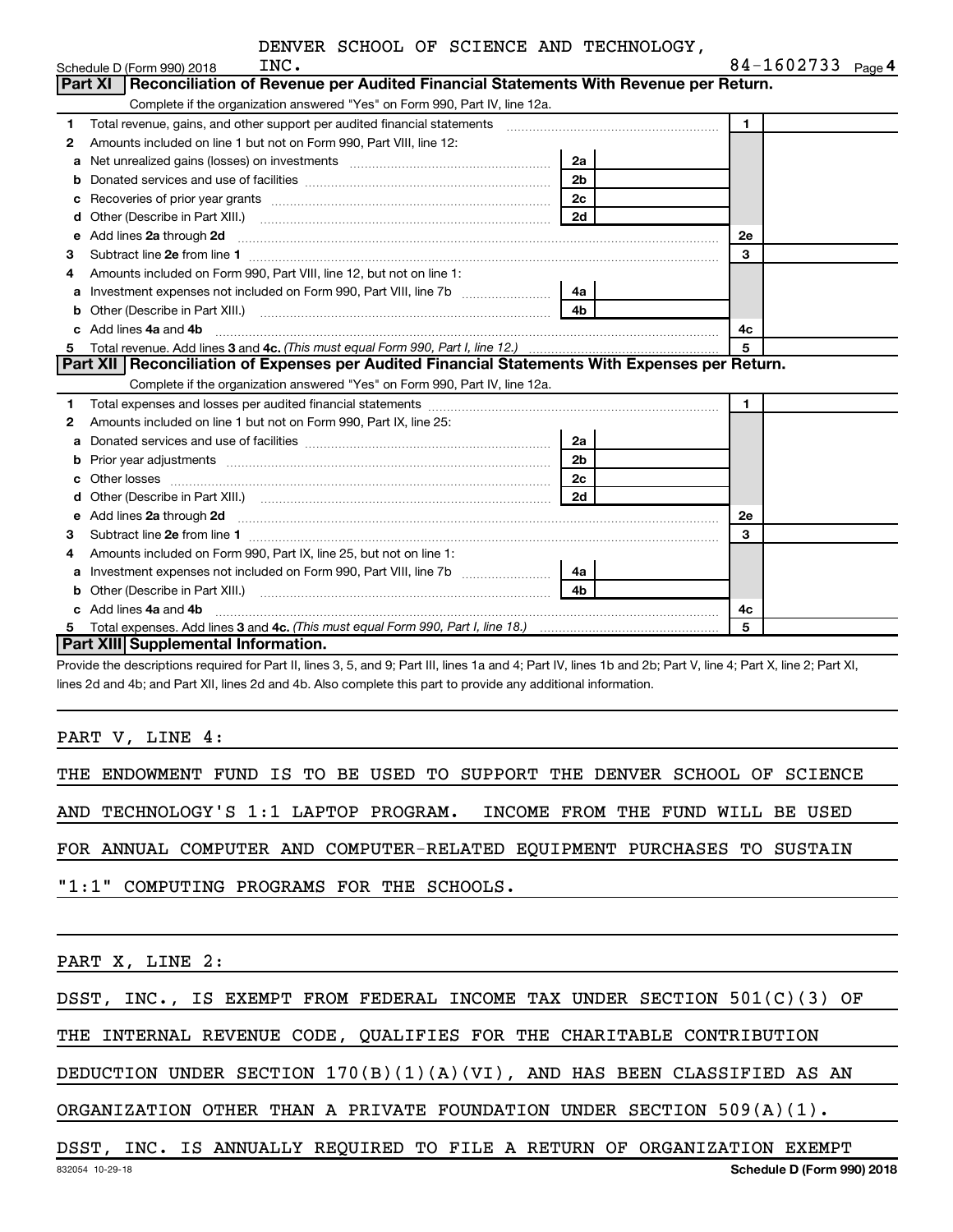DENVER SCHOOL OF SCIENCE AND TECHNOLOGY, INC.

Schedule D (Form 990) 2018 — 84-1602733 Page 4

## Part XI Reconciliation of Revenue per Audited Financial Statements With Revenue per Return.

Complete if the organization answered "Yes" on Form 990, Part IV, line 12a.

| | | | | | |
|---|---|---|---|---|---|
| 1 | Total revenue, gains, and other support per audited financial statements | | | 1 | |
| 2 | Amounts included on line 1 but not on Form 990, Part VIII, line 12: | | | | |
| a | Net unrealized gains (losses) on investments | 2a | | | |
| b | Donated services and use of facilities | 2b | | | |
| c | Recoveries of prior year grants | 2c | | | |
| d | Other (Describe in Part XIII.) | 2d | | | |
| e | Add lines **2a** through **2d** | | | 2e | |
| 3 | Subtract line **2e** from line **1** | | | 3 | |
| 4 | Amounts included on Form 990, Part VIII, line 12, but not on line 1: | | | | |
| a | Investment expenses not included on Form 990, Part VIII, line 7b | 4a | | | |
| b | Other (Describe in Part XIII.) | 4b | | | |
| c | Add lines **4a** and **4b** | | | 4c | |
| 5 | Total revenue. Add lines **3** and **4c.** *(This must equal Form 990, Part I, line 12.)* | | | 5 | |

## Part XII Reconciliation of Expenses per Audited Financial Statements With Expenses per Return.

Complete if the organization answered "Yes" on Form 990, Part IV, line 12a.

| | | | | | |
|---|---|---|---|---|---|
| 1 | Total expenses and losses per audited financial statements | | | 1 | |
| 2 | Amounts included on line 1 but not on Form 990, Part IX, line 25: | | | | |
| a | Donated services and use of facilities | 2a | | | |
| b | Prior year adjustments | 2b | | | |
| c | Other losses | 2c | | | |
| d | Other (Describe in Part XIII.) | 2d | | | |
| e | Add lines **2a** through **2d** | | | 2e | |
| 3 | Subtract line **2e** from line **1** | | | 3 | |
| 4 | Amounts included on Form 990, Part IX, line 25, but not on line 1: | | | | |
| a | Investment expenses not included on Form 990, Part VIII, line 7b | 4a | | | |
| b | Other (Describe in Part XIII.) | 4b | | | |
| c | Add lines **4a** and **4b** | | | 4c | |
| 5 | Total expenses. Add lines **3** and **4c.** *(This must equal Form 990, Part I, line 18.)* | | | 5 | |

## Part XIII Supplemental Information.

Provide the descriptions required for Part II, lines 3, 5, and 9; Part III, lines 1a and 4; Part IV, lines 1b and 2b; Part V, line 4; Part X, line 2; Part XI, lines 2d and 4b; and Part XII, lines 2d and 4b. Also complete this part to provide any additional information.

PART V, LINE 4:

THE ENDOWMENT FUND IS TO BE USED TO SUPPORT THE DENVER SCHOOL OF SCIENCE AND TECHNOLOGY'S 1:1 LAPTOP PROGRAM. INCOME FROM THE FUND WILL BE USED FOR ANNUAL COMPUTER AND COMPUTER-RELATED EQUIPMENT PURCHASES TO SUSTAIN "1:1" COMPUTING PROGRAMS FOR THE SCHOOLS.

PART X, LINE 2:

DSST, INC., IS EXEMPT FROM FEDERAL INCOME TAX UNDER SECTION 501(C)(3) OF THE INTERNAL REVENUE CODE, QUALIFIES FOR THE CHARITABLE CONTRIBUTION DEDUCTION UNDER SECTION 170(B)(1)(A)(VI), AND HAS BEEN CLASSIFIED AS AN ORGANIZATION OTHER THAN A PRIVATE FOUNDATION UNDER SECTION 509(A)(1). DSST, INC. IS ANNUALLY REQUIRED TO FILE A RETURN OF ORGANIZATION EXEMPT

832054 10-29-18 — Schedule D (Form 990) 2018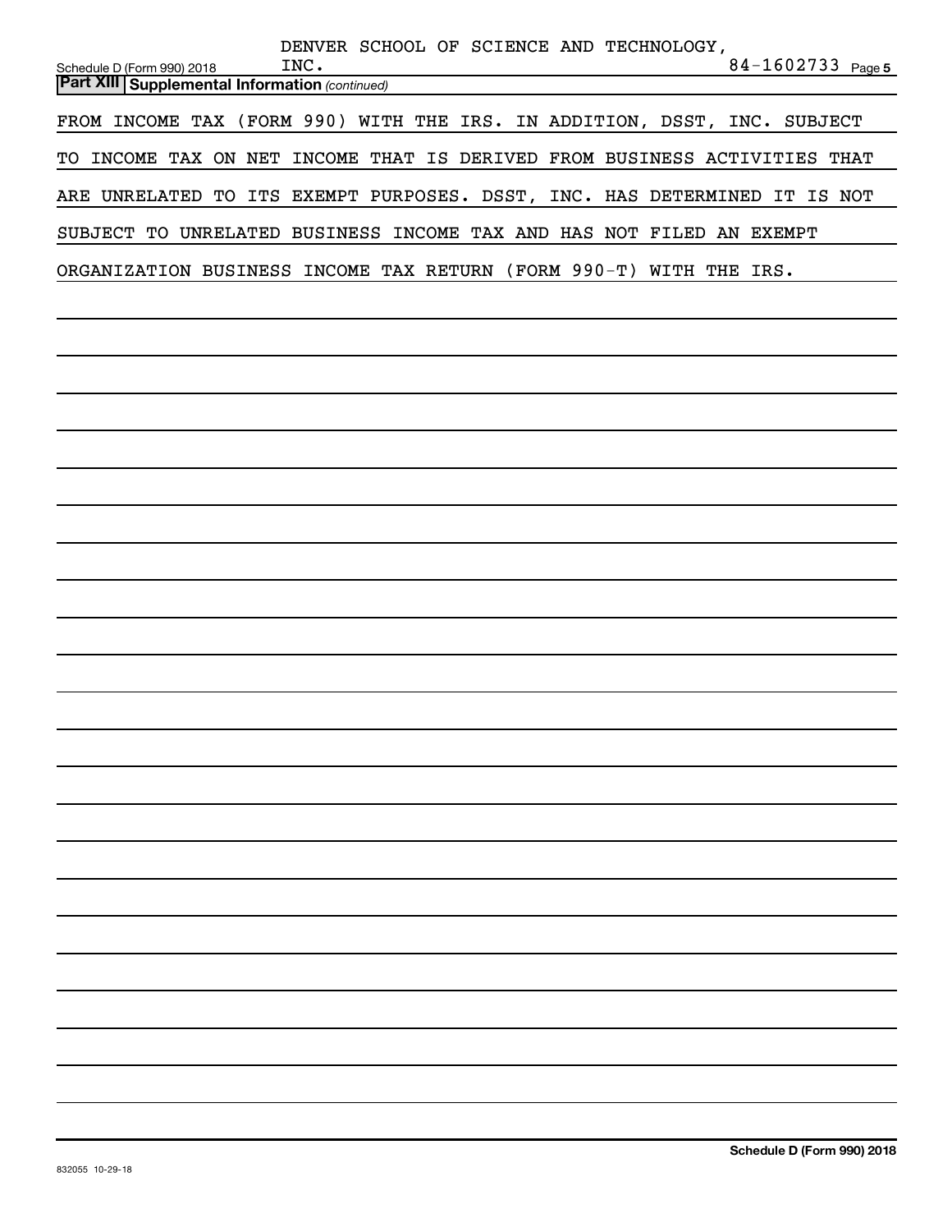DENVER SCHOOL OF SCIENCE AND TECHNOLOGY, INC. 84-1602733

**Part XIII | Supplemental Information** *(continued)*

FROM INCOME TAX (FORM 990) WITH THE IRS. IN ADDITION, DSST, INC. SUBJECT TO INCOME TAX ON NET INCOME THAT IS DERIVED FROM BUSINESS ACTIVITIES THAT ARE UNRELATED TO ITS EXEMPT PURPOSES. DSST, INC. HAS DETERMINED IT IS NOT SUBJECT TO UNRELATED BUSINESS INCOME TAX AND HAS NOT FILED AN EXEMPT ORGANIZATION BUSINESS INCOME TAX RETURN (FORM 990-T) WITH THE IRS.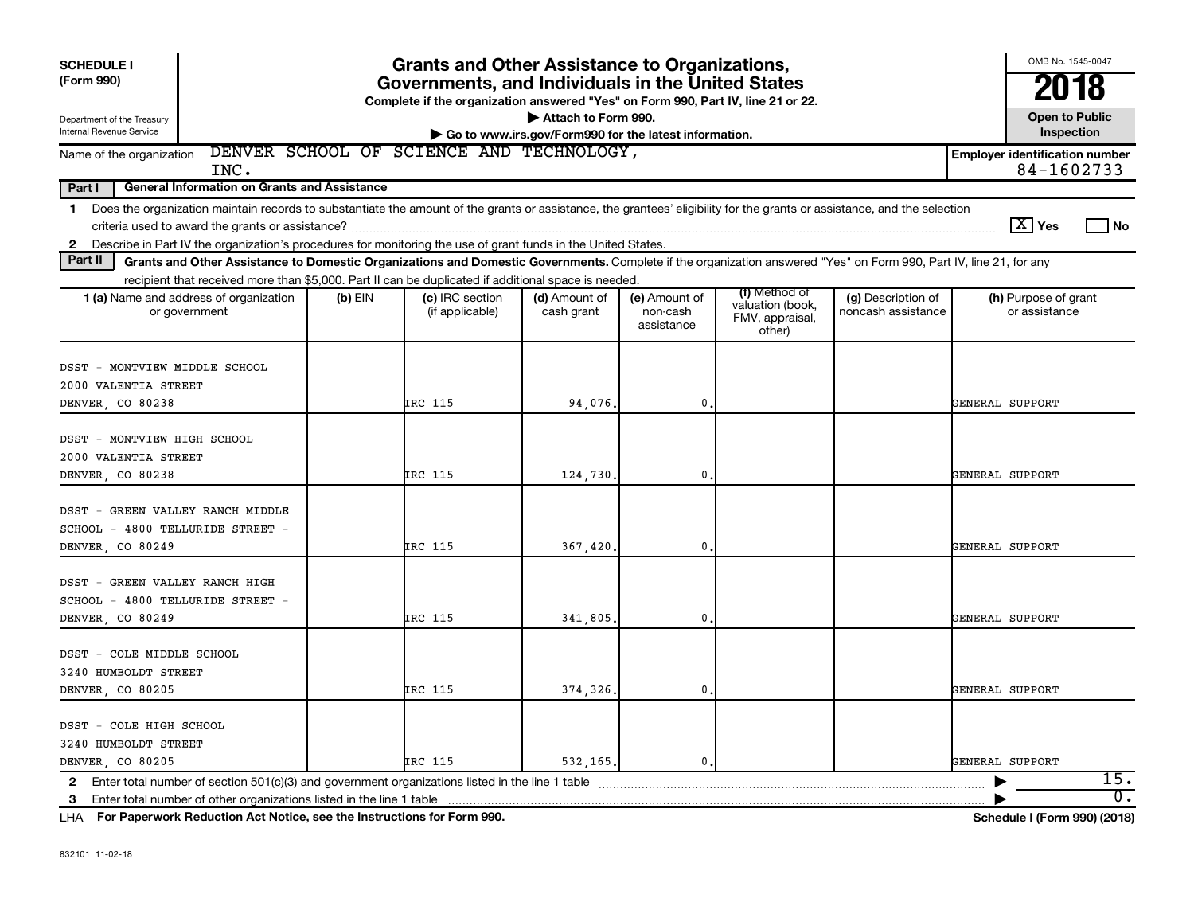**SCHEDULE I (Form 990)**

Department of the Treasury
Internal Revenue Service

# Grants and Other Assistance to Organizations, Governments, and Individuals in the United States

**Complete if the organization answered "Yes" on Form 990, Part IV, line 21 or 22.**

**▶ Attach to Form 990.**

**▶ Go to www.irs.gov/Form990 for the latest information.**

OMB No. 1545-0047

**2018**

**Open to Public Inspection**

Name of the organization: DENVER SCHOOL OF SCIENCE AND TECHNOLOGY, INC.

**Employer identification number** 84-1602733

**Part I — General Information on Grants and Assistance**

1 Does the organization maintain records to substantiate the amount of the grants or assistance, the grantees' eligibility for the grants or assistance, and the selection criteria used to award the grants or assistance? [X] Yes [ ] No

2 Describe in Part IV the organization's procedures for monitoring the use of grant funds in the United States.

**Part II — Grants and Other Assistance to Domestic Organizations and Domestic Governments.** Complete if the organization answered "Yes" on Form 990, Part IV, line 21, for any recipient that received more than $5,000. Part II can be duplicated if additional space is needed.

| 1 (a) Name and address of organization or government | (b) EIN | (c) IRC section (if applicable) | (d) Amount of cash grant | (e) Amount of non-cash assistance | (f) Method of valuation (book, FMV, appraisal, other) | (g) Description of noncash assistance | (h) Purpose of grant or assistance |
|---|---|---|---|---|---|---|---|
| DSST - MONTVIEW MIDDLE SCHOOL 2000 VALENTIA STREET DENVER, CO 80238 | | IRC 115 | 94,076. | 0. | | | GENERAL SUPPORT |
| DSST - MONTVIEW HIGH SCHOOL 2000 VALENTIA STREET DENVER, CO 80238 | | IRC 115 | 124,730. | 0. | | | GENERAL SUPPORT |
| DSST - GREEN VALLEY RANCH MIDDLE SCHOOL - 4800 TELLURIDE STREET - DENVER, CO 80249 | | IRC 115 | 367,420. | 0. | | | GENERAL SUPPORT |
| DSST - GREEN VALLEY RANCH HIGH SCHOOL - 4800 TELLURIDE STREET - DENVER, CO 80249 | | IRC 115 | 341,805. | 0. | | | GENERAL SUPPORT |
| DSST - COLE MIDDLE SCHOOL 3240 HUMBOLDT STREET DENVER, CO 80205 | | IRC 115 | 374,326. | 0. | | | GENERAL SUPPORT |
| DSST - COLE HIGH SCHOOL 3240 HUMBOLDT STREET DENVER, CO 80205 | | IRC 115 | 532,165. | 0. | | | GENERAL SUPPORT |

2 Enter total number of section 501(c)(3) and government organizations listed in the line 1 table ▶ 15.

3 Enter total number of other organizations listed in the line 1 table ▶ 0.

**LHA For Paperwork Reduction Act Notice, see the Instructions for Form 990.** **Schedule I (Form 990) (2018)**

832101 11-02-18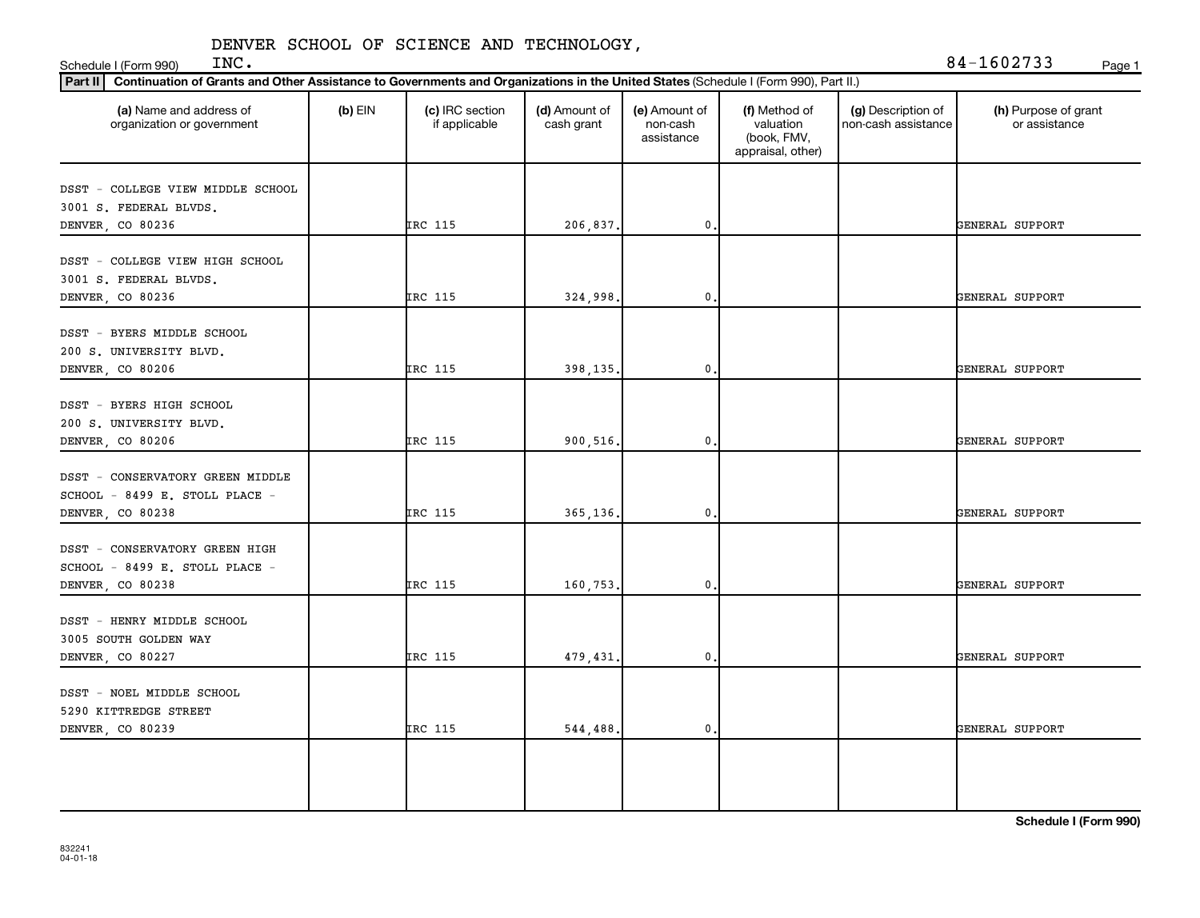Schedule I (Form 990) DENVER SCHOOL OF SCIENCE AND TECHNOLOGY, INC. 84-1602733

**Part II** **Continuation of Grants and Other Assistance to Governments and Organizations in the United States** (Schedule I (Form 990), Part II.)

| (a) Name and address of organization or government | (b) EIN | (c) IRC section if applicable | (d) Amount of cash grant | (e) Amount of non-cash assistance | (f) Method of valuation (book, FMV, appraisal, other) | (g) Description of non-cash assistance | (h) Purpose of grant or assistance |
|---|---|---|---|---|---|---|---|
| DSST - COLLEGE VIEW MIDDLE SCHOOL 3001 S. FEDERAL BLVDS. DENVER, CO 80236 | | IRC 115 | 206,837. | 0. | | | GENERAL SUPPORT |
| DSST - COLLEGE VIEW HIGH SCHOOL 3001 S. FEDERAL BLVDS. DENVER, CO 80236 | | IRC 115 | 324,998. | 0. | | | GENERAL SUPPORT |
| DSST - BYERS MIDDLE SCHOOL 200 S. UNIVERSITY BLVD. DENVER, CO 80206 | | IRC 115 | 398,135. | 0. | | | GENERAL SUPPORT |
| DSST - BYERS HIGH SCHOOL 200 S. UNIVERSITY BLVD. DENVER, CO 80206 | | IRC 115 | 900,516. | 0. | | | GENERAL SUPPORT |
| DSST - CONSERVATORY GREEN MIDDLE SCHOOL - 8499 E. STOLL PLACE - DENVER, CO 80238 | | IRC 115 | 365,136. | 0. | | | GENERAL SUPPORT |
| DSST - CONSERVATORY GREEN HIGH SCHOOL - 8499 E. STOLL PLACE - DENVER, CO 80238 | | IRC 115 | 160,753. | 0. | | | GENERAL SUPPORT |
| DSST - HENRY MIDDLE SCHOOL 3005 SOUTH GOLDEN WAY DENVER, CO 80227 | | IRC 115 | 479,431. | 0. | | | GENERAL SUPPORT |
| DSST - NOEL MIDDLE SCHOOL 5290 KITTREDGE STREET DENVER, CO 80239 | | IRC 115 | 544,488. | 0. | | | GENERAL SUPPORT |
| | | | | | | | |

**Schedule I (Form 990)**

832241 04-01-18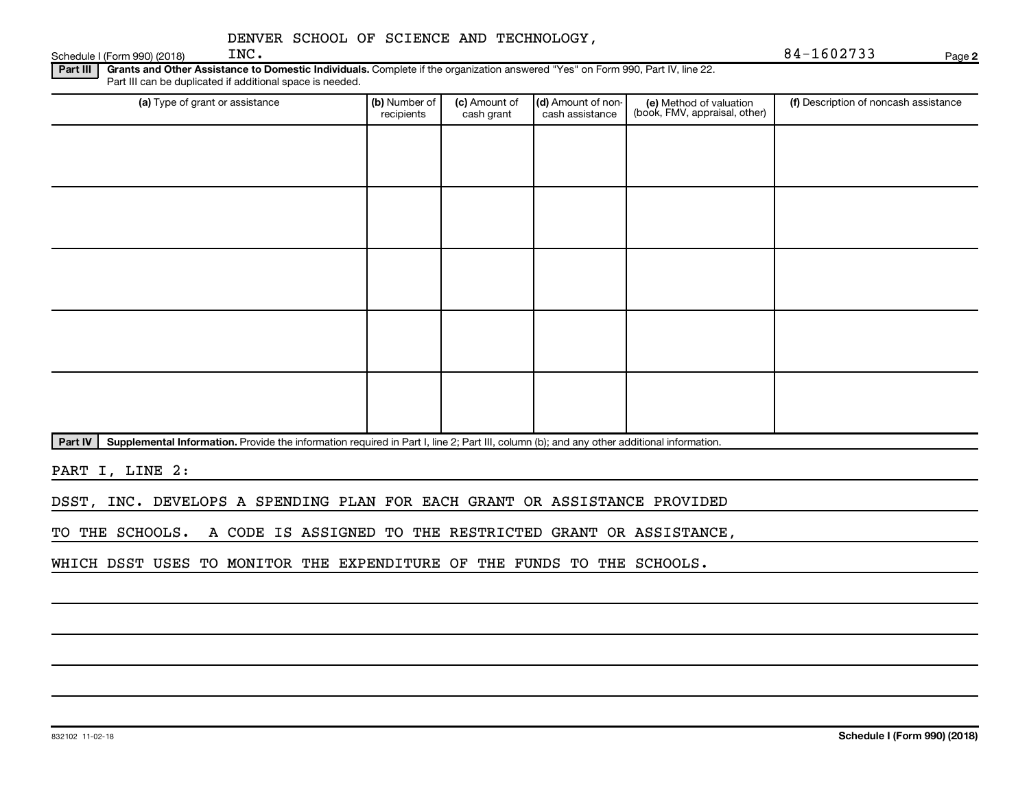DENVER SCHOOL OF SCIENCE AND TECHNOLOGY, INC.

Schedule I (Form 990) (2018) 84-1602733 Page 2

**Part III** **Grants and Other Assistance to Domestic Individuals.** Complete if the organization answered "Yes" on Form 990, Part IV, line 22. Part III can be duplicated if additional space is needed.

| (a) Type of grant or assistance | (b) Number of recipients | (c) Amount of cash grant | (d) Amount of non-cash assistance | (e) Method of valuation (book, FMV, appraisal, other) | (f) Description of noncash assistance |
|---|---|---|---|---|---|
| | | | | | |
| | | | | | |
| | | | | | |
| | | | | | |
| | | | | | |

**Part IV** **Supplemental Information.** Provide the information required in Part I, line 2; Part III, column (b); and any other additional information.

PART I, LINE 2:

DSST, INC. DEVELOPS A SPENDING PLAN FOR EACH GRANT OR ASSISTANCE PROVIDED TO THE SCHOOLS. A CODE IS ASSIGNED TO THE RESTRICTED GRANT OR ASSISTANCE, WHICH DSST USES TO MONITOR THE EXPENDITURE OF THE FUNDS TO THE SCHOOLS.

832102 11-02-18 **Schedule I (Form 990) (2018)**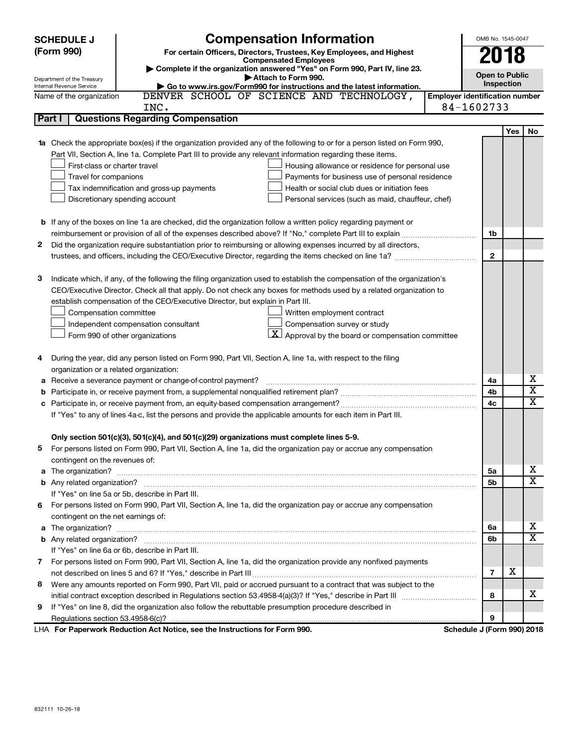**SCHEDULE J (Form 990)**

Department of the Treasury
Internal Revenue Service

# Compensation Information

**For certain Officers, Directors, Trustees, Key Employees, and Highest Compensated Employees**

▶ Complete if the organization answered "Yes" on Form 990, Part IV, line 23.
▶ Attach to Form 990.
▶ Go to www.irs.gov/Form990 for instructions and the latest information.

OMB No. 1545-0047

**2018**

**Open to Public Inspection**

Name of the organization: DENVER SCHOOL OF SCIENCE AND TECHNOLOGY, INC.

Employer identification number: 84-1602733

## Part I Questions Regarding Compensation

| | | | Yes | No |
|---|---|---|---|---|
| **1a** | Check the appropriate box(es) if the organization provided any of the following to or for a person listed on Form 990, Part VII, Section A, line 1a. Complete Part III to provide any relevant information regarding these items.<br>☐ First-class or charter travel ☐ Housing allowance or residence for personal use<br>☐ Travel for companions ☐ Payments for business use of personal residence<br>☐ Tax indemnification and gross-up payments ☐ Health or social club dues or initiation fees<br>☐ Discretionary spending account ☐ Personal services (such as maid, chauffeur, chef) | | | |
| **b** | If any of the boxes on line 1a are checked, did the organization follow a written policy regarding payment or reimbursement or provision of all of the expenses described above? If "No," complete Part III to explain | 1b | | |
| **2** | Did the organization require substantiation prior to reimbursing or allowing expenses incurred by all directors, trustees, and officers, including the CEO/Executive Director, regarding the items checked on line 1a? | 2 | | |
| **3** | Indicate which, if any, of the following the filing organization used to establish the compensation of the organization's CEO/Executive Director. Check all that apply. Do not check any boxes for methods used by a related organization to establish compensation of the CEO/Executive Director, but explain in Part III.<br>☐ Compensation committee ☐ Written employment contract<br>☐ Independent compensation consultant ☐ Compensation survey or study<br>☐ Form 990 of other organizations ☒ Approval by the board or compensation committee | | | |
| **4** | During the year, did any person listed on Form 990, Part VII, Section A, line 1a, with respect to the filing organization or a related organization: | | | |
| **a** | Receive a severance payment or change-of-control payment? | 4a | | X |
| **b** | Participate in, or receive payment from, a supplemental nonqualified retirement plan? | 4b | | X |
| **c** | Participate in, or receive payment from, an equity-based compensation arrangement? | 4c | | X |
| | If "Yes" to any of lines 4a-c, list the persons and provide the applicable amounts for each item in Part III. | | | |
| | **Only section 501(c)(3), 501(c)(4), and 501(c)(29) organizations must complete lines 5-9.** | | | |
| **5** | For persons listed on Form 990, Part VII, Section A, line 1a, did the organization pay or accrue any compensation contingent on the revenues of: | | | |
| **a** | The organization? | 5a | | X |
| **b** | Any related organization? | 5b | | X |
| | If "Yes" on line 5a or 5b, describe in Part III. | | | |
| **6** | For persons listed on Form 990, Part VII, Section A, line 1a, did the organization pay or accrue any compensation contingent on the net earnings of: | | | |
| **a** | The organization? | 6a | | X |
| **b** | Any related organization? | 6b | | X |
| | If "Yes" on line 6a or 6b, describe in Part III. | | | |
| **7** | For persons listed on Form 990, Part VII, Section A, line 1a, did the organization provide any nonfixed payments not described on lines 5 and 6? If "Yes," describe in Part III | 7 | X | |
| **8** | Were any amounts reported on Form 990, Part VII, paid or accrued pursuant to a contract that was subject to the initial contract exception described in Regulations section 53.4958-4(a)(3)? If "Yes," describe in Part III | 8 | | X |
| **9** | If "Yes" on line 8, did the organization also follow the rebuttable presumption procedure described in Regulations section 53.4958-6(c)? | 9 | | |

LHA For Paperwork Reduction Act Notice, see the Instructions for Form 990. **Schedule J (Form 990) 2018**

832111 10-26-18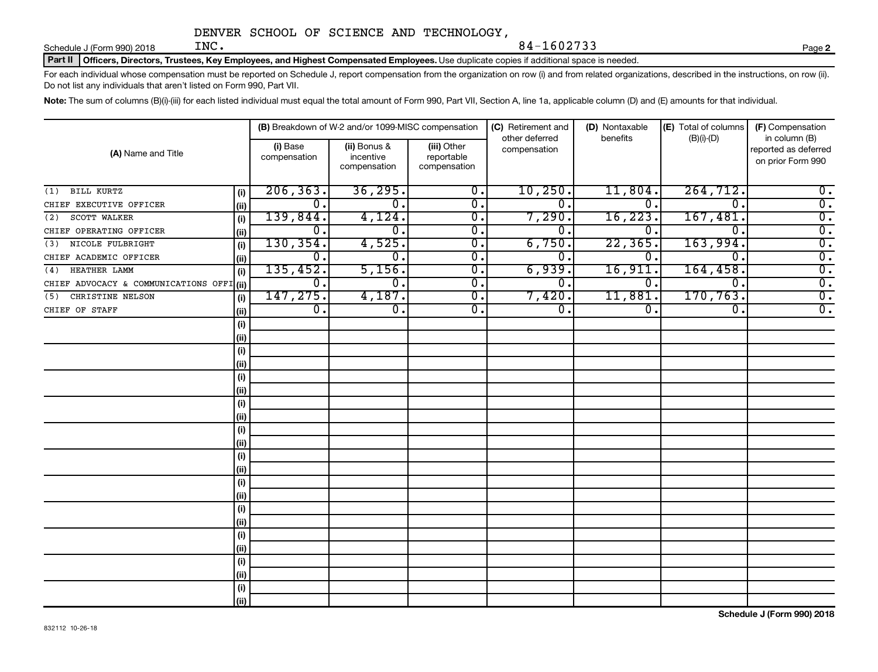DENVER SCHOOL OF SCIENCE AND TECHNOLOGY, INC. 84-1602733

Schedule J (Form 990) 2018 Page 2

**Part II Officers, Directors, Trustees, Key Employees, and Highest Compensated Employees.** Use duplicate copies if additional space is needed.

For each individual whose compensation must be reported on Schedule J, report compensation from the organization on row (i) and from related organizations, described in the instructions, on row (ii). Do not list any individuals that aren't listed on Form 990, Part VII.

**Note:** The sum of columns (B)(i)-(iii) for each listed individual must equal the total amount of Form 990, Part VII, Section A, line 1a, applicable column (D) and (E) amounts for that individual.

| (A) Name and Title | | (B) Breakdown of W-2 and/or 1099-MISC compensation | | | (C) Retirement and other deferred compensation | (D) Nontaxable benefits | (E) Total of columns (B)(i)-(D) | (F) Compensation in column (B) reported as deferred on prior Form 990 |
|---|---|---|---|---|---|---|---|---|
| | | (i) Base compensation | (ii) Bonus & incentive compensation | (iii) Other reportable compensation | | | | |
| (1) BILL KURTZ | (i) | 206,363. | 36,295. | 0. | 10,250. | 11,804. | 264,712. | 0. |
| CHIEF EXECUTIVE OFFICER | (ii) | 0. | 0. | 0. | 0. | 0. | 0. | 0. |
| (2) SCOTT WALKER | (i) | 139,844. | 4,124. | 0. | 7,290. | 16,223. | 167,481. | 0. |
| CHIEF OPERATING OFFICER | (ii) | 0. | 0. | 0. | 0. | 0. | 0. | 0. |
| (3) NICOLE FULBRIGHT | (i) | 130,354. | 4,525. | 0. | 6,750. | 22,365. | 163,994. | 0. |
| CHIEF ACADEMIC OFFICER | (ii) | 0. | 0. | 0. | 0. | 0. | 0. | 0. |
| (4) HEATHER LAMM | (i) | 135,452. | 5,156. | 0. | 6,939. | 16,911. | 164,458. | 0. |
| CHIEF ADVOCACY & COMMUNICATIONS OFFI | (ii) | 0. | 0. | 0. | 0. | 0. | 0. | 0. |
| (5) CHRISTINE NELSON | (i) | 147,275. | 4,187. | 0. | 7,420. | 11,881. | 170,763. | 0. |
| CHIEF OF STAFF | (ii) | 0. | 0. | 0. | 0. | 0. | 0. | 0. |

Schedule J (Form 990) 2018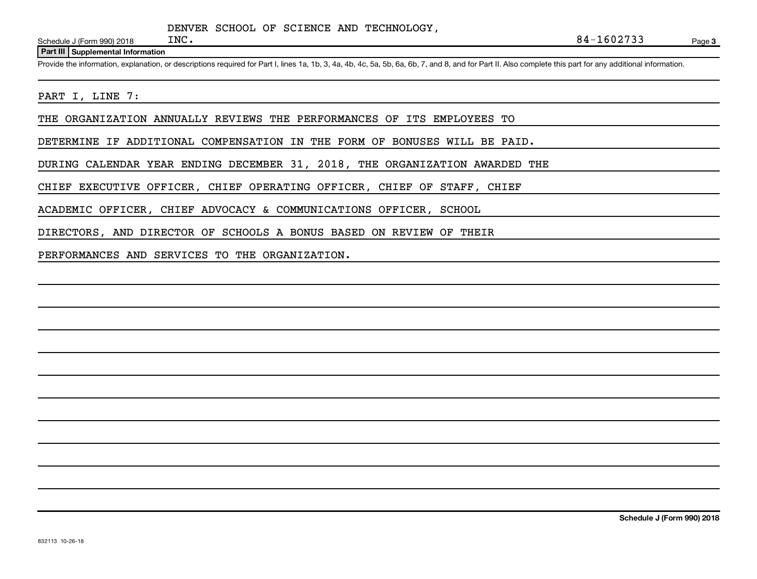DENVER SCHOOL OF SCIENCE AND TECHNOLOGY, INC.

84-1602733

Schedule J (Form 990) 2018

## Part III Supplemental Information

Provide the information, explanation, or descriptions required for Part I, lines 1a, 1b, 3, 4a, 4b, 4c, 5a, 5b, 6a, 6b, 7, and 8, and for Part II. Also complete this part for any additional information.

PART I, LINE 7:

THE ORGANIZATION ANNUALLY REVIEWS THE PERFORMANCES OF ITS EMPLOYEES TO DETERMINE IF ADDITIONAL COMPENSATION IN THE FORM OF BONUSES WILL BE PAID. DURING CALENDAR YEAR ENDING DECEMBER 31, 2018, THE ORGANIZATION AWARDED THE CHIEF EXECUTIVE OFFICER, CHIEF OPERATING OFFICER, CHIEF OF STAFF, CHIEF ACADEMIC OFFICER, CHIEF ADVOCACY & COMMUNICATIONS OFFICER, SCHOOL DIRECTORS, AND DIRECTOR OF SCHOOLS A BONUS BASED ON REVIEW OF THEIR PERFORMANCES AND SERVICES TO THE ORGANIZATION.

832113 10-26-18

Schedule J (Form 990) 2018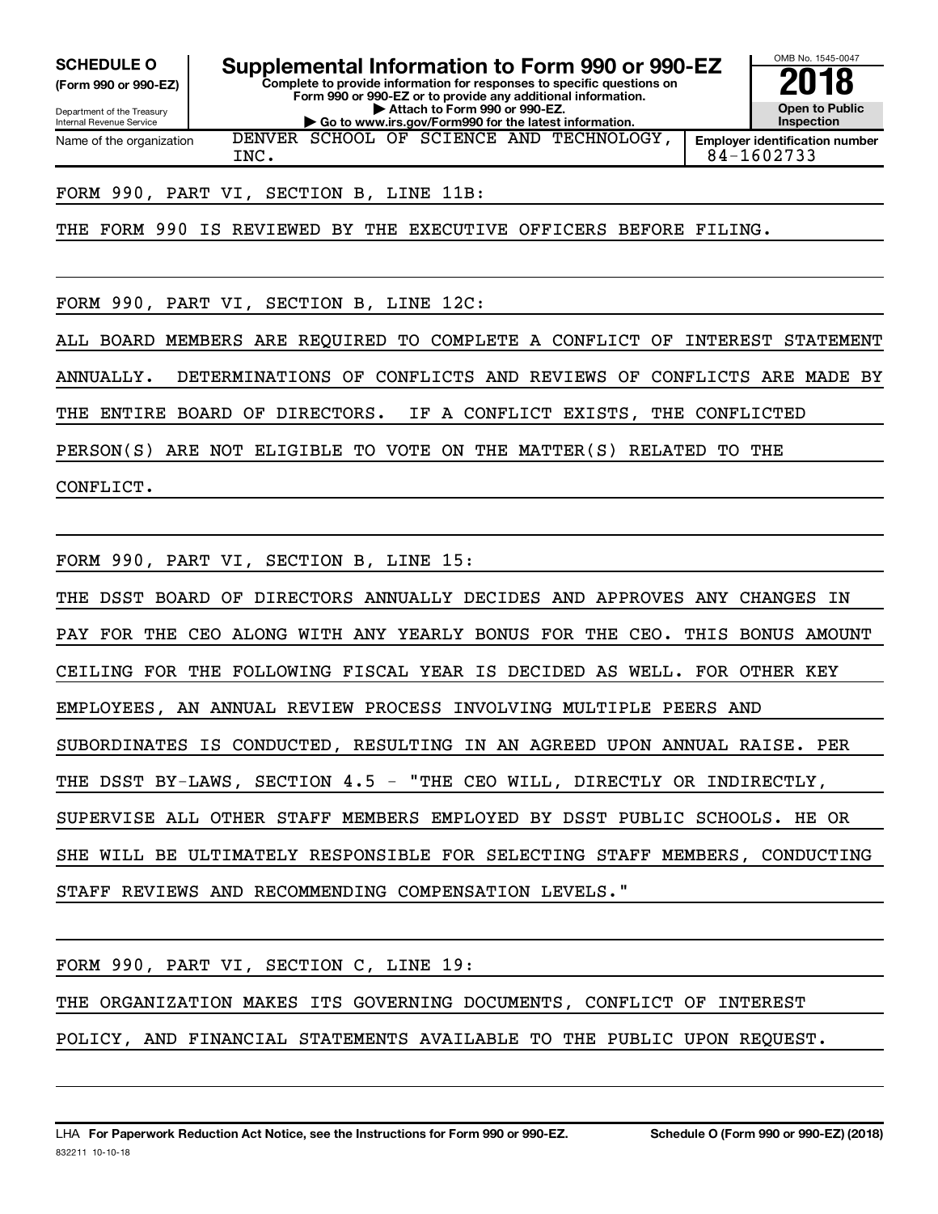**SCHEDULE O**
**(Form 990 or 990-EZ)**

Department of the Treasury
Internal Revenue Service

# Supplemental Information to Form 990 or 990-EZ

**Complete to provide information for responses to specific questions on Form 990 or 990-EZ or to provide any additional information.**
**▶ Attach to Form 990 or 990-EZ.**
**▶ Go to www.irs.gov/Form990 for the latest information.**

OMB No. 1545-0047

**2018**

**Open to Public Inspection**

Name of the organization: DENVER SCHOOL OF SCIENCE AND TECHNOLOGY, INC.

**Employer identification number** 84-1602733

FORM 990, PART VI, SECTION B, LINE 11B:

THE FORM 990 IS REVIEWED BY THE EXECUTIVE OFFICERS BEFORE FILING.

FORM 990, PART VI, SECTION B, LINE 12C:

ALL BOARD MEMBERS ARE REQUIRED TO COMPLETE A CONFLICT OF INTEREST STATEMENT ANNUALLY. DETERMINATIONS OF CONFLICTS AND REVIEWS OF CONFLICTS ARE MADE BY THE ENTIRE BOARD OF DIRECTORS. IF A CONFLICT EXISTS, THE CONFLICTED PERSON(S) ARE NOT ELIGIBLE TO VOTE ON THE MATTER(S) RELATED TO THE CONFLICT.

FORM 990, PART VI, SECTION B, LINE 15:

THE DSST BOARD OF DIRECTORS ANNUALLY DECIDES AND APPROVES ANY CHANGES IN PAY FOR THE CEO ALONG WITH ANY YEARLY BONUS FOR THE CEO. THIS BONUS AMOUNT CEILING FOR THE FOLLOWING FISCAL YEAR IS DECIDED AS WELL. FOR OTHER KEY EMPLOYEES, AN ANNUAL REVIEW PROCESS INVOLVING MULTIPLE PEERS AND SUBORDINATES IS CONDUCTED, RESULTING IN AN AGREED UPON ANNUAL RAISE. PER THE DSST BY-LAWS, SECTION 4.5 - "THE CEO WILL, DIRECTLY OR INDIRECTLY, SUPERVISE ALL OTHER STAFF MEMBERS EMPLOYED BY DSST PUBLIC SCHOOLS. HE OR SHE WILL BE ULTIMATELY RESPONSIBLE FOR SELECTING STAFF MEMBERS, CONDUCTING STAFF REVIEWS AND RECOMMENDING COMPENSATION LEVELS."

FORM 990, PART VI, SECTION C, LINE 19:

THE ORGANIZATION MAKES ITS GOVERNING DOCUMENTS, CONFLICT OF INTEREST POLICY, AND FINANCIAL STATEMENTS AVAILABLE TO THE PUBLIC UPON REQUEST.

LHA **For Paperwork Reduction Act Notice, see the Instructions for Form 990 or 990-EZ.** **Schedule O (Form 990 or 990-EZ) (2018)**

832211 10-10-18